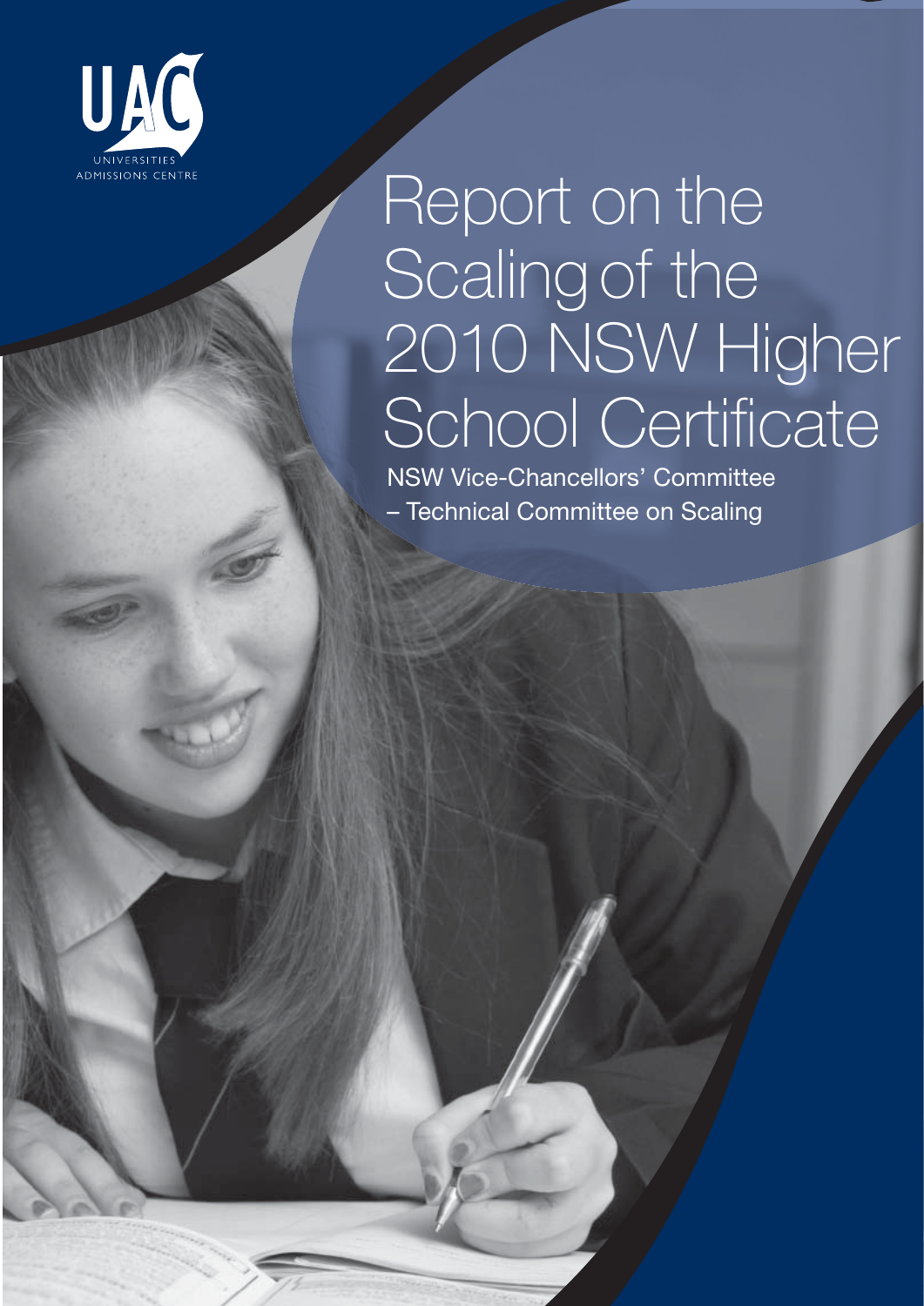UAC

UNIVERSITIES ADMISSIONS CENTRE

# Report on the Scaling of the 2010 NSW Higher School Certificate

NSW Vice-Chancellors' Committee
– Technical Committee on Scaling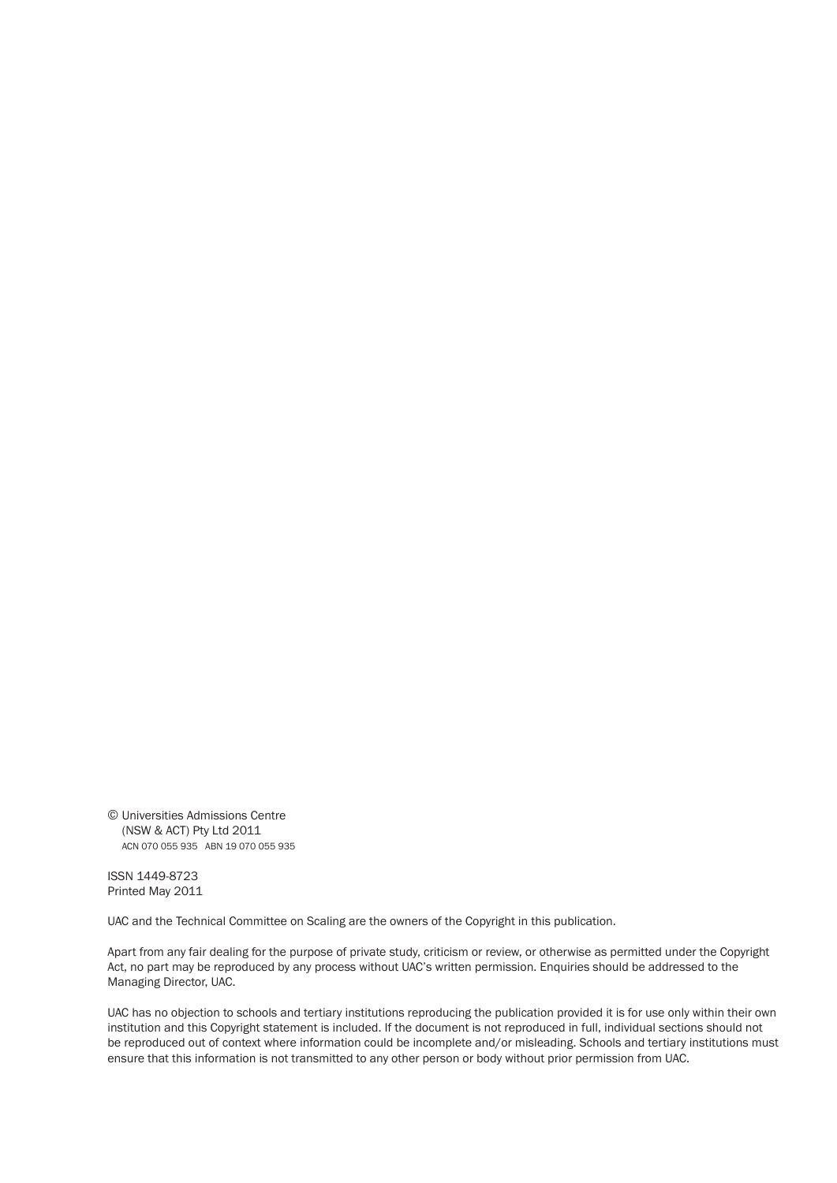© Universities Admissions Centre
(NSW & ACT) Pty Ltd 2011
ACN 070 055 935 ABN 19 070 055 935

ISSN 1449-8723
Printed May 2011

UAC and the Technical Committee on Scaling are the owners of the Copyright in this publication.

Apart from any fair dealing for the purpose of private study, criticism or review, or otherwise as permitted under the Copyright Act, no part may be reproduced by any process without UAC's written permission. Enquiries should be addressed to the Managing Director, UAC.

UAC has no objection to schools and tertiary institutions reproducing the publication provided it is for use only within their own institution and this Copyright statement is included. If the document is not reproduced in full, individual sections should not be reproduced out of context where information could be incomplete and/or misleading. Schools and tertiary institutions must ensure that this information is not transmitted to any other person or body without prior permission from UAC.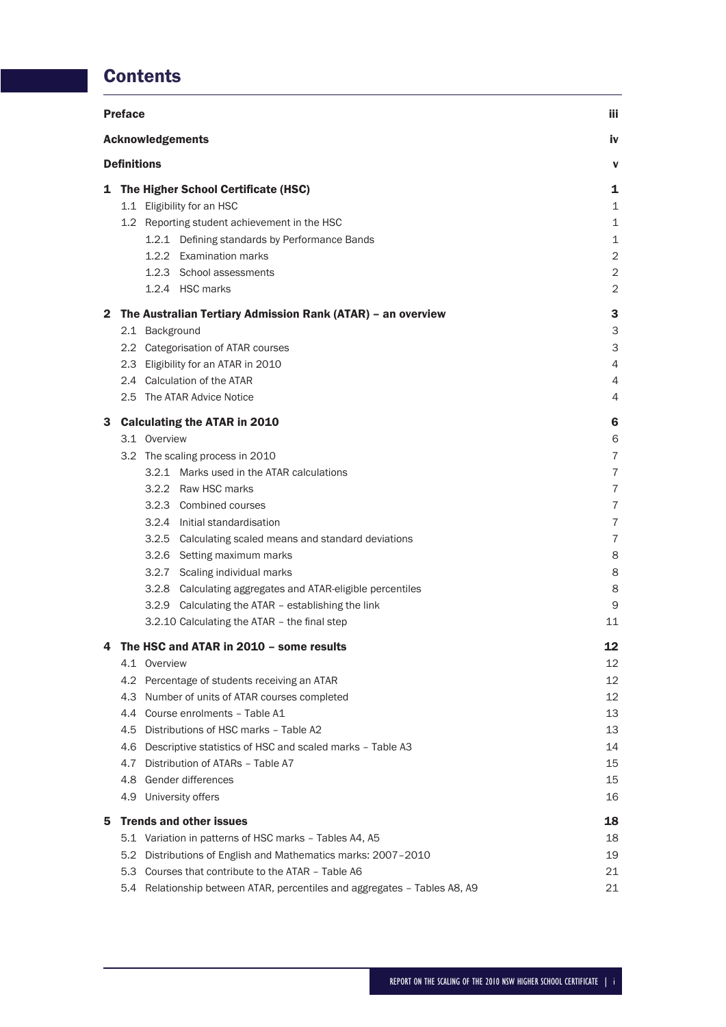# Contents

| | |
|---|---|
| **Preface** | **iii** |
| **Acknowledgements** | **iv** |
| **Definitions** | **v** |
| **1 The Higher School Certificate (HSC)** | **1** |
| 1.1 Eligibility for an HSC | 1 |
| 1.2 Reporting student achievement in the HSC | 1 |
| 1.2.1 Defining standards by Performance Bands | 1 |
| 1.2.2 Examination marks | 2 |
| 1.2.3 School assessments | 2 |
| 1.2.4 HSC marks | 2 |
| **2 The Australian Tertiary Admission Rank (ATAR) – an overview** | **3** |
| 2.1 Background | 3 |
| 2.2 Categorisation of ATAR courses | 3 |
| 2.3 Eligibility for an ATAR in 2010 | 4 |
| 2.4 Calculation of the ATAR | 4 |
| 2.5 The ATAR Advice Notice | 4 |
| **3 Calculating the ATAR in 2010** | **6** |
| 3.1 Overview | 6 |
| 3.2 The scaling process in 2010 | 7 |
| 3.2.1 Marks used in the ATAR calculations | 7 |
| 3.2.2 Raw HSC marks | 7 |
| 3.2.3 Combined courses | 7 |
| 3.2.4 Initial standardisation | 7 |
| 3.2.5 Calculating scaled means and standard deviations | 7 |
| 3.2.6 Setting maximum marks | 8 |
| 3.2.7 Scaling individual marks | 8 |
| 3.2.8 Calculating aggregates and ATAR-eligible percentiles | 8 |
| 3.2.9 Calculating the ATAR – establishing the link | 9 |
| 3.2.10 Calculating the ATAR – the final step | 11 |
| **4 The HSC and ATAR in 2010 – some results** | **12** |
| 4.1 Overview | 12 |
| 4.2 Percentage of students receiving an ATAR | 12 |
| 4.3 Number of units of ATAR courses completed | 12 |
| 4.4 Course enrolments – Table A1 | 13 |
| 4.5 Distributions of HSC marks – Table A2 | 13 |
| 4.6 Descriptive statistics of HSC and scaled marks – Table A3 | 14 |
| 4.7 Distribution of ATARs – Table A7 | 15 |
| 4.8 Gender differences | 15 |
| 4.9 University offers | 16 |
| **5 Trends and other issues** | **18** |
| 5.1 Variation in patterns of HSC marks – Tables A4, A5 | 18 |
| 5.2 Distributions of English and Mathematics marks: 2007–2010 | 19 |
| 5.3 Courses that contribute to the ATAR – Table A6 | 21 |
| 5.4 Relationship between ATAR, percentiles and aggregates – Tables A8, A9 | 21 |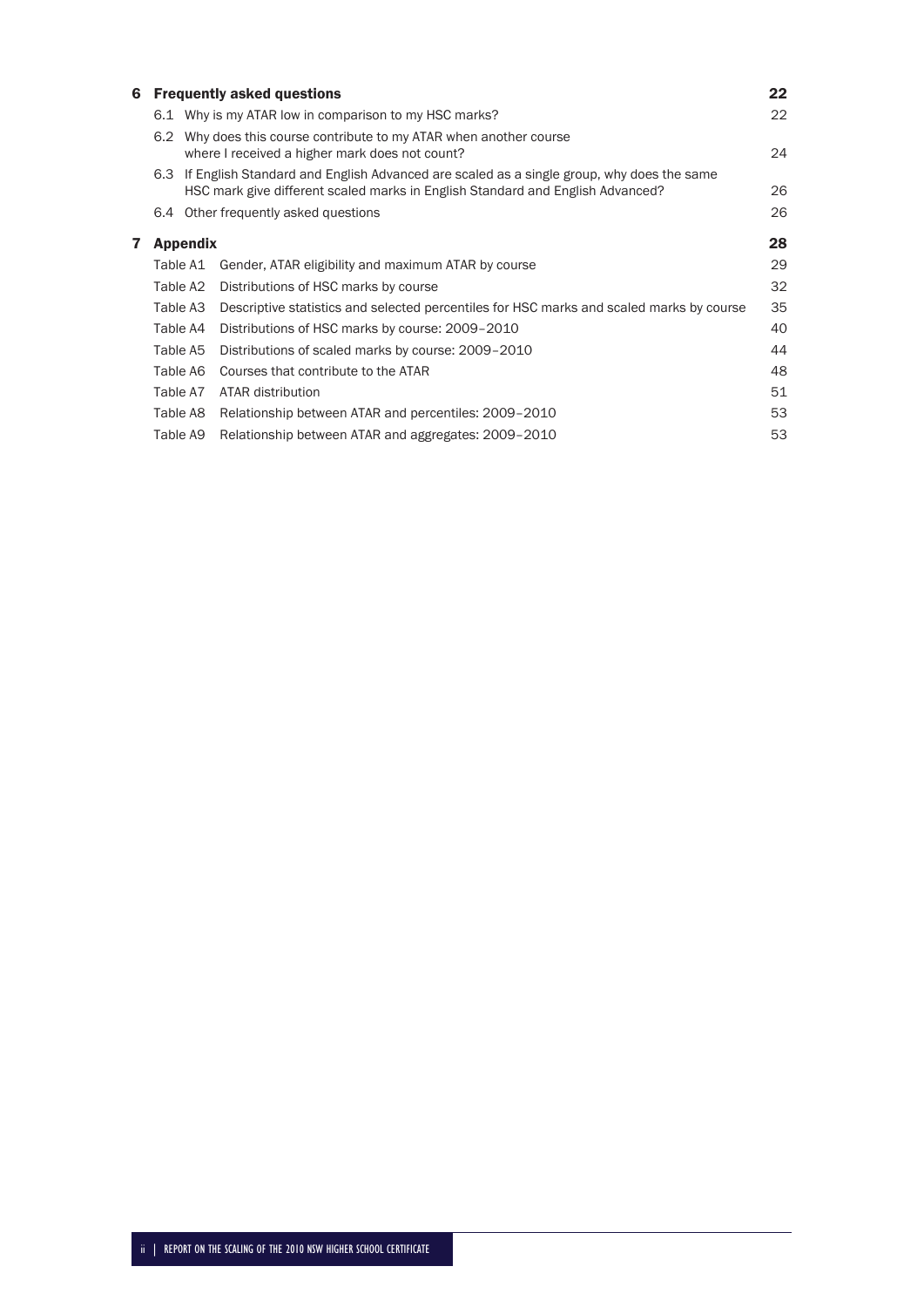| | | |
|---|---|---|
| **6** | **Frequently asked questions** | **22** |
| 6.1 | Why is my ATAR low in comparison to my HSC marks? | 22 |
| 6.2 | Why does this course contribute to my ATAR when another course where I received a higher mark does not count? | 24 |
| 6.3 | If English Standard and English Advanced are scaled as a single group, why does the same HSC mark give different scaled marks in English Standard and English Advanced? | 26 |
| 6.4 | Other frequently asked questions | 26 |
| **7** | **Appendix** | **28** |
| Table A1 | Gender, ATAR eligibility and maximum ATAR by course | 29 |
| Table A2 | Distributions of HSC marks by course | 32 |
| Table A3 | Descriptive statistics and selected percentiles for HSC marks and scaled marks by course | 35 |
| Table A4 | Distributions of HSC marks by course: 2009–2010 | 40 |
| Table A5 | Distributions of scaled marks by course: 2009–2010 | 44 |
| Table A6 | Courses that contribute to the ATAR | 48 |
| Table A7 | ATAR distribution | 51 |
| Table A8 | Relationship between ATAR and percentiles: 2009–2010 | 53 |
| Table A9 | Relationship between ATAR and aggregates: 2009–2010 | 53 |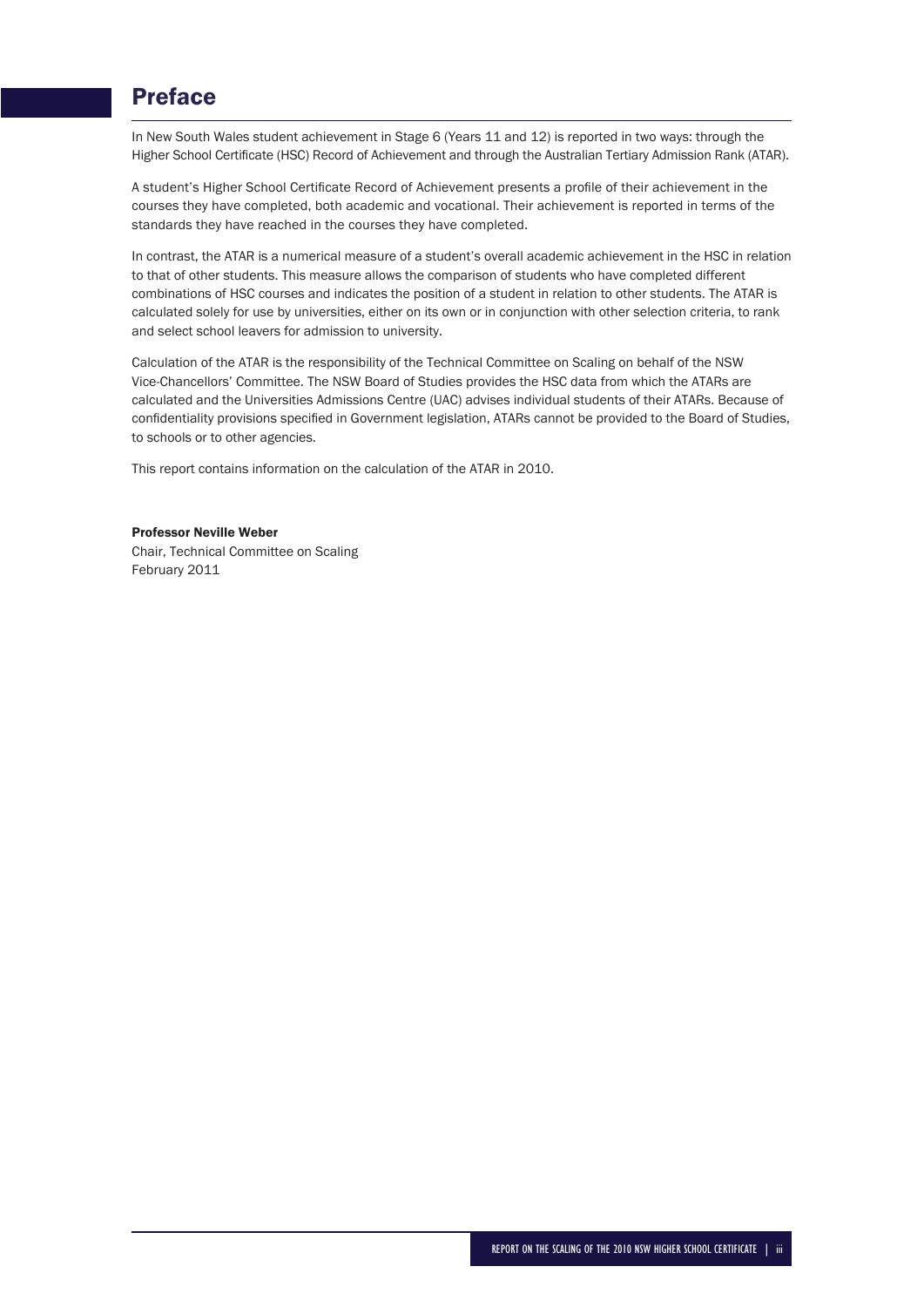# Preface

In New South Wales student achievement in Stage 6 (Years 11 and 12) is reported in two ways: through the Higher School Certificate (HSC) Record of Achievement and through the Australian Tertiary Admission Rank (ATAR).

A student's Higher School Certificate Record of Achievement presents a profile of their achievement in the courses they have completed, both academic and vocational. Their achievement is reported in terms of the standards they have reached in the courses they have completed.

In contrast, the ATAR is a numerical measure of a student's overall academic achievement in the HSC in relation to that of other students. This measure allows the comparison of students who have completed different combinations of HSC courses and indicates the position of a student in relation to other students. The ATAR is calculated solely for use by universities, either on its own or in conjunction with other selection criteria, to rank and select school leavers for admission to university.

Calculation of the ATAR is the responsibility of the Technical Committee on Scaling on behalf of the NSW Vice-Chancellors' Committee. The NSW Board of Studies provides the HSC data from which the ATARs are calculated and the Universities Admissions Centre (UAC) advises individual students of their ATARs. Because of confidentiality provisions specified in Government legislation, ATARs cannot be provided to the Board of Studies, to schools or to other agencies.

This report contains information on the calculation of the ATAR in 2010.

**Professor Neville Weber**
Chair, Technical Committee on Scaling
February 2011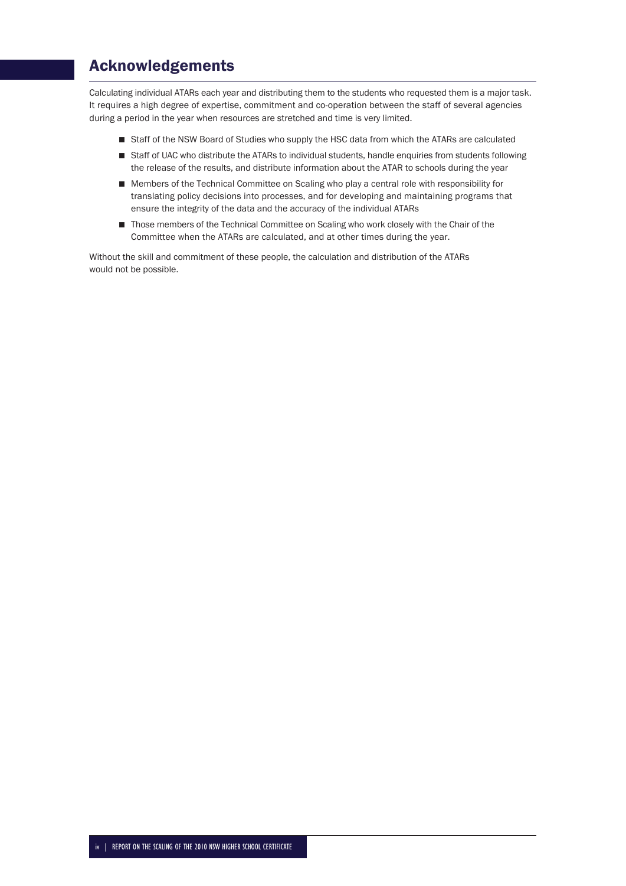# Acknowledgements

Calculating individual ATARs each year and distributing them to the students who requested them is a major task. It requires a high degree of expertise, commitment and co-operation between the staff of several agencies during a period in the year when resources are stretched and time is very limited.

- Staff of the NSW Board of Studies who supply the HSC data from which the ATARs are calculated
- Staff of UAC who distribute the ATARs to individual students, handle enquiries from students following the release of the results, and distribute information about the ATAR to schools during the year
- Members of the Technical Committee on Scaling who play a central role with responsibility for translating policy decisions into processes, and for developing and maintaining programs that ensure the integrity of the data and the accuracy of the individual ATARs
- Those members of the Technical Committee on Scaling who work closely with the Chair of the Committee when the ATARs are calculated, and at other times during the year.

Without the skill and commitment of these people, the calculation and distribution of the ATARs would not be possible.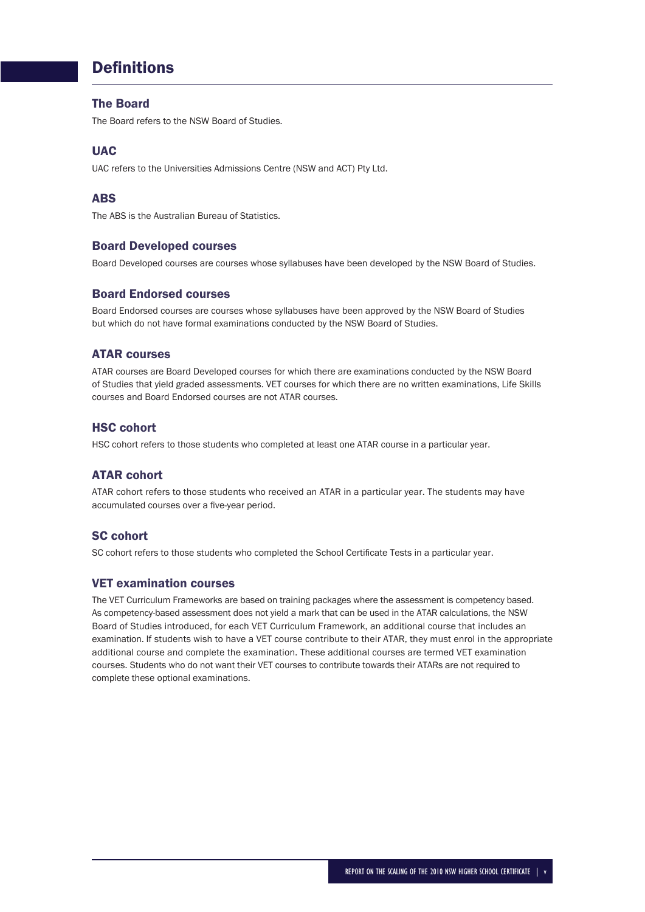# Definitions

## The Board

The Board refers to the NSW Board of Studies.

## UAC

UAC refers to the Universities Admissions Centre (NSW and ACT) Pty Ltd.

## ABS

The ABS is the Australian Bureau of Statistics.

## Board Developed courses

Board Developed courses are courses whose syllabuses have been developed by the NSW Board of Studies.

## Board Endorsed courses

Board Endorsed courses are courses whose syllabuses have been approved by the NSW Board of Studies but which do not have formal examinations conducted by the NSW Board of Studies.

## ATAR courses

ATAR courses are Board Developed courses for which there are examinations conducted by the NSW Board of Studies that yield graded assessments. VET courses for which there are no written examinations, Life Skills courses and Board Endorsed courses are not ATAR courses.

## HSC cohort

HSC cohort refers to those students who completed at least one ATAR course in a particular year.

## ATAR cohort

ATAR cohort refers to those students who received an ATAR in a particular year. The students may have accumulated courses over a five-year period.

## SC cohort

SC cohort refers to those students who completed the School Certificate Tests in a particular year.

## VET examination courses

The VET Curriculum Frameworks are based on training packages where the assessment is competency based. As competency-based assessment does not yield a mark that can be used in the ATAR calculations, the NSW Board of Studies introduced, for each VET Curriculum Framework, an additional course that includes an examination. If students wish to have a VET course contribute to their ATAR, they must enrol in the appropriate additional course and complete the examination. These additional courses are termed VET examination courses. Students who do not want their VET courses to contribute towards their ATARs are not required to complete these optional examinations.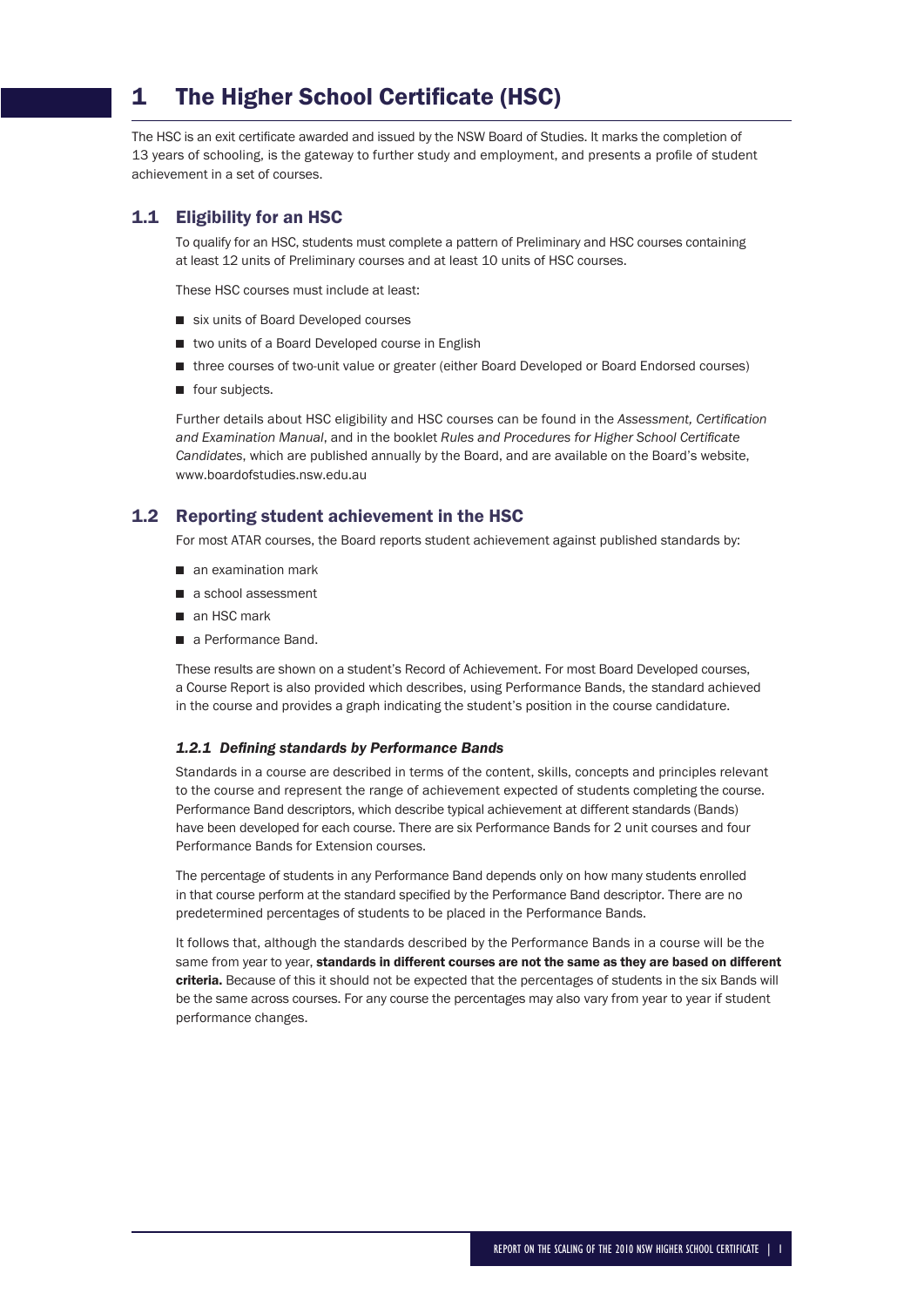# 1 The Higher School Certificate (HSC)

The HSC is an exit certificate awarded and issued by the NSW Board of Studies. It marks the completion of 13 years of schooling, is the gateway to further study and employment, and presents a profile of student achievement in a set of courses.

## 1.1 Eligibility for an HSC

To qualify for an HSC, students must complete a pattern of Preliminary and HSC courses containing at least 12 units of Preliminary courses and at least 10 units of HSC courses.

These HSC courses must include at least:

- six units of Board Developed courses
- two units of a Board Developed course in English
- three courses of two-unit value or greater (either Board Developed or Board Endorsed courses)
- four subjects.

Further details about HSC eligibility and HSC courses can be found in the *Assessment, Certification and Examination Manual*, and in the booklet *Rules and Procedures for Higher School Certificate Candidates*, which are published annually by the Board, and are available on the Board's website, www.boardofstudies.nsw.edu.au

## 1.2 Reporting student achievement in the HSC

For most ATAR courses, the Board reports student achievement against published standards by:

- an examination mark
- a school assessment
- an HSC mark
- a Performance Band.

These results are shown on a student's Record of Achievement. For most Board Developed courses, a Course Report is also provided which describes, using Performance Bands, the standard achieved in the course and provides a graph indicating the student's position in the course candidature.

### *1.2.1 Defining standards by Performance Bands*

Standards in a course are described in terms of the content, skills, concepts and principles relevant to the course and represent the range of achievement expected of students completing the course. Performance Band descriptors, which describe typical achievement at different standards (Bands) have been developed for each course. There are six Performance Bands for 2 unit courses and four Performance Bands for Extension courses.

The percentage of students in any Performance Band depends only on how many students enrolled in that course perform at the standard specified by the Performance Band descriptor. There are no predetermined percentages of students to be placed in the Performance Bands.

It follows that, although the standards described by the Performance Bands in a course will be the same from year to year, **standards in different courses are not the same as they are based on different criteria.** Because of this it should not be expected that the percentages of students in the six Bands will be the same across courses. For any course the percentages may also vary from year to year if student performance changes.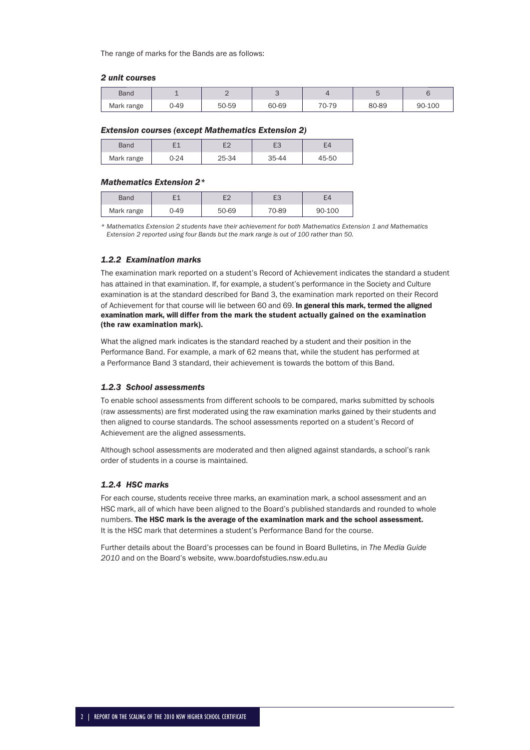The range of marks for the Bands are as follows:

### *2 unit courses*

| Band | 1 | 2 | 3 | 4 | 5 | 6 |
|---|---|---|---|---|---|---|
| Mark range | 0-49 | 50-59 | 60-69 | 70-79 | 80-89 | 90-100 |

### *Extension courses (except Mathematics Extension 2)*

| Band | E1 | E2 | E3 | E4 |
|---|---|---|---|---|
| Mark range | 0-24 | 25-34 | 35-44 | 45-50 |

### *Mathematics Extension 2**

| Band | E1 | E2 | E3 | E4 |
|---|---|---|---|---|
| Mark range | 0-49 | 50-69 | 70-89 | 90-100 |

*\* Mathematics Extension 2 students have their achievement for both Mathematics Extension 1 and Mathematics Extension 2 reported using four Bands but the mark range is out of 100 rather than 50.*

### *1.2.2 Examination marks*

The examination mark reported on a student's Record of Achievement indicates the standard a student has attained in that examination. If, for example, a student's performance in the Society and Culture examination is at the standard described for Band 3, the examination mark reported on their Record of Achievement for that course will lie between 60 and 69. **In general this mark, termed the aligned examination mark, will differ from the mark the student actually gained on the examination (the raw examination mark).**

What the aligned mark indicates is the standard reached by a student and their position in the Performance Band. For example, a mark of 62 means that, while the student has performed at a Performance Band 3 standard, their achievement is towards the bottom of this Band.

### *1.2.3 School assessments*

To enable school assessments from different schools to be compared, marks submitted by schools (raw assessments) are first moderated using the raw examination marks gained by their students and then aligned to course standards. The school assessments reported on a student's Record of Achievement are the aligned assessments.

Although school assessments are moderated and then aligned against standards, a school's rank order of students in a course is maintained.

### *1.2.4 HSC marks*

For each course, students receive three marks, an examination mark, a school assessment and an HSC mark, all of which have been aligned to the Board's published standards and rounded to whole numbers. **The HSC mark is the average of the examination mark and the school assessment.** It is the HSC mark that determines a student's Performance Band for the course.

Further details about the Board's processes can be found in Board Bulletins, in *The Media Guide 2010* and on the Board's website, www.boardofstudies.nsw.edu.au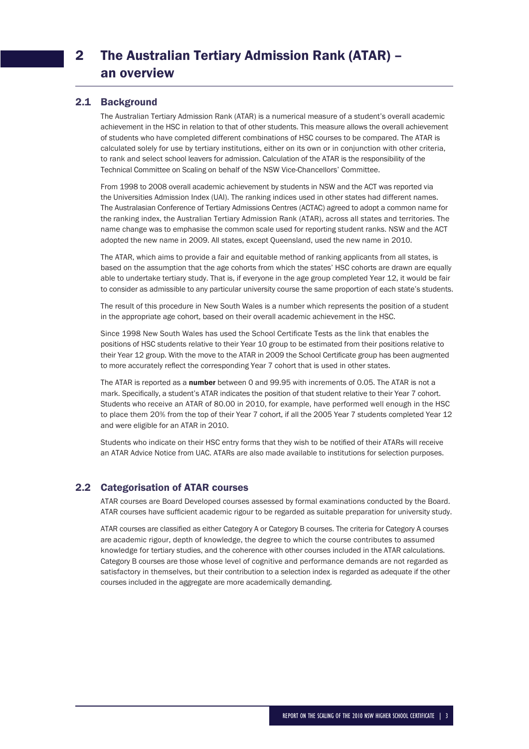# 2 The Australian Tertiary Admission Rank (ATAR) – an overview

## 2.1 Background

The Australian Tertiary Admission Rank (ATAR) is a numerical measure of a student's overall academic achievement in the HSC in relation to that of other students. This measure allows the overall achievement of students who have completed different combinations of HSC courses to be compared. The ATAR is calculated solely for use by tertiary institutions, either on its own or in conjunction with other criteria, to rank and select school leavers for admission. Calculation of the ATAR is the responsibility of the Technical Committee on Scaling on behalf of the NSW Vice-Chancellors' Committee.

From 1998 to 2008 overall academic achievement by students in NSW and the ACT was reported via the Universities Admission Index (UAI). The ranking indices used in other states had different names. The Australasian Conference of Tertiary Admissions Centres (ACTAC) agreed to adopt a common name for the ranking index, the Australian Tertiary Admission Rank (ATAR), across all states and territories. The name change was to emphasise the common scale used for reporting student ranks. NSW and the ACT adopted the new name in 2009. All states, except Queensland, used the new name in 2010.

The ATAR, which aims to provide a fair and equitable method of ranking applicants from all states, is based on the assumption that the age cohorts from which the states' HSC cohorts are drawn are equally able to undertake tertiary study. That is, if everyone in the age group completed Year 12, it would be fair to consider as admissible to any particular university course the same proportion of each state's students.

The result of this procedure in New South Wales is a number which represents the position of a student in the appropriate age cohort, based on their overall academic achievement in the HSC.

Since 1998 New South Wales has used the School Certificate Tests as the link that enables the positions of HSC students relative to their Year 10 group to be estimated from their positions relative to their Year 12 group. With the move to the ATAR in 2009 the School Certificate group has been augmented to more accurately reflect the corresponding Year 7 cohort that is used in other states.

The ATAR is reported as a **number** between 0 and 99.95 with increments of 0.05. The ATAR is not a mark. Specifically, a student's ATAR indicates the position of that student relative to their Year 7 cohort. Students who receive an ATAR of 80.00 in 2010, for example, have performed well enough in the HSC to place them 20% from the top of their Year 7 cohort, if all the 2005 Year 7 students completed Year 12 and were eligible for an ATAR in 2010.

Students who indicate on their HSC entry forms that they wish to be notified of their ATARs will receive an ATAR Advice Notice from UAC. ATARs are also made available to institutions for selection purposes.

## 2.2 Categorisation of ATAR courses

ATAR courses are Board Developed courses assessed by formal examinations conducted by the Board. ATAR courses have sufficient academic rigour to be regarded as suitable preparation for university study.

ATAR courses are classified as either Category A or Category B courses. The criteria for Category A courses are academic rigour, depth of knowledge, the degree to which the course contributes to assumed knowledge for tertiary studies, and the coherence with other courses included in the ATAR calculations. Category B courses are those whose level of cognitive and performance demands are not regarded as satisfactory in themselves, but their contribution to a selection index is regarded as adequate if the other courses included in the aggregate are more academically demanding.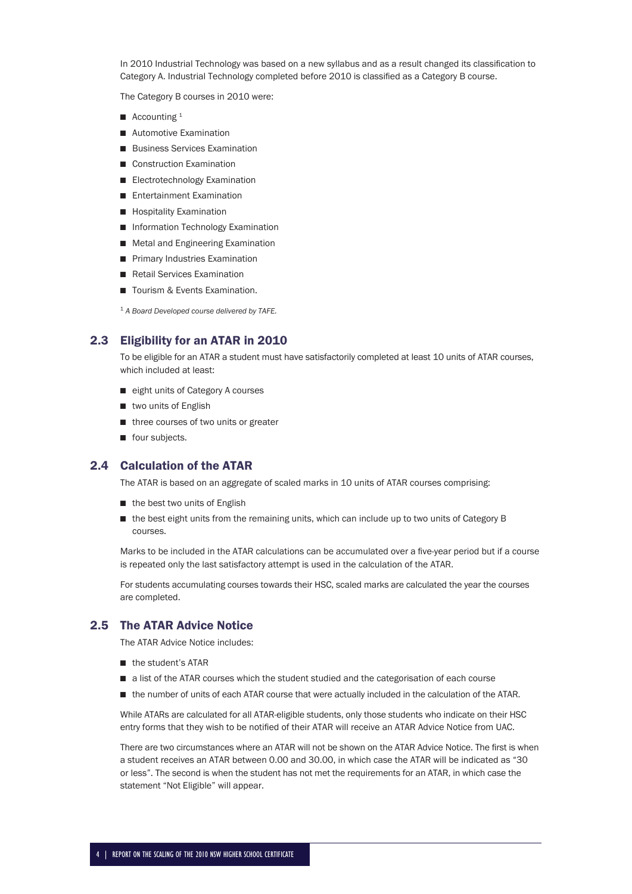In 2010 Industrial Technology was based on a new syllabus and as a result changed its classification to Category A. Industrial Technology completed before 2010 is classified as a Category B course.

The Category B courses in 2010 were:

- Accounting [1]
- Automotive Examination
- Business Services Examination
- Construction Examination
- Electrotechnology Examination
- Entertainment Examination
- Hospitality Examination
- Information Technology Examination
- Metal and Engineering Examination
- Primary Industries Examination
- Retail Services Examination
- Tourism & Events Examination.

[1] *A Board Developed course delivered by TAFE.*

## 2.3 Eligibility for an ATAR in 2010

To be eligible for an ATAR a student must have satisfactorily completed at least 10 units of ATAR courses, which included at least:

- eight units of Category A courses
- two units of English
- three courses of two units or greater
- four subjects.

## 2.4 Calculation of the ATAR

The ATAR is based on an aggregate of scaled marks in 10 units of ATAR courses comprising:

- the best two units of English
- the best eight units from the remaining units, which can include up to two units of Category B courses.

Marks to be included in the ATAR calculations can be accumulated over a five-year period but if a course is repeated only the last satisfactory attempt is used in the calculation of the ATAR.

For students accumulating courses towards their HSC, scaled marks are calculated the year the courses are completed.

## 2.5 The ATAR Advice Notice

The ATAR Advice Notice includes:

- the student's ATAR
- a list of the ATAR courses which the student studied and the categorisation of each course
- the number of units of each ATAR course that were actually included in the calculation of the ATAR.

While ATARs are calculated for all ATAR-eligible students, only those students who indicate on their HSC entry forms that they wish to be notified of their ATAR will receive an ATAR Advice Notice from UAC.

There are two circumstances where an ATAR will not be shown on the ATAR Advice Notice. The first is when a student receives an ATAR between 0.00 and 30.00, in which case the ATAR will be indicated as "30 or less". The second is when the student has not met the requirements for an ATAR, in which case the statement "Not Eligible" will appear.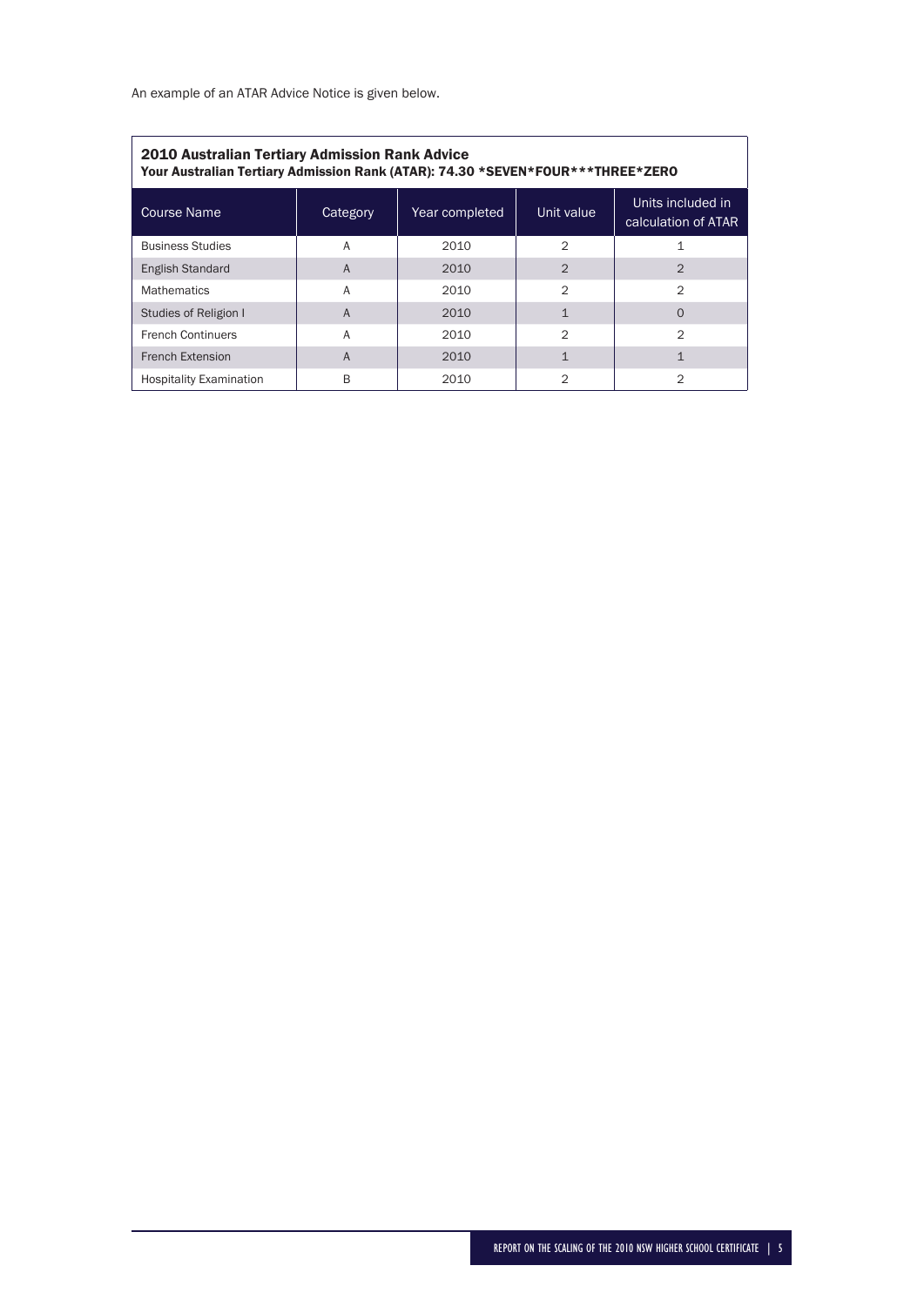An example of an ATAR Advice Notice is given below.

**2010 Australian Tertiary Admission Rank Advice**
**Your Australian Tertiary Admission Rank (ATAR): 74.30 *SEVEN*FOUR***THREE*ZERO**

| Course Name | Category | Year completed | Unit value | Units included in calculation of ATAR |
|---|---|---|---|---|
| Business Studies | A | 2010 | 2 | 1 |
| English Standard | A | 2010 | 2 | 2 |
| Mathematics | A | 2010 | 2 | 2 |
| Studies of Religion I | A | 2010 | 1 | 0 |
| French Continuers | A | 2010 | 2 | 2 |
| French Extension | A | 2010 | 1 | 1 |
| Hospitality Examination | B | 2010 | 2 | 2 |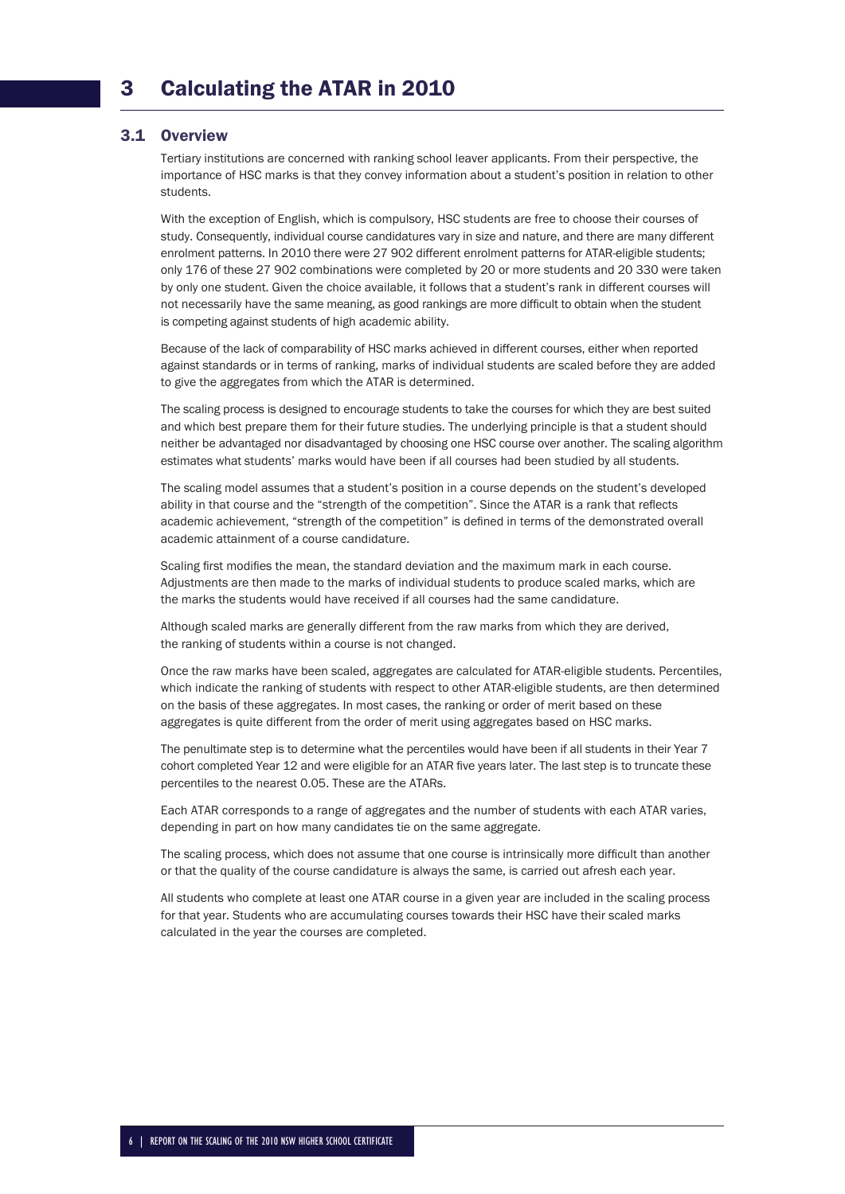# 3 Calculating the ATAR in 2010

## 3.1 Overview

Tertiary institutions are concerned with ranking school leaver applicants. From their perspective, the importance of HSC marks is that they convey information about a student's position in relation to other students.

With the exception of English, which is compulsory, HSC students are free to choose their courses of study. Consequently, individual course candidatures vary in size and nature, and there are many different enrolment patterns. In 2010 there were 27 902 different enrolment patterns for ATAR-eligible students; only 176 of these 27 902 combinations were completed by 20 or more students and 20 330 were taken by only one student. Given the choice available, it follows that a student's rank in different courses will not necessarily have the same meaning, as good rankings are more difficult to obtain when the student is competing against students of high academic ability.

Because of the lack of comparability of HSC marks achieved in different courses, either when reported against standards or in terms of ranking, marks of individual students are scaled before they are added to give the aggregates from which the ATAR is determined.

The scaling process is designed to encourage students to take the courses for which they are best suited and which best prepare them for their future studies. The underlying principle is that a student should neither be advantaged nor disadvantaged by choosing one HSC course over another. The scaling algorithm estimates what students' marks would have been if all courses had been studied by all students.

The scaling model assumes that a student's position in a course depends on the student's developed ability in that course and the "strength of the competition". Since the ATAR is a rank that reflects academic achievement, "strength of the competition" is defined in terms of the demonstrated overall academic attainment of a course candidature.

Scaling first modifies the mean, the standard deviation and the maximum mark in each course. Adjustments are then made to the marks of individual students to produce scaled marks, which are the marks the students would have received if all courses had the same candidature.

Although scaled marks are generally different from the raw marks from which they are derived, the ranking of students within a course is not changed.

Once the raw marks have been scaled, aggregates are calculated for ATAR-eligible students. Percentiles, which indicate the ranking of students with respect to other ATAR-eligible students, are then determined on the basis of these aggregates. In most cases, the ranking or order of merit based on these aggregates is quite different from the order of merit using aggregates based on HSC marks.

The penultimate step is to determine what the percentiles would have been if all students in their Year 7 cohort completed Year 12 and were eligible for an ATAR five years later. The last step is to truncate these percentiles to the nearest 0.05. These are the ATARs.

Each ATAR corresponds to a range of aggregates and the number of students with each ATAR varies, depending in part on how many candidates tie on the same aggregate.

The scaling process, which does not assume that one course is intrinsically more difficult than another or that the quality of the course candidature is always the same, is carried out afresh each year.

All students who complete at least one ATAR course in a given year are included in the scaling process for that year. Students who are accumulating courses towards their HSC have their scaled marks calculated in the year the courses are completed.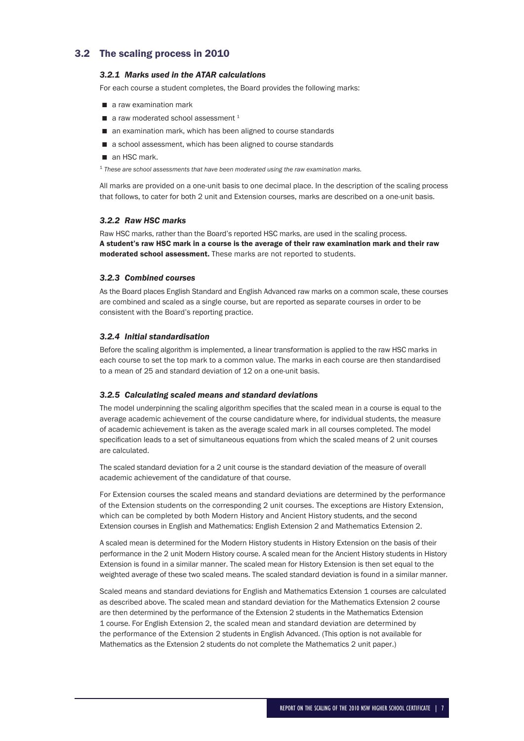## 3.2 The scaling process in 2010

### *3.2.1 Marks used in the ATAR calculations*

For each course a student completes, the Board provides the following marks:

- a raw examination mark
- a raw moderated school assessment [1]
- an examination mark, which has been aligned to course standards
- a school assessment, which has been aligned to course standards
- an HSC mark.

[1] *These are school assessments that have been moderated using the raw examination marks.*

All marks are provided on a one-unit basis to one decimal place. In the description of the scaling process that follows, to cater for both 2 unit and Extension courses, marks are described on a one-unit basis.

### *3.2.2 Raw HSC marks*

Raw HSC marks, rather than the Board's reported HSC marks, are used in the scaling process. **A student's raw HSC mark in a course is the average of their raw examination mark and their raw moderated school assessment.** These marks are not reported to students.

### *3.2.3 Combined courses*

As the Board places English Standard and English Advanced raw marks on a common scale, these courses are combined and scaled as a single course, but are reported as separate courses in order to be consistent with the Board's reporting practice.

### *3.2.4 Initial standardisation*

Before the scaling algorithm is implemented, a linear transformation is applied to the raw HSC marks in each course to set the top mark to a common value. The marks in each course are then standardised to a mean of 25 and standard deviation of 12 on a one-unit basis.

### *3.2.5 Calculating scaled means and standard deviations*

The model underpinning the scaling algorithm specifies that the scaled mean in a course is equal to the average academic achievement of the course candidature where, for individual students, the measure of academic achievement is taken as the average scaled mark in all courses completed. The model specification leads to a set of simultaneous equations from which the scaled means of 2 unit courses are calculated.

The scaled standard deviation for a 2 unit course is the standard deviation of the measure of overall academic achievement of the candidature of that course.

For Extension courses the scaled means and standard deviations are determined by the performance of the Extension students on the corresponding 2 unit courses. The exceptions are History Extension, which can be completed by both Modern History and Ancient History students, and the second Extension courses in English and Mathematics: English Extension 2 and Mathematics Extension 2.

A scaled mean is determined for the Modern History students in History Extension on the basis of their performance in the 2 unit Modern History course. A scaled mean for the Ancient History students in History Extension is found in a similar manner. The scaled mean for History Extension is then set equal to the weighted average of these two scaled means. The scaled standard deviation is found in a similar manner.

Scaled means and standard deviations for English and Mathematics Extension 1 courses are calculated as described above. The scaled mean and standard deviation for the Mathematics Extension 2 course are then determined by the performance of the Extension 2 students in the Mathematics Extension 1 course. For English Extension 2, the scaled mean and standard deviation are determined by the performance of the Extension 2 students in English Advanced. (This option is not available for Mathematics as the Extension 2 students do not complete the Mathematics 2 unit paper.)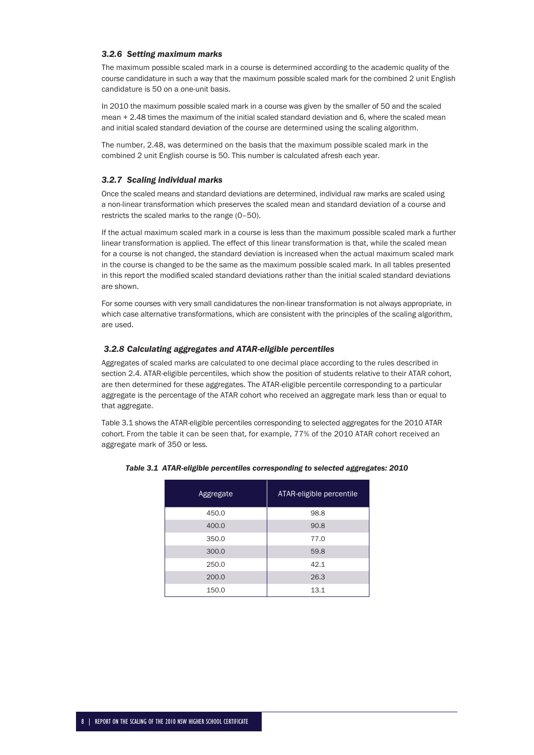### *3.2.6 Setting maximum marks*

The maximum possible scaled mark in a course is determined according to the academic quality of the course candidature in such a way that the maximum possible scaled mark for the combined 2 unit English candidature is 50 on a one-unit basis.

In 2010 the maximum possible scaled mark in a course was given by the smaller of 50 and the scaled mean + 2.48 times the maximum of the initial scaled standard deviation and 6, where the scaled mean and initial scaled standard deviation of the course are determined using the scaling algorithm.

The number, 2.48, was determined on the basis that the maximum possible scaled mark in the combined 2 unit English course is 50. This number is calculated afresh each year.

### *3.2.7 Scaling individual marks*

Once the scaled means and standard deviations are determined, individual raw marks are scaled using a non-linear transformation which preserves the scaled mean and standard deviation of a course and restricts the scaled marks to the range (0–50).

If the actual maximum scaled mark in a course is less than the maximum possible scaled mark a further linear transformation is applied. The effect of this linear transformation is that, while the scaled mean for a course is not changed, the standard deviation is increased when the actual maximum scaled mark in the course is changed to be the same as the maximum possible scaled mark. In all tables presented in this report the modified scaled standard deviations rather than the initial scaled standard deviations are shown.

For some courses with very small candidatures the non-linear transformation is not always appropriate, in which case alternative transformations, which are consistent with the principles of the scaling algorithm, are used.

### *3.2.8 Calculating aggregates and ATAR-eligible percentiles*

Aggregates of scaled marks are calculated to one decimal place according to the rules described in section 2.4. ATAR-eligible percentiles, which show the position of students relative to their ATAR cohort, are then determined for these aggregates. The ATAR-eligible percentile corresponding to a particular aggregate is the percentage of the ATAR cohort who received an aggregate mark less than or equal to that aggregate.

Table 3.1 shows the ATAR-eligible percentiles corresponding to selected aggregates for the 2010 ATAR cohort. From the table it can be seen that, for example, 77% of the 2010 ATAR cohort received an aggregate mark of 350 or less.

*Table 3.1 ATAR-eligible percentiles corresponding to selected aggregates: 2010*

| Aggregate | ATAR-eligible percentile |
|---|---|
| 450.0 | 98.8 |
| 400.0 | 90.8 |
| 350.0 | 77.0 |
| 300.0 | 59.8 |
| 250.0 | 42.1 |
| 200.0 | 26.3 |
| 150.0 | 13.1 |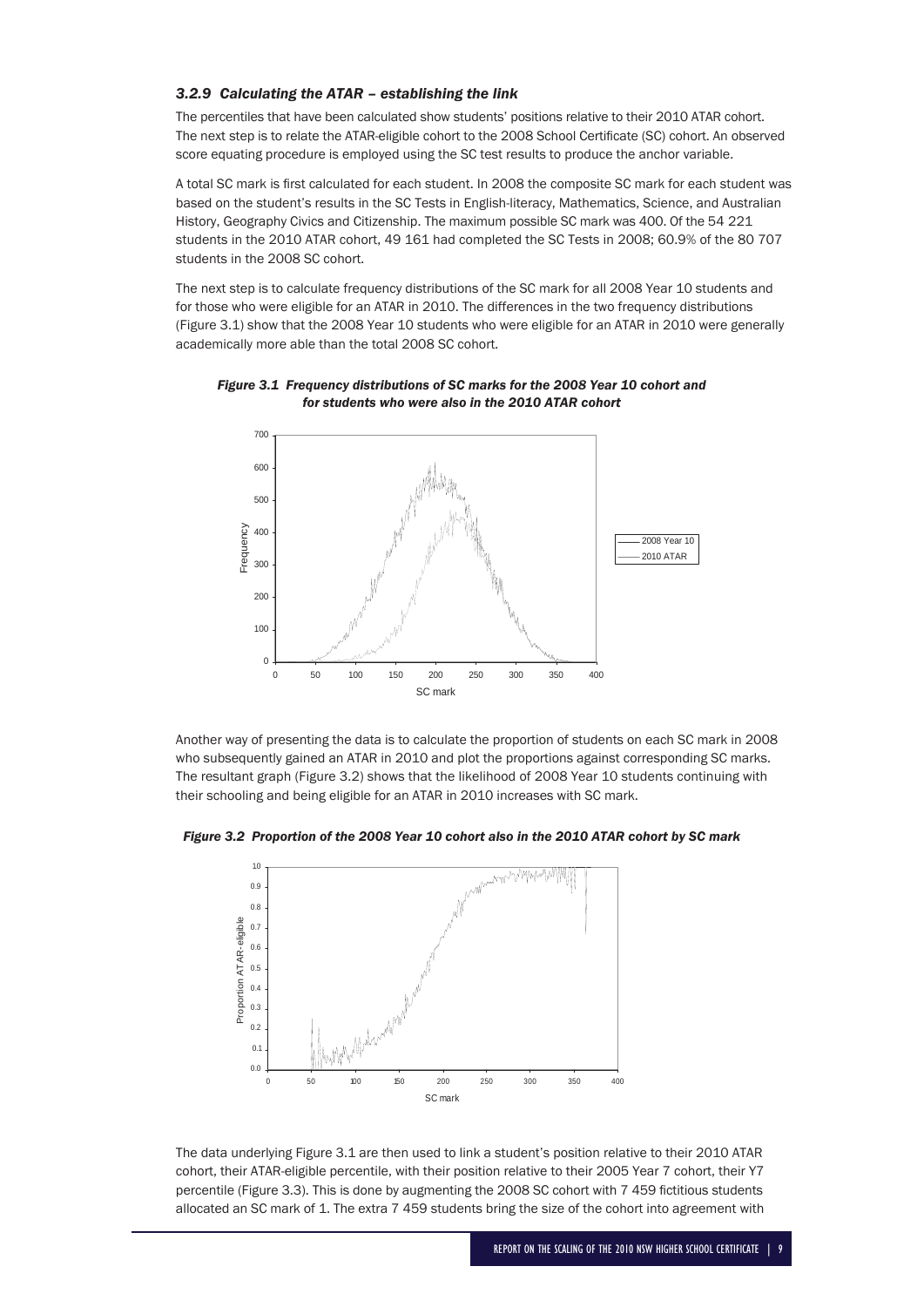### *3.2.9 Calculating the ATAR – establishing the link*

The percentiles that have been calculated show students' positions relative to their 2010 ATAR cohort. The next step is to relate the ATAR-eligible cohort to the 2008 School Certificate (SC) cohort. An observed score equating procedure is employed using the SC test results to produce the anchor variable.

A total SC mark is first calculated for each student. In 2008 the composite SC mark for each student was based on the student's results in the SC Tests in English-literacy, Mathematics, Science, and Australian History, Geography Civics and Citizenship. The maximum possible SC mark was 400. Of the 54 221 students in the 2010 ATAR cohort, 49 161 had completed the SC Tests in 2008; 60.9% of the 80 707 students in the 2008 SC cohort.

The next step is to calculate frequency distributions of the SC mark for all 2008 Year 10 students and for those who were eligible for an ATAR in 2010. The differences in the two frequency distributions (Figure 3.1) show that the 2008 Year 10 students who were eligible for an ATAR in 2010 were generally academically more able than the total 2008 SC cohort.

***Figure 3.1 Frequency distributions of SC marks for the 2008 Year 10 cohort and for students who were also in the 2010 ATAR cohort***

Another way of presenting the data is to calculate the proportion of students on each SC mark in 2008 who subsequently gained an ATAR in 2010 and plot the proportions against corresponding SC marks. The resultant graph (Figure 3.2) shows that the likelihood of 2008 Year 10 students continuing with their schooling and being eligible for an ATAR in 2010 increases with SC mark.

***Figure 3.2 Proportion of the 2008 Year 10 cohort also in the 2010 ATAR cohort by SC mark***

The data underlying Figure 3.1 are then used to link a student's position relative to their 2010 ATAR cohort, their ATAR-eligible percentile, with their position relative to their 2005 Year 7 cohort, their Y7 percentile (Figure 3.3). This is done by augmenting the 2008 SC cohort with 7 459 fictitious students allocated an SC mark of 1. The extra 7 459 students bring the size of the cohort into agreement with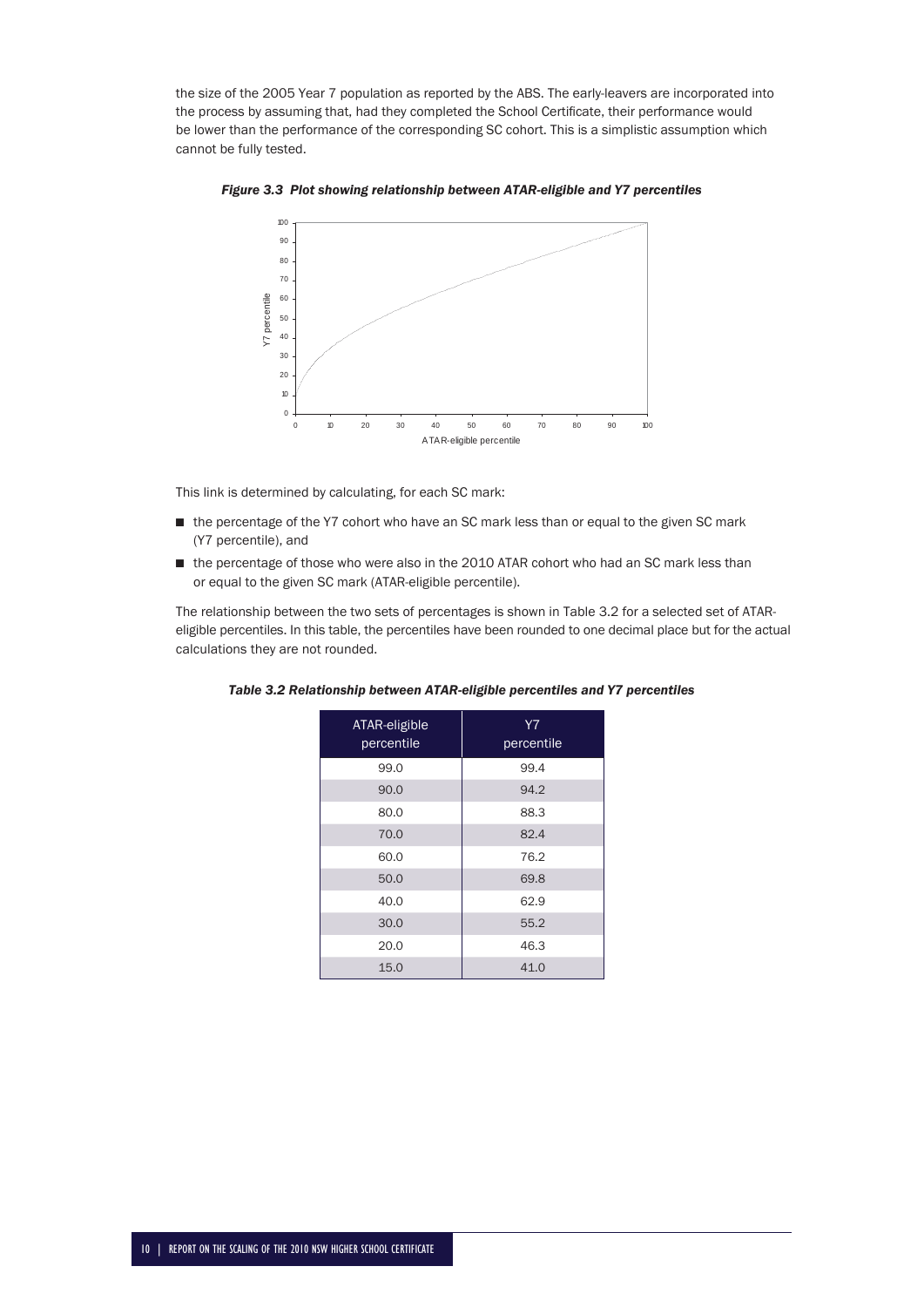the size of the 2005 Year 7 population as reported by the ABS. The early-leavers are incorporated into the process by assuming that, had they completed the School Certificate, their performance would be lower than the performance of the corresponding SC cohort. This is a simplistic assumption which cannot be fully tested.

*Figure 3.3 Plot showing relationship between ATAR-eligible and Y7 percentiles*

This link is determined by calculating, for each SC mark:

- the percentage of the Y7 cohort who have an SC mark less than or equal to the given SC mark (Y7 percentile), and
- the percentage of those who were also in the 2010 ATAR cohort who had an SC mark less than or equal to the given SC mark (ATAR-eligible percentile).

The relationship between the two sets of percentages is shown in Table 3.2 for a selected set of ATAR-eligible percentiles. In this table, the percentiles have been rounded to one decimal place but for the actual calculations they are not rounded.

*Table 3.2 Relationship between ATAR-eligible percentiles and Y7 percentiles*

| ATAR-eligible percentile | Y7 percentile |
|---|---|
| 99.0 | 99.4 |
| 90.0 | 94.2 |
| 80.0 | 88.3 |
| 70.0 | 82.4 |
| 60.0 | 76.2 |
| 50.0 | 69.8 |
| 40.0 | 62.9 |
| 30.0 | 55.2 |
| 20.0 | 46.3 |
| 15.0 | 41.0 |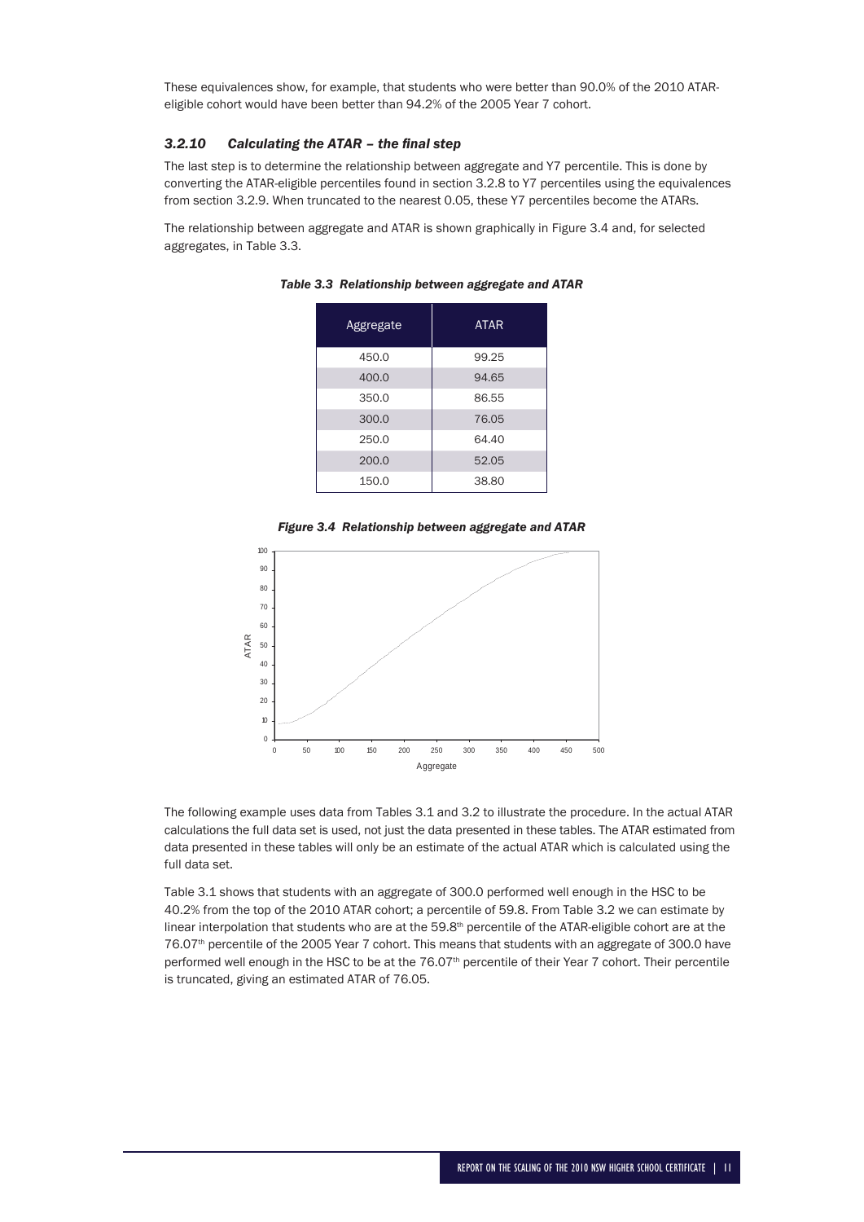These equivalences show, for example, that students who were better than 90.0% of the 2010 ATAR-eligible cohort would have been better than 94.2% of the 2005 Year 7 cohort.

### *3.2.10 Calculating the ATAR – the final step*

The last step is to determine the relationship between aggregate and Y7 percentile. This is done by converting the ATAR-eligible percentiles found in section 3.2.8 to Y7 percentiles using the equivalences from section 3.2.9. When truncated to the nearest 0.05, these Y7 percentiles become the ATARs.

The relationship between aggregate and ATAR is shown graphically in Figure 3.4 and, for selected aggregates, in Table 3.3.

***Table 3.3 Relationship between aggregate and ATAR***

| Aggregate | ATAR |
|---|---|
| 450.0 | 99.25 |
| 400.0 | 94.65 |
| 350.0 | 86.55 |
| 300.0 | 76.05 |
| 250.0 | 64.40 |
| 200.0 | 52.05 |
| 150.0 | 38.80 |

***Figure 3.4 Relationship between aggregate and ATAR***

The following example uses data from Tables 3.1 and 3.2 to illustrate the procedure. In the actual ATAR calculations the full data set is used, not just the data presented in these tables. The ATAR estimated from data presented in these tables will only be an estimate of the actual ATAR which is calculated using the full data set.

Table 3.1 shows that students with an aggregate of 300.0 performed well enough in the HSC to be 40.2% from the top of the 2010 ATAR cohort; a percentile of 59.8. From Table 3.2 we can estimate by linear interpolation that students who are at the 59.8th percentile of the ATAR-eligible cohort are at the 76.07th percentile of the 2005 Year 7 cohort. This means that students with an aggregate of 300.0 have performed well enough in the HSC to be at the 76.07th percentile of their Year 7 cohort. Their percentile is truncated, giving an estimated ATAR of 76.05.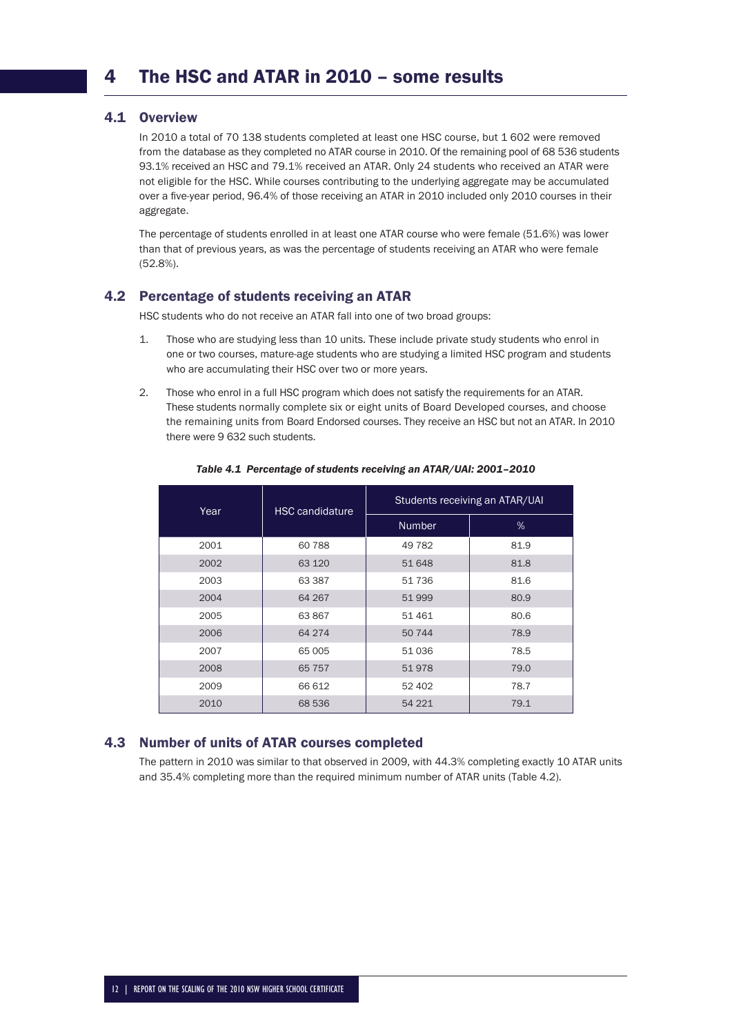# 4 The HSC and ATAR in 2010 – some results

## 4.1 Overview

In 2010 a total of 70 138 students completed at least one HSC course, but 1 602 were removed from the database as they completed no ATAR course in 2010. Of the remaining pool of 68 536 students 93.1% received an HSC and 79.1% received an ATAR. Only 24 students who received an ATAR were not eligible for the HSC. While courses contributing to the underlying aggregate may be accumulated over a five-year period, 96.4% of those receiving an ATAR in 2010 included only 2010 courses in their aggregate.

The percentage of students enrolled in at least one ATAR course who were female (51.6%) was lower than that of previous years, as was the percentage of students receiving an ATAR who were female (52.8%).

## 4.2 Percentage of students receiving an ATAR

HSC students who do not receive an ATAR fall into one of two broad groups:

1. Those who are studying less than 10 units. These include private study students who enrol in one or two courses, mature-age students who are studying a limited HSC program and students who are accumulating their HSC over two or more years.
2. Those who enrol in a full HSC program which does not satisfy the requirements for an ATAR. These students normally complete six or eight units of Board Developed courses, and choose the remaining units from Board Endorsed courses. They receive an HSC but not an ATAR. In 2010 there were 9 632 such students.

*Table 4.1 Percentage of students receiving an ATAR/UAI: 2001–2010*

| Year | HSC candidature | Students receiving an ATAR/UAI | |
|---|---|---|---|
| | | Number | % |
| 2001 | 60 788 | 49 782 | 81.9 |
| 2002 | 63 120 | 51 648 | 81.8 |
| 2003 | 63 387 | 51 736 | 81.6 |
| 2004 | 64 267 | 51 999 | 80.9 |
| 2005 | 63 867 | 51 461 | 80.6 |
| 2006 | 64 274 | 50 744 | 78.9 |
| 2007 | 65 005 | 51 036 | 78.5 |
| 2008 | 65 757 | 51 978 | 79.0 |
| 2009 | 66 612 | 52 402 | 78.7 |
| 2010 | 68 536 | 54 221 | 79.1 |

## 4.3 Number of units of ATAR courses completed

The pattern in 2010 was similar to that observed in 2009, with 44.3% completing exactly 10 ATAR units and 35.4% completing more than the required minimum number of ATAR units (Table 4.2).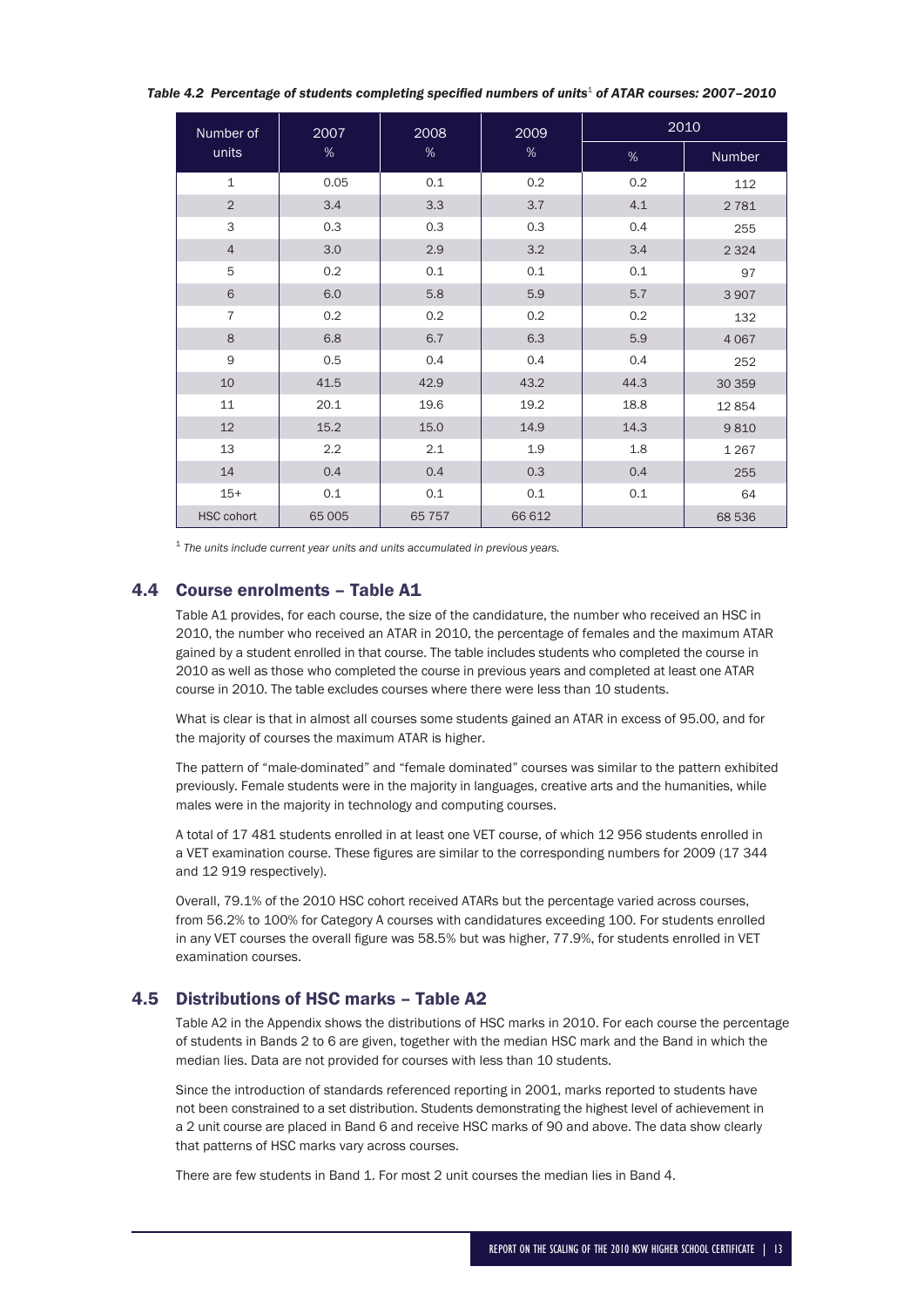*Table 4.2 Percentage of students completing specified numbers of units[1] of ATAR courses: 2007–2010*

| Number of units | 2007 % | 2008 % | 2009 % | 2010 | |
|---|---|---|---|---|---|
| | | | | % | Number |
| 1 | 0.05 | 0.1 | 0.2 | 0.2 | 112 |
| 2 | 3.4 | 3.3 | 3.7 | 4.1 | 2 781 |
| 3 | 0.3 | 0.3 | 0.3 | 0.4 | 255 |
| 4 | 3.0 | 2.9 | 3.2 | 3.4 | 2 324 |
| 5 | 0.2 | 0.1 | 0.1 | 0.1 | 97 |
| 6 | 6.0 | 5.8 | 5.9 | 5.7 | 3 907 |
| 7 | 0.2 | 0.2 | 0.2 | 0.2 | 132 |
| 8 | 6.8 | 6.7 | 6.3 | 5.9 | 4 067 |
| 9 | 0.5 | 0.4 | 0.4 | 0.4 | 252 |
| 10 | 41.5 | 42.9 | 43.2 | 44.3 | 30 359 |
| 11 | 20.1 | 19.6 | 19.2 | 18.8 | 12 854 |
| 12 | 15.2 | 15.0 | 14.9 | 14.3 | 9 810 |
| 13 | 2.2 | 2.1 | 1.9 | 1.8 | 1 267 |
| 14 | 0.4 | 0.4 | 0.3 | 0.4 | 255 |
| 15+ | 0.1 | 0.1 | 0.1 | 0.1 | 64 |
| HSC cohort | 65 005 | 65 757 | 66 612 | | 68 536 |

[1] *The units include current year units and units accumulated in previous years.*

## 4.4 Course enrolments – Table A1

Table A1 provides, for each course, the size of the candidature, the number who received an HSC in 2010, the number who received an ATAR in 2010, the percentage of females and the maximum ATAR gained by a student enrolled in that course. The table includes students who completed the course in 2010 as well as those who completed the course in previous years and completed at least one ATAR course in 2010. The table excludes courses where there were less than 10 students.

What is clear is that in almost all courses some students gained an ATAR in excess of 95.00, and for the majority of courses the maximum ATAR is higher.

The pattern of "male-dominated" and "female dominated" courses was similar to the pattern exhibited previously. Female students were in the majority in languages, creative arts and the humanities, while males were in the majority in technology and computing courses.

A total of 17 481 students enrolled in at least one VET course, of which 12 956 students enrolled in a VET examination course. These figures are similar to the corresponding numbers for 2009 (17 344 and 12 919 respectively).

Overall, 79.1% of the 2010 HSC cohort received ATARs but the percentage varied across courses, from 56.2% to 100% for Category A courses with candidatures exceeding 100. For students enrolled in any VET courses the overall figure was 58.5% but was higher, 77.9%, for students enrolled in VET examination courses.

## 4.5 Distributions of HSC marks – Table A2

Table A2 in the Appendix shows the distributions of HSC marks in 2010. For each course the percentage of students in Bands 2 to 6 are given, together with the median HSC mark and the Band in which the median lies. Data are not provided for courses with less than 10 students.

Since the introduction of standards referenced reporting in 2001, marks reported to students have not been constrained to a set distribution. Students demonstrating the highest level of achievement in a 2 unit course are placed in Band 6 and receive HSC marks of 90 and above. The data show clearly that patterns of HSC marks vary across courses.

There are few students in Band 1. For most 2 unit courses the median lies in Band 4.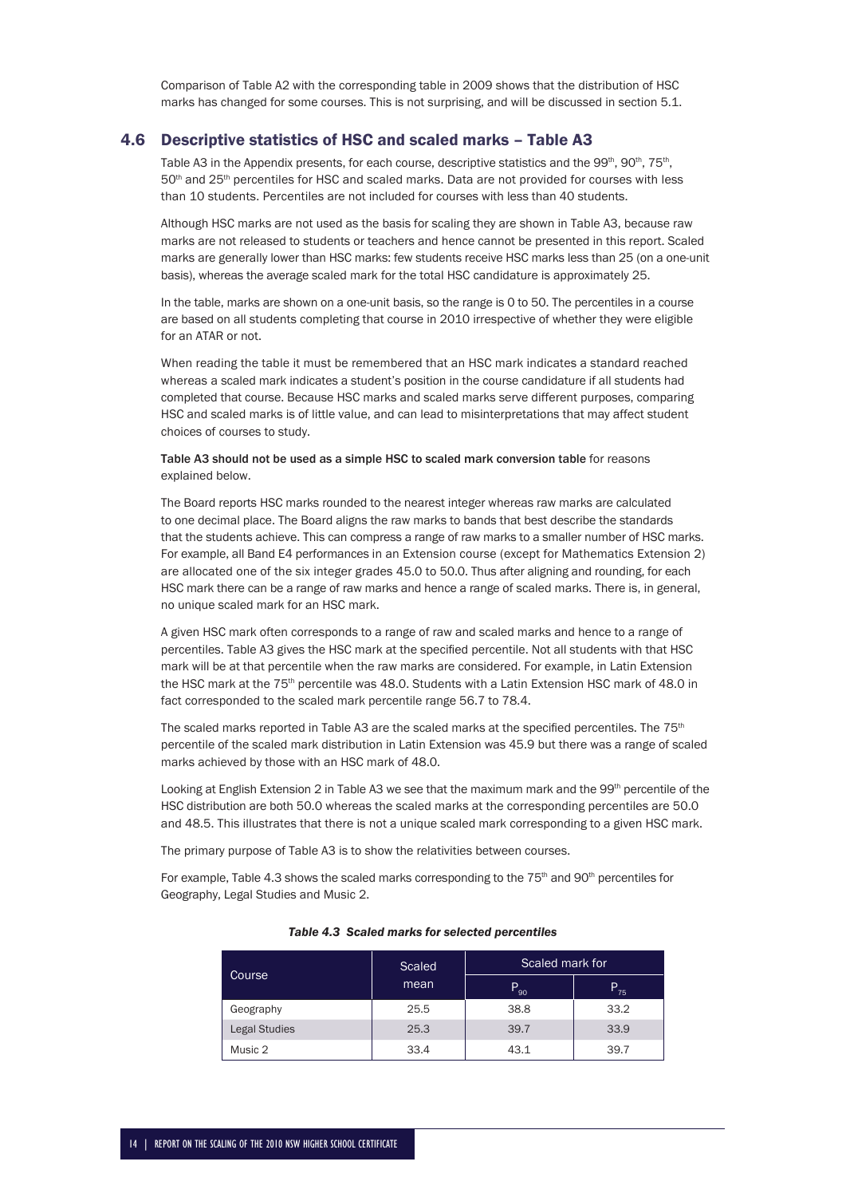Comparison of Table A2 with the corresponding table in 2009 shows that the distribution of HSC marks has changed for some courses. This is not surprising, and will be discussed in section 5.1.

## 4.6 Descriptive statistics of HSC and scaled marks – Table A3

Table A3 in the Appendix presents, for each course, descriptive statistics and the 99th, 90th, 75th, 50th and 25th percentiles for HSC and scaled marks. Data are not provided for courses with less than 10 students. Percentiles are not included for courses with less than 40 students.

Although HSC marks are not used as the basis for scaling they are shown in Table A3, because raw marks are not released to students or teachers and hence cannot be presented in this report. Scaled marks are generally lower than HSC marks: few students receive HSC marks less than 25 (on a one-unit basis), whereas the average scaled mark for the total HSC candidature is approximately 25.

In the table, marks are shown on a one-unit basis, so the range is 0 to 50. The percentiles in a course are based on all students completing that course in 2010 irrespective of whether they were eligible for an ATAR or not.

When reading the table it must be remembered that an HSC mark indicates a standard reached whereas a scaled mark indicates a student's position in the course candidature if all students had completed that course. Because HSC marks and scaled marks serve different purposes, comparing HSC and scaled marks is of little value, and can lead to misinterpretations that may affect student choices of courses to study.

**Table A3 should not be used as a simple HSC to scaled mark conversion table** for reasons explained below.

The Board reports HSC marks rounded to the nearest integer whereas raw marks are calculated to one decimal place. The Board aligns the raw marks to bands that best describe the standards that the students achieve. This can compress a range of raw marks to a smaller number of HSC marks. For example, all Band E4 performances in an Extension course (except for Mathematics Extension 2) are allocated one of the six integer grades 45.0 to 50.0. Thus after aligning and rounding, for each HSC mark there can be a range of raw marks and hence a range of scaled marks. There is, in general, no unique scaled mark for an HSC mark.

A given HSC mark often corresponds to a range of raw and scaled marks and hence to a range of percentiles. Table A3 gives the HSC mark at the specified percentile. Not all students with that HSC mark will be at that percentile when the raw marks are considered. For example, in Latin Extension the HSC mark at the 75th percentile was 48.0. Students with a Latin Extension HSC mark of 48.0 in fact corresponded to the scaled mark percentile range 56.7 to 78.4.

The scaled marks reported in Table A3 are the scaled marks at the specified percentiles. The 75th percentile of the scaled mark distribution in Latin Extension was 45.9 but there was a range of scaled marks achieved by those with an HSC mark of 48.0.

Looking at English Extension 2 in Table A3 we see that the maximum mark and the 99th percentile of the HSC distribution are both 50.0 whereas the scaled marks at the corresponding percentiles are 50.0 and 48.5. This illustrates that there is not a unique scaled mark corresponding to a given HSC mark.

The primary purpose of Table A3 is to show the relativities between courses.

For example, Table 4.3 shows the scaled marks corresponding to the 75th and 90th percentiles for Geography, Legal Studies and Music 2.

*Table 4.3 Scaled marks for selected percentiles*

| Course | Scaled mean | Scaled mark for | |
|---|---|---|---|
| | | $P_{90}$ | $P_{75}$ |
| Geography | 25.5 | 38.8 | 33.2 |
| Legal Studies | 25.3 | 39.7 | 33.9 |
| Music 2 | 33.4 | 43.1 | 39.7 |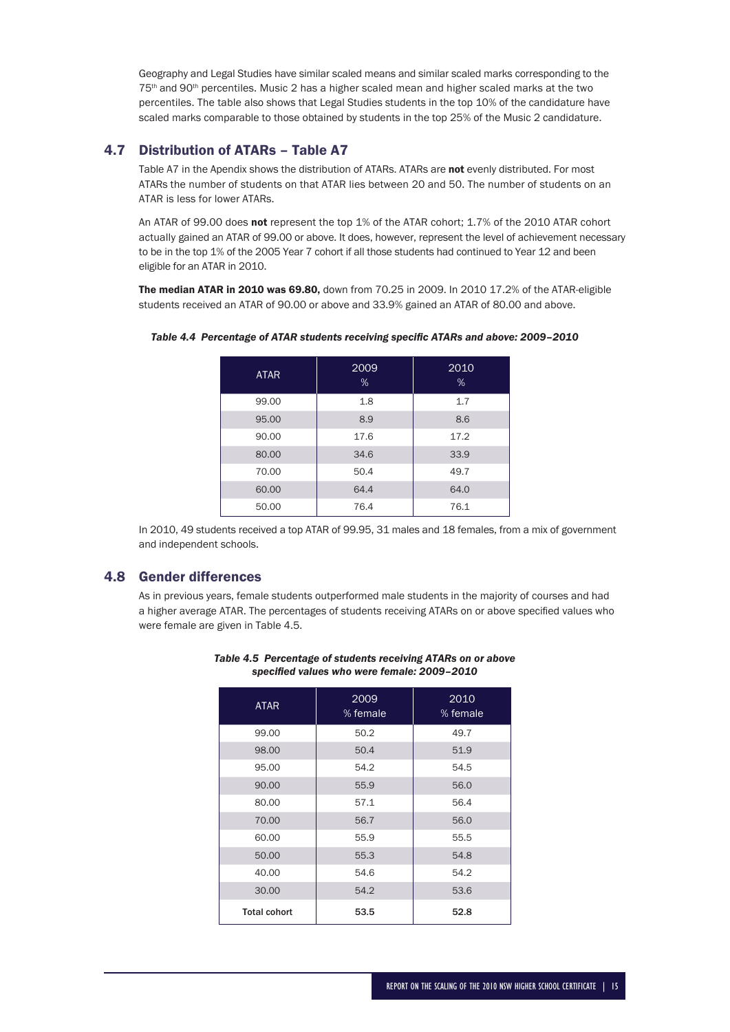Geography and Legal Studies have similar scaled means and similar scaled marks corresponding to the 75th and 90th percentiles. Music 2 has a higher scaled mean and higher scaled marks at the two percentiles. The table also shows that Legal Studies students in the top 10% of the candidature have scaled marks comparable to those obtained by students in the top 25% of the Music 2 candidature.

## 4.7 Distribution of ATARs – Table A7

Table A7 in the Apendix shows the distribution of ATARs. ATARs are **not** evenly distributed. For most ATARs the number of students on that ATAR lies between 20 and 50. The number of students on an ATAR is less for lower ATARs.

An ATAR of 99.00 does **not** represent the top 1% of the ATAR cohort; 1.7% of the 2010 ATAR cohort actually gained an ATAR of 99.00 or above. It does, however, represent the level of achievement necessary to be in the top 1% of the 2005 Year 7 cohort if all those students had continued to Year 12 and been eligible for an ATAR in 2010.

**The median ATAR in 2010 was 69.80,** down from 70.25 in 2009. In 2010 17.2% of the ATAR-eligible students received an ATAR of 90.00 or above and 33.9% gained an ATAR of 80.00 and above.

*Table 4.4 Percentage of ATAR students receiving specific ATARs and above: 2009–2010*

| ATAR | 2009 % | 2010 % |
|---|---|---|
| 99.00 | 1.8 | 1.7 |
| 95.00 | 8.9 | 8.6 |
| 90.00 | 17.6 | 17.2 |
| 80.00 | 34.6 | 33.9 |
| 70.00 | 50.4 | 49.7 |
| 60.00 | 64.4 | 64.0 |
| 50.00 | 76.4 | 76.1 |

In 2010, 49 students received a top ATAR of 99.95, 31 males and 18 females, from a mix of government and independent schools.

## 4.8 Gender differences

As in previous years, female students outperformed male students in the majority of courses and had a higher average ATAR. The percentages of students receiving ATARs on or above specified values who were female are given in Table 4.5.

*Table 4.5 Percentage of students receiving ATARs on or above specified values who were female: 2009–2010*

| ATAR | 2009 % female | 2010 % female |
|---|---|---|
| 99.00 | 50.2 | 49.7 |
| 98.00 | 50.4 | 51.9 |
| 95.00 | 54.2 | 54.5 |
| 90.00 | 55.9 | 56.0 |
| 80.00 | 57.1 | 56.4 |
| 70.00 | 56.7 | 56.0 |
| 60.00 | 55.9 | 55.5 |
| 50.00 | 55.3 | 54.8 |
| 40.00 | 54.6 | 54.2 |
| 30.00 | 54.2 | 53.6 |
| **Total cohort** | **53.5** | **52.8** |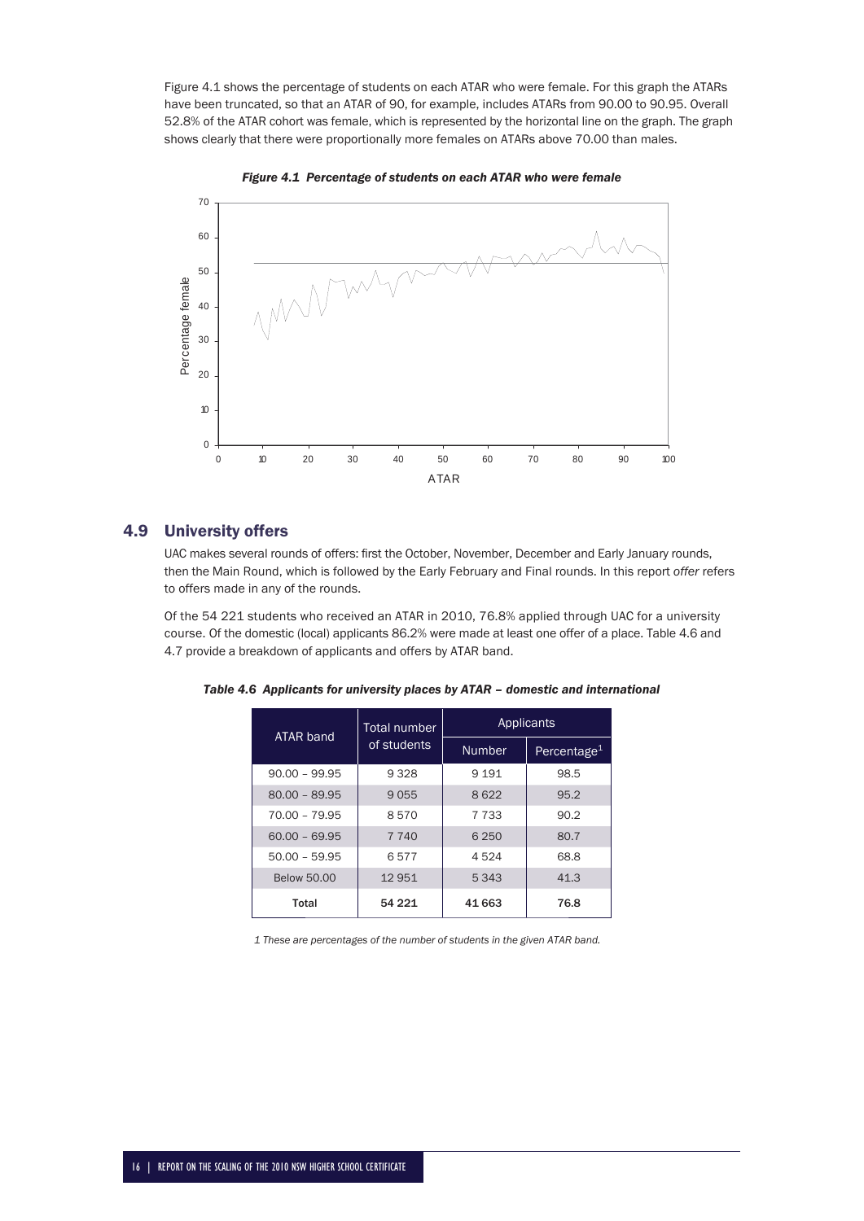Figure 4.1 shows the percentage of students on each ATAR who were female. For this graph the ATARs have been truncated, so that an ATAR of 90, for example, includes ATARs from 90.00 to 90.95. Overall 52.8% of the ATAR cohort was female, which is represented by the horizontal line on the graph. The graph shows clearly that there were proportionally more females on ATARs above 70.00 than males.

*Figure 4.1 Percentage of students on each ATAR who were female*

## 4.9 University offers

UAC makes several rounds of offers: first the October, November, December and Early January rounds, then the Main Round, which is followed by the Early February and Final rounds. In this report *offer* refers to offers made in any of the rounds.

Of the 54 221 students who received an ATAR in 2010, 76.8% applied through UAC for a university course. Of the domestic (local) applicants 86.2% were made at least one offer of a place. Table 4.6 and 4.7 provide a breakdown of applicants and offers by ATAR band.

*Table 4.6 Applicants for university places by ATAR – domestic and international*

| ATAR band | Total number of students | Applicants | |
|---|---|---|---|
| | | Number | Percentage[1] |
| 90.00 – 99.95 | 9 328 | 9 191 | 98.5 |
| 80.00 – 89.95 | 9 055 | 8 622 | 95.2 |
| 70.00 – 79.95 | 8 570 | 7 733 | 90.2 |
| 60.00 – 69.95 | 7 740 | 6 250 | 80.7 |
| 50.00 – 59.95 | 6 577 | 4 524 | 68.8 |
| Below 50.00 | 12 951 | 5 343 | 41.3 |
| **Total** | **54 221** | **41 663** | **76.8** |

*1 These are percentages of the number of students in the given ATAR band.*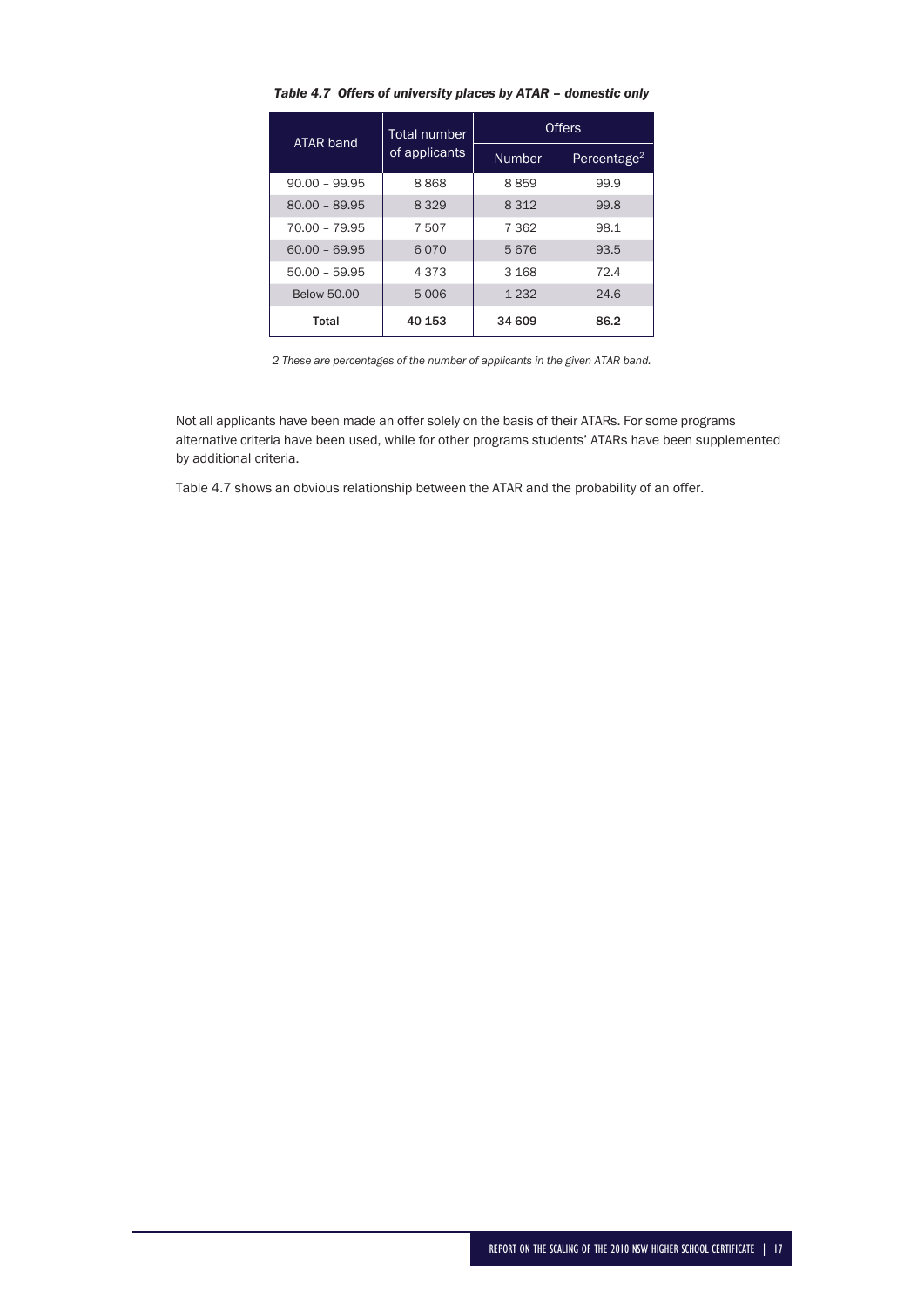*Table 4.7 Offers of university places by ATAR – domestic only*

| ATAR band | Total number of applicants | Offers | |
|---|---|---|---|
| | | Number | Percentage[2] |
| 90.00 – 99.95 | 8 868 | 8 859 | 99.9 |
| 80.00 – 89.95 | 8 329 | 8 312 | 99.8 |
| 70.00 – 79.95 | 7 507 | 7 362 | 98.1 |
| 60.00 – 69.95 | 6 070 | 5 676 | 93.5 |
| 50.00 – 59.95 | 4 373 | 3 168 | 72.4 |
| Below 50.00 | 5 006 | 1 232 | 24.6 |
| **Total** | **40 153** | **34 609** | **86.2** |

*2 These are percentages of the number of applicants in the given ATAR band.*

Not all applicants have been made an offer solely on the basis of their ATARs. For some programs alternative criteria have been used, while for other programs students' ATARs have been supplemented by additional criteria.

Table 4.7 shows an obvious relationship between the ATAR and the probability of an offer.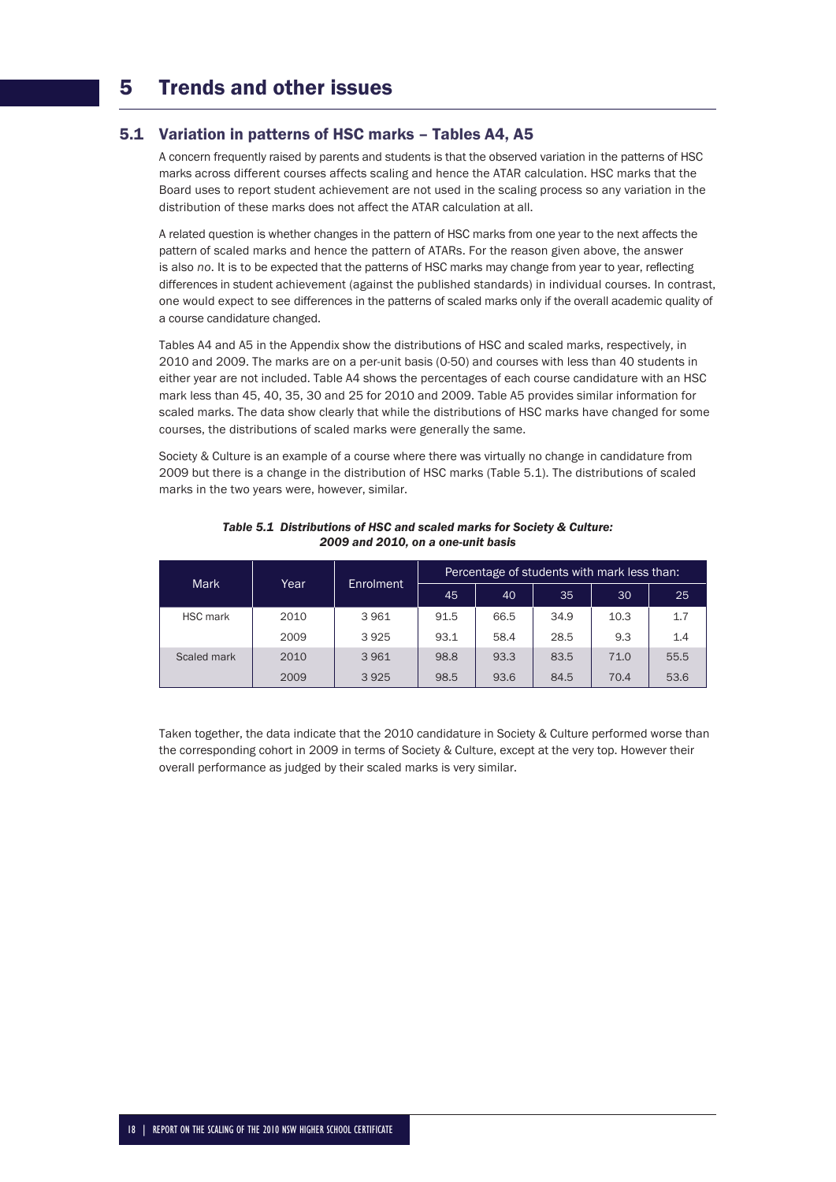# 5 Trends and other issues

## 5.1 Variation in patterns of HSC marks – Tables A4, A5

A concern frequently raised by parents and students is that the observed variation in the patterns of HSC marks across different courses affects scaling and hence the ATAR calculation. HSC marks that the Board uses to report student achievement are not used in the scaling process so any variation in the distribution of these marks does not affect the ATAR calculation at all.

A related question is whether changes in the pattern of HSC marks from one year to the next affects the pattern of scaled marks and hence the pattern of ATARs. For the reason given above, the answer is also *no*. It is to be expected that the patterns of HSC marks may change from year to year, reflecting differences in student achievement (against the published standards) in individual courses. In contrast, one would expect to see differences in the patterns of scaled marks only if the overall academic quality of a course candidature changed.

Tables A4 and A5 in the Appendix show the distributions of HSC and scaled marks, respectively, in 2010 and 2009. The marks are on a per-unit basis (0-50) and courses with less than 40 students in either year are not included. Table A4 shows the percentages of each course candidature with an HSC mark less than 45, 40, 35, 30 and 25 for 2010 and 2009. Table A5 provides similar information for scaled marks. The data show clearly that while the distributions of HSC marks have changed for some courses, the distributions of scaled marks were generally the same.

Society & Culture is an example of a course where there was virtually no change in candidature from 2009 but there is a change in the distribution of HSC marks (Table 5.1). The distributions of scaled marks in the two years were, however, similar.

***Table 5.1 Distributions of HSC and scaled marks for Society & Culture: 2009 and 2010, on a one-unit basis***

| Mark | Year | Enrolment | Percentage of students with mark less than: | | | | |
|---|---|---|---|---|---|---|---|
| | | | 45 | 40 | 35 | 30 | 25 |
| HSC mark | 2010 | 3 961 | 91.5 | 66.5 | 34.9 | 10.3 | 1.7 |
| | 2009 | 3 925 | 93.1 | 58.4 | 28.5 | 9.3 | 1.4 |
| Scaled mark | 2010 | 3 961 | 98.8 | 93.3 | 83.5 | 71.0 | 55.5 |
| | 2009 | 3 925 | 98.5 | 93.6 | 84.5 | 70.4 | 53.6 |

Taken together, the data indicate that the 2010 candidature in Society & Culture performed worse than the corresponding cohort in 2009 in terms of Society & Culture, except at the very top. However their overall performance as judged by their scaled marks is very similar.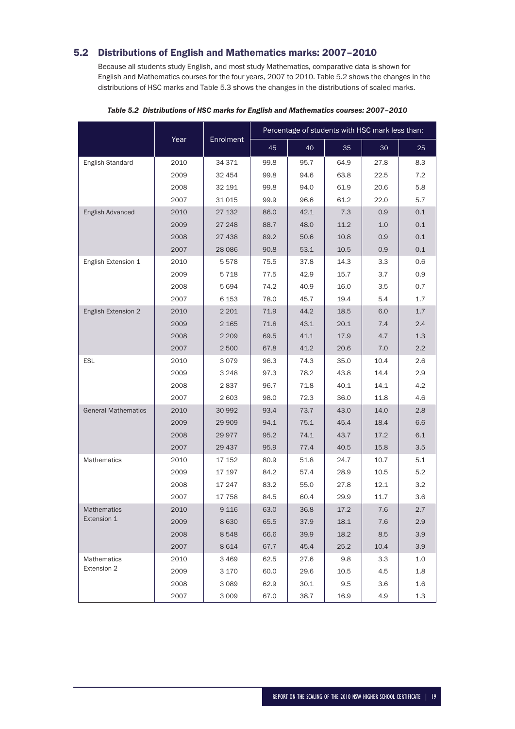## 5.2 Distributions of English and Mathematics marks: 2007–2010

Because all students study English, and most study Mathematics, comparative data is shown for English and Mathematics courses for the four years, 2007 to 2010. Table 5.2 shows the changes in the distributions of HSC marks and Table 5.3 shows the changes in the distributions of scaled marks.

*Table 5.2 Distributions of HSC marks for English and Mathematics courses: 2007–2010*

| | Year | Enrolment | Percentage of students with HSC mark less than: | | | | |
|---|---|---|---|---|---|---|---|
| | | | 45 | 40 | 35 | 30 | 25 |
| English Standard | 2010 | 34 371 | 99.8 | 95.7 | 64.9 | 27.8 | 8.3 |
| | 2009 | 32 454 | 99.8 | 94.6 | 63.8 | 22.5 | 7.2 |
| | 2008 | 32 191 | 99.8 | 94.0 | 61.9 | 20.6 | 5.8 |
| | 2007 | 31 015 | 99.9 | 96.6 | 61.2 | 22.0 | 5.7 |
| English Advanced | 2010 | 27 132 | 86.0 | 42.1 | 7.3 | 0.9 | 0.1 |
| | 2009 | 27 248 | 88.7 | 48.0 | 11.2 | 1.0 | 0.1 |
| | 2008 | 27 438 | 89.2 | 50.6 | 10.8 | 0.9 | 0.1 |
| | 2007 | 28 086 | 90.8 | 53.1 | 10.5 | 0.9 | 0.1 |
| English Extension 1 | 2010 | 5 578 | 75.5 | 37.8 | 14.3 | 3.3 | 0.6 |
| | 2009 | 5 718 | 77.5 | 42.9 | 15.7 | 3.7 | 0.9 |
| | 2008 | 5 694 | 74.2 | 40.9 | 16.0 | 3.5 | 0.7 |
| | 2007 | 6 153 | 78.0 | 45.7 | 19.4 | 5.4 | 1.7 |
| English Extension 2 | 2010 | 2 201 | 71.9 | 44.2 | 18.5 | 6.0 | 1.7 |
| | 2009 | 2 165 | 71.8 | 43.1 | 20.1 | 7.4 | 2.4 |
| | 2008 | 2 209 | 69.5 | 41.1 | 17.9 | 4.7 | 1.3 |
| | 2007 | 2 500 | 67.8 | 41.2 | 20.6 | 7.0 | 2.2 |
| ESL | 2010 | 3 079 | 96.3 | 74.3 | 35.0 | 10.4 | 2.6 |
| | 2009 | 3 248 | 97.3 | 78.2 | 43.8 | 14.4 | 2.9 |
| | 2008 | 2 837 | 96.7 | 71.8 | 40.1 | 14.1 | 4.2 |
| | 2007 | 2 603 | 98.0 | 72.3 | 36.0 | 11.8 | 4.6 |
| General Mathematics | 2010 | 30 992 | 93.4 | 73.7 | 43.0 | 14.0 | 2.8 |
| | 2009 | 29 909 | 94.1 | 75.1 | 45.4 | 18.4 | 6.6 |
| | 2008 | 29 977 | 95.2 | 74.1 | 43.7 | 17.2 | 6.1 |
| | 2007 | 29 437 | 95.9 | 77.4 | 40.5 | 15.8 | 3.5 |
| Mathematics | 2010 | 17 152 | 80.9 | 51.8 | 24.7 | 10.7 | 5.1 |
| | 2009 | 17 197 | 84.2 | 57.4 | 28.9 | 10.5 | 5.2 |
| | 2008 | 17 247 | 83.2 | 55.0 | 27.8 | 12.1 | 3.2 |
| | 2007 | 17 758 | 84.5 | 60.4 | 29.9 | 11.7 | 3.6 |
| Mathematics Extension 1 | 2010 | 9 116 | 63.0 | 36.8 | 17.2 | 7.6 | 2.7 |
| | 2009 | 8 630 | 65.5 | 37.9 | 18.1 | 7.6 | 2.9 |
| | 2008 | 8 548 | 66.6 | 39.9 | 18.2 | 8.5 | 3.9 |
| | 2007 | 8 614 | 67.7 | 45.4 | 25.2 | 10.4 | 3.9 |
| Mathematics Extension 2 | 2010 | 3 469 | 62.5 | 27.6 | 9.8 | 3.3 | 1.0 |
| | 2009 | 3 170 | 60.0 | 29.6 | 10.5 | 4.5 | 1.8 |
| | 2008 | 3 089 | 62.9 | 30.1 | 9.5 | 3.6 | 1.6 |
| | 2007 | 3 009 | 67.0 | 38.7 | 16.9 | 4.9 | 1.3 |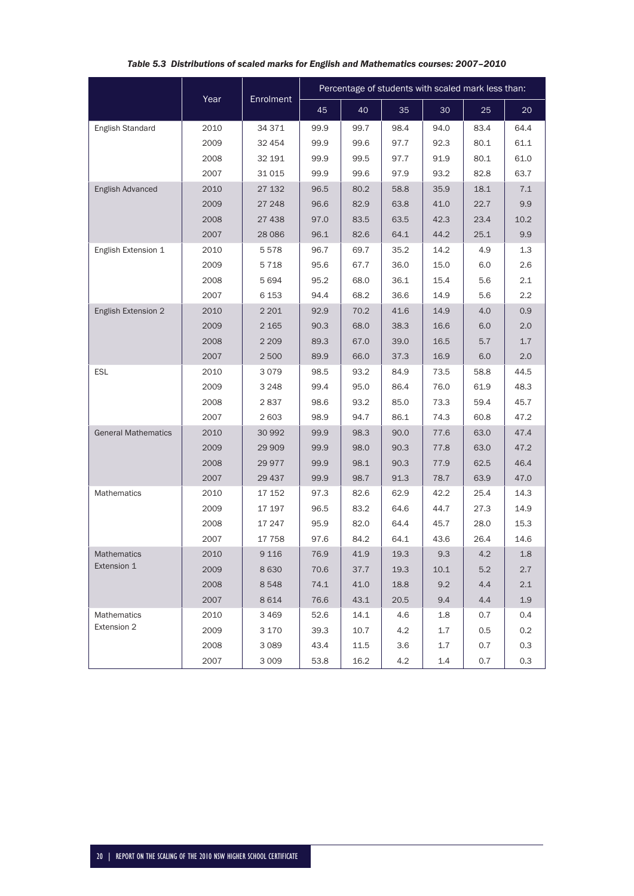*Table 5.3 Distributions of scaled marks for English and Mathematics courses: 2007–2010*

| | Year | Enrolment | Percentage of students with scaled mark less than: | | | | | |
|---|---|---|---|---|---|---|---|---|
| | | | 45 | 40 | 35 | 30 | 25 | 20 |
| English Standard | 2010 | 34 371 | 99.9 | 99.7 | 98.4 | 94.0 | 83.4 | 64.4 |
| | 2009 | 32 454 | 99.9 | 99.6 | 97.7 | 92.3 | 80.1 | 61.1 |
| | 2008 | 32 191 | 99.9 | 99.5 | 97.7 | 91.9 | 80.1 | 61.0 |
| | 2007 | 31 015 | 99.9 | 99.6 | 97.9 | 93.2 | 82.8 | 63.7 |
| English Advanced | 2010 | 27 132 | 96.5 | 80.2 | 58.8 | 35.9 | 18.1 | 7.1 |
| | 2009 | 27 248 | 96.6 | 82.9 | 63.8 | 41.0 | 22.7 | 9.9 |
| | 2008 | 27 438 | 97.0 | 83.5 | 63.5 | 42.3 | 23.4 | 10.2 |
| | 2007 | 28 086 | 96.1 | 82.6 | 64.1 | 44.2 | 25.1 | 9.9 |
| English Extension 1 | 2010 | 5 578 | 96.7 | 69.7 | 35.2 | 14.2 | 4.9 | 1.3 |
| | 2009 | 5 718 | 95.6 | 67.7 | 36.0 | 15.0 | 6.0 | 2.6 |
| | 2008 | 5 694 | 95.2 | 68.0 | 36.1 | 15.4 | 5.6 | 2.1 |
| | 2007 | 6 153 | 94.4 | 68.2 | 36.6 | 14.9 | 5.6 | 2.2 |
| English Extension 2 | 2010 | 2 201 | 92.9 | 70.2 | 41.6 | 14.9 | 4.0 | 0.9 |
| | 2009 | 2 165 | 90.3 | 68.0 | 38.3 | 16.6 | 6.0 | 2.0 |
| | 2008 | 2 209 | 89.3 | 67.0 | 39.0 | 16.5 | 5.7 | 1.7 |
| | 2007 | 2 500 | 89.9 | 66.0 | 37.3 | 16.9 | 6.0 | 2.0 |
| ESL | 2010 | 3 079 | 98.5 | 93.2 | 84.9 | 73.5 | 58.8 | 44.5 |
| | 2009 | 3 248 | 99.4 | 95.0 | 86.4 | 76.0 | 61.9 | 48.3 |
| | 2008 | 2 837 | 98.6 | 93.2 | 85.0 | 73.3 | 59.4 | 45.7 |
| | 2007 | 2 603 | 98.9 | 94.7 | 86.1 | 74.3 | 60.8 | 47.2 |
| General Mathematics | 2010 | 30 992 | 99.9 | 98.3 | 90.0 | 77.6 | 63.0 | 47.4 |
| | 2009 | 29 909 | 99.9 | 98.0 | 90.3 | 77.8 | 63.0 | 47.2 |
| | 2008 | 29 977 | 99.9 | 98.1 | 90.3 | 77.9 | 62.5 | 46.4 |
| | 2007 | 29 437 | 99.9 | 98.7 | 91.3 | 78.7 | 63.9 | 47.0 |
| Mathematics | 2010 | 17 152 | 97.3 | 82.6 | 62.9 | 42.2 | 25.4 | 14.3 |
| | 2009 | 17 197 | 96.5 | 83.2 | 64.6 | 44.7 | 27.3 | 14.9 |
| | 2008 | 17 247 | 95.9 | 82.0 | 64.4 | 45.7 | 28.0 | 15.3 |
| | 2007 | 17 758 | 97.6 | 84.2 | 64.1 | 43.6 | 26.4 | 14.6 |
| Mathematics Extension 1 | 2010 | 9 116 | 76.9 | 41.9 | 19.3 | 9.3 | 4.2 | 1.8 |
| | 2009 | 8 630 | 70.6 | 37.7 | 19.3 | 10.1 | 5.2 | 2.7 |
| | 2008 | 8 548 | 74.1 | 41.0 | 18.8 | 9.2 | 4.4 | 2.1 |
| | 2007 | 8 614 | 76.6 | 43.1 | 20.5 | 9.4 | 4.4 | 1.9 |
| Mathematics Extension 2 | 2010 | 3 469 | 52.6 | 14.1 | 4.6 | 1.8 | 0.7 | 0.4 |
| | 2009 | 3 170 | 39.3 | 10.7 | 4.2 | 1.7 | 0.5 | 0.2 |
| | 2008 | 3 089 | 43.4 | 11.5 | 3.6 | 1.7 | 0.7 | 0.3 |
| | 2007 | 3 009 | 53.8 | 16.2 | 4.2 | 1.4 | 0.7 | 0.3 |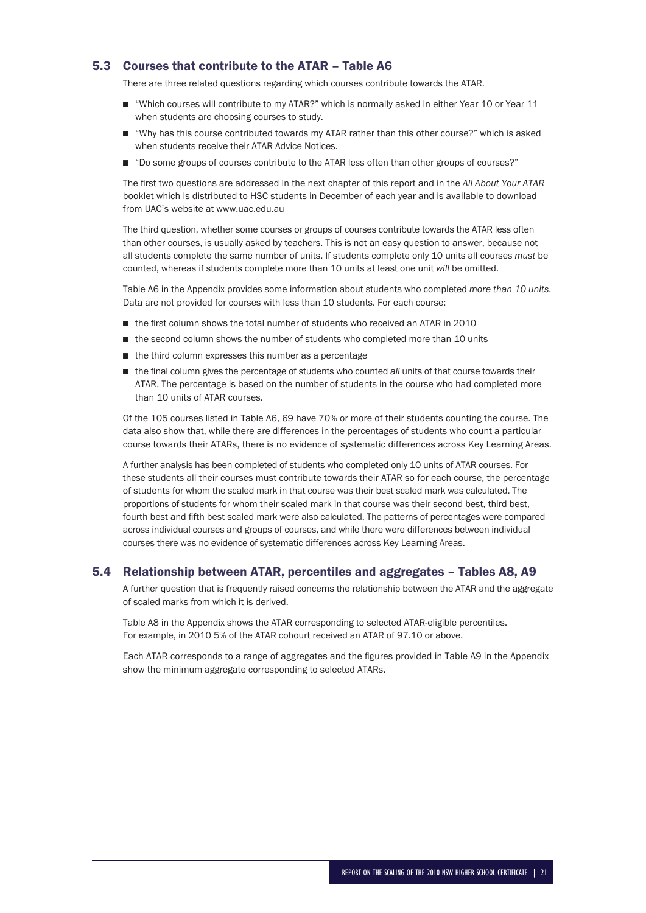## 5.3 Courses that contribute to the ATAR – Table A6

There are three related questions regarding which courses contribute towards the ATAR.

- "Which courses will contribute to my ATAR?" which is normally asked in either Year 10 or Year 11 when students are choosing courses to study.
- "Why has this course contributed towards my ATAR rather than this other course?" which is asked when students receive their ATAR Advice Notices.
- "Do some groups of courses contribute to the ATAR less often than other groups of courses?"

The first two questions are addressed in the next chapter of this report and in the *All About Your ATAR* booklet which is distributed to HSC students in December of each year and is available to download from UAC's website at www.uac.edu.au

The third question, whether some courses or groups of courses contribute towards the ATAR less often than other courses, is usually asked by teachers. This is not an easy question to answer, because not all students complete the same number of units. If students complete only 10 units all courses *must* be counted, whereas if students complete more than 10 units at least one unit *will* be omitted.

Table A6 in the Appendix provides some information about students who completed *more than 10 units*. Data are not provided for courses with less than 10 students. For each course:

- the first column shows the total number of students who received an ATAR in 2010
- the second column shows the number of students who completed more than 10 units
- the third column expresses this number as a percentage
- the final column gives the percentage of students who counted *all* units of that course towards their ATAR. The percentage is based on the number of students in the course who had completed more than 10 units of ATAR courses.

Of the 105 courses listed in Table A6, 69 have 70% or more of their students counting the course. The data also show that, while there are differences in the percentages of students who count a particular course towards their ATARs, there is no evidence of systematic differences across Key Learning Areas.

A further analysis has been completed of students who completed only 10 units of ATAR courses. For these students all their courses must contribute towards their ATAR so for each course, the percentage of students for whom the scaled mark in that course was their best scaled mark was calculated. The proportions of students for whom their scaled mark in that course was their second best, third best, fourth best and fifth best scaled mark were also calculated. The patterns of percentages were compared across individual courses and groups of courses, and while there were differences between individual courses there was no evidence of systematic differences across Key Learning Areas.

## 5.4 Relationship between ATAR, percentiles and aggregates – Tables A8, A9

A further question that is frequently raised concerns the relationship between the ATAR and the aggregate of scaled marks from which it is derived.

Table A8 in the Appendix shows the ATAR corresponding to selected ATAR-eligible percentiles. For example, in 2010 5% of the ATAR cohourt received an ATAR of 97.10 or above.

Each ATAR corresponds to a range of aggregates and the figures provided in Table A9 in the Appendix show the minimum aggregate corresponding to selected ATARs.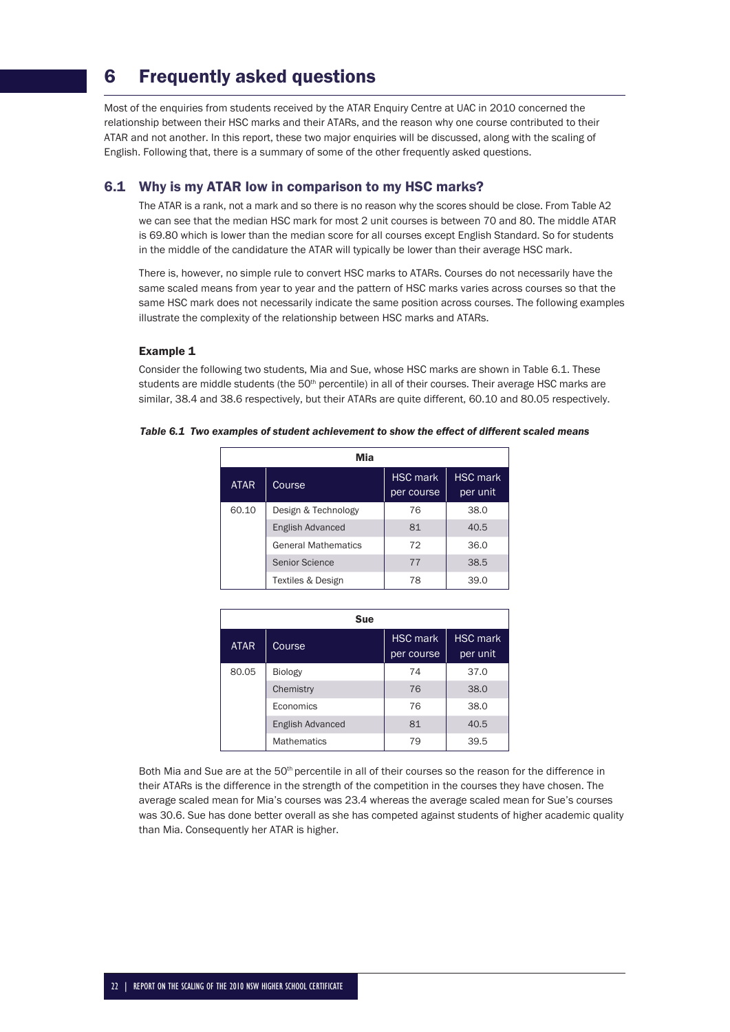# 6 Frequently asked questions

Most of the enquiries from students received by the ATAR Enquiry Centre at UAC in 2010 concerned the relationship between their HSC marks and their ATARs, and the reason why one course contributed to their ATAR and not another. In this report, these two major enquiries will be discussed, along with the scaling of English. Following that, there is a summary of some of the other frequently asked questions.

## 6.1 Why is my ATAR low in comparison to my HSC marks?

The ATAR is a rank, not a mark and so there is no reason why the scores should be close. From Table A2 we can see that the median HSC mark for most 2 unit courses is between 70 and 80. The middle ATAR is 69.80 which is lower than the median score for all courses except English Standard. So for students in the middle of the candidature the ATAR will typically be lower than their average HSC mark.

There is, however, no simple rule to convert HSC marks to ATARs. Courses do not necessarily have the same scaled means from year to year and the pattern of HSC marks varies across courses so that the same HSC mark does not necessarily indicate the same position across courses. The following examples illustrate the complexity of the relationship between HSC marks and ATARs.

### Example 1

Consider the following two students, Mia and Sue, whose HSC marks are shown in Table 6.1. These students are middle students (the 50th percentile) in all of their courses. Their average HSC marks are similar, 38.4 and 38.6 respectively, but their ATARs are quite different, 60.10 and 80.05 respectively.

*Table 6.1 Two examples of student achievement to show the effect of different scaled means*

**Mia**

| ATAR | Course | HSC mark per course | HSC mark per unit |
|---|---|---|---|
| 60.10 | Design & Technology | 76 | 38.0 |
| | English Advanced | 81 | 40.5 |
| | General Mathematics | 72 | 36.0 |
| | Senior Science | 77 | 38.5 |
| | Textiles & Design | 78 | 39.0 |

**Sue**

| ATAR | Course | HSC mark per course | HSC mark per unit |
|---|---|---|---|
| 80.05 | Biology | 74 | 37.0 |
| | Chemistry | 76 | 38.0 |
| | Economics | 76 | 38.0 |
| | English Advanced | 81 | 40.5 |
| | Mathematics | 79 | 39.5 |

Both Mia and Sue are at the 50th percentile in all of their courses so the reason for the difference in their ATARs is the difference in the strength of the competition in the courses they have chosen. The average scaled mean for Mia's courses was 23.4 whereas the average scaled mean for Sue's courses was 30.6. Sue has done better overall as she has competed against students of higher academic quality than Mia. Consequently her ATAR is higher.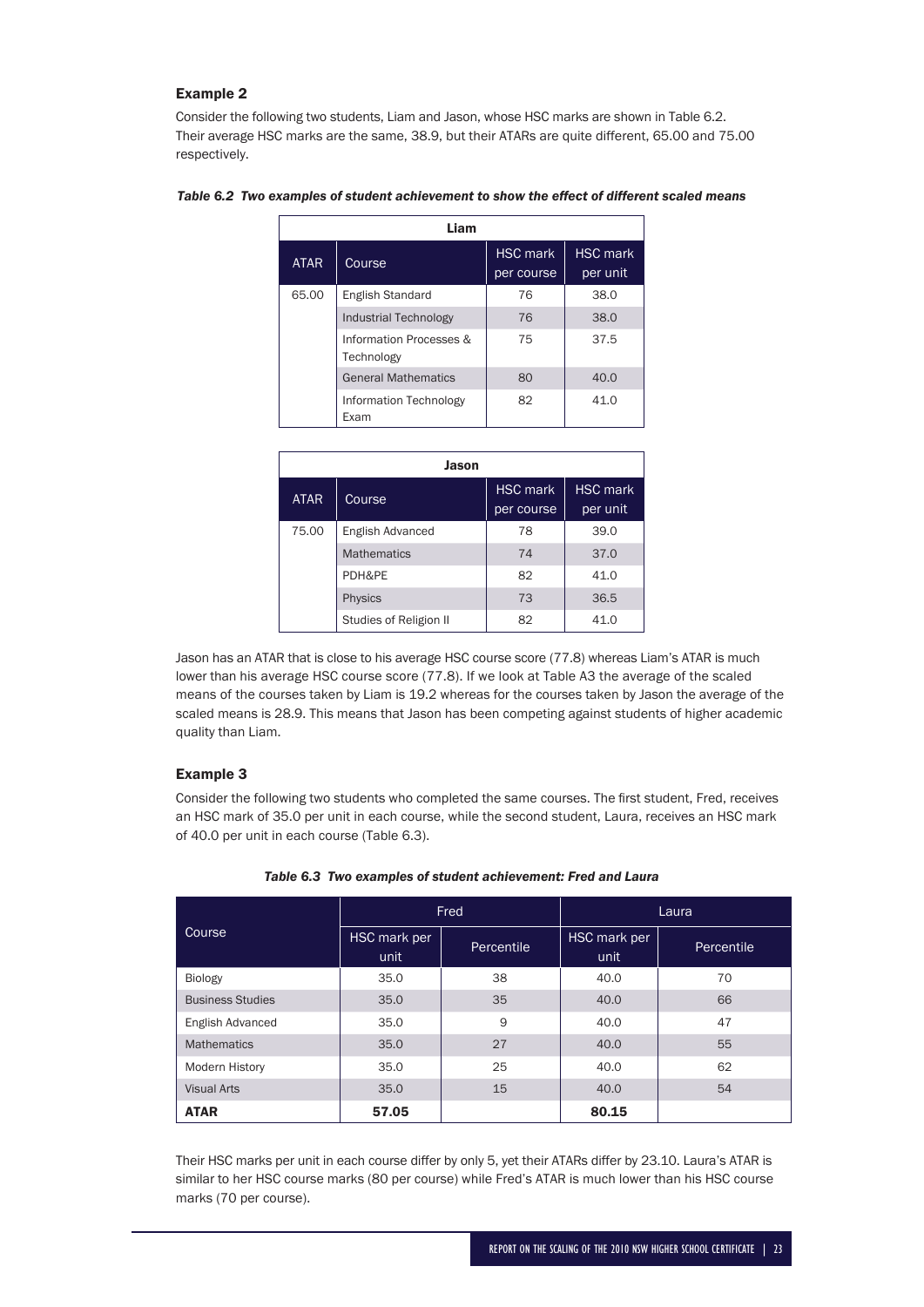### Example 2

Consider the following two students, Liam and Jason, whose HSC marks are shown in Table 6.2. Their average HSC marks are the same, 38.9, but their ATARs are quite different, 65.00 and 75.00 respectively.

*Table 6.2 Two examples of student achievement to show the effect of different scaled means*

| Liam | | | |
|---|---|---|---|
| ATAR | Course | HSC mark per course | HSC mark per unit |
| 65.00 | English Standard | 76 | 38.0 |
| | Industrial Technology | 76 | 38.0 |
| | Information Processes & Technology | 75 | 37.5 |
| | General Mathematics | 80 | 40.0 |
| | Information Technology Exam | 82 | 41.0 |

| Jason | | | |
|---|---|---|---|
| ATAR | Course | HSC mark per course | HSC mark per unit |
| 75.00 | English Advanced | 78 | 39.0 |
| | Mathematics | 74 | 37.0 |
| | PDH&PE | 82 | 41.0 |
| | Physics | 73 | 36.5 |
| | Studies of Religion II | 82 | 41.0 |

Jason has an ATAR that is close to his average HSC course score (77.8) whereas Liam's ATAR is much lower than his average HSC course score (77.8). If we look at Table A3 the average of the scaled means of the courses taken by Liam is 19.2 whereas for the courses taken by Jason the average of the scaled means is 28.9. This means that Jason has been competing against students of higher academic quality than Liam.

### Example 3

Consider the following two students who completed the same courses. The first student, Fred, receives an HSC mark of 35.0 per unit in each course, while the second student, Laura, receives an HSC mark of 40.0 per unit in each course (Table 6.3).

*Table 6.3 Two examples of student achievement: Fred and Laura*

| Course | Fred | | Laura | |
|---|---|---|---|---|
| | HSC mark per unit | Percentile | HSC mark per unit | Percentile |
| Biology | 35.0 | 38 | 40.0 | 70 |
| Business Studies | 35.0 | 35 | 40.0 | 66 |
| English Advanced | 35.0 | 9 | 40.0 | 47 |
| Mathematics | 35.0 | 27 | 40.0 | 55 |
| Modern History | 35.0 | 25 | 40.0 | 62 |
| Visual Arts | 35.0 | 15 | 40.0 | 54 |
| **ATAR** | **57.05** | | **80.15** | |

Their HSC marks per unit in each course differ by only 5, yet their ATARs differ by 23.10. Laura's ATAR is similar to her HSC course marks (80 per course) while Fred's ATAR is much lower than his HSC course marks (70 per course).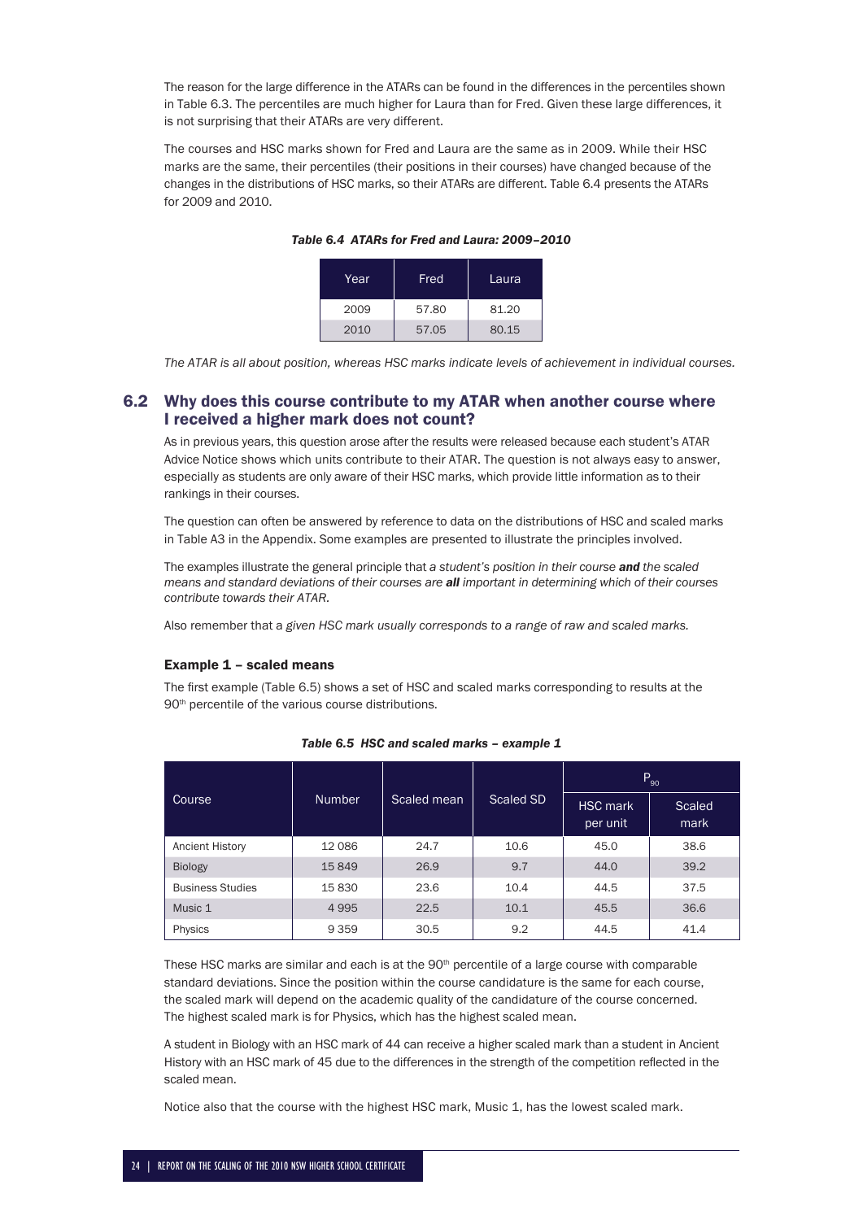The reason for the large difference in the ATARs can be found in the differences in the percentiles shown in Table 6.3. The percentiles are much higher for Laura than for Fred. Given these large differences, it is not surprising that their ATARs are very different.

The courses and HSC marks shown for Fred and Laura are the same as in 2009. While their HSC marks are the same, their percentiles (their positions in their courses) have changed because of the changes in the distributions of HSC marks, so their ATARs are different. Table 6.4 presents the ATARs for 2009 and 2010.

*Table 6.4 ATARs for Fred and Laura: 2009–2010*

| Year | Fred | Laura |
|---|---|---|
| 2009 | 57.80 | 81.20 |
| 2010 | 57.05 | 80.15 |

*The ATAR is all about position, whereas HSC marks indicate levels of achievement in individual courses.*

## 6.2 Why does this course contribute to my ATAR when another course where I received a higher mark does not count?

As in previous years, this question arose after the results were released because each student's ATAR Advice Notice shows which units contribute to their ATAR. The question is not always easy to answer, especially as students are only aware of their HSC marks, which provide little information as to their rankings in their courses.

The question can often be answered by reference to data on the distributions of HSC and scaled marks in Table A3 in the Appendix. Some examples are presented to illustrate the principles involved.

The examples illustrate the general principle that *a student's position in their course **and** the scaled means and standard deviations of their courses are **all** important in determining which of their courses contribute towards their ATAR.*

Also remember that a *given HSC mark usually corresponds to a range of raw and scaled marks.*

### Example 1 – scaled means

The first example (Table 6.5) shows a set of HSC and scaled marks corresponding to results at the 90th percentile of the various course distributions.

*Table 6.5 HSC and scaled marks – example 1*

| Course | Number | Scaled mean | Scaled SD | $P_{90}$ | |
|---|---|---|---|---|---|
| | | | | HSC mark per unit | Scaled mark |
| Ancient History | 12 086 | 24.7 | 10.6 | 45.0 | 38.6 |
| Biology | 15 849 | 26.9 | 9.7 | 44.0 | 39.2 |
| Business Studies | 15 830 | 23.6 | 10.4 | 44.5 | 37.5 |
| Music 1 | 4 995 | 22.5 | 10.1 | 45.5 | 36.6 |
| Physics | 9 359 | 30.5 | 9.2 | 44.5 | 41.4 |

These HSC marks are similar and each is at the 90th percentile of a large course with comparable standard deviations. Since the position within the course candidature is the same for each course, the scaled mark will depend on the academic quality of the candidature of the course concerned. The highest scaled mark is for Physics, which has the highest scaled mean.

A student in Biology with an HSC mark of 44 can receive a higher scaled mark than a student in Ancient History with an HSC mark of 45 due to the differences in the strength of the competition reflected in the scaled mean.

Notice also that the course with the highest HSC mark, Music 1, has the lowest scaled mark.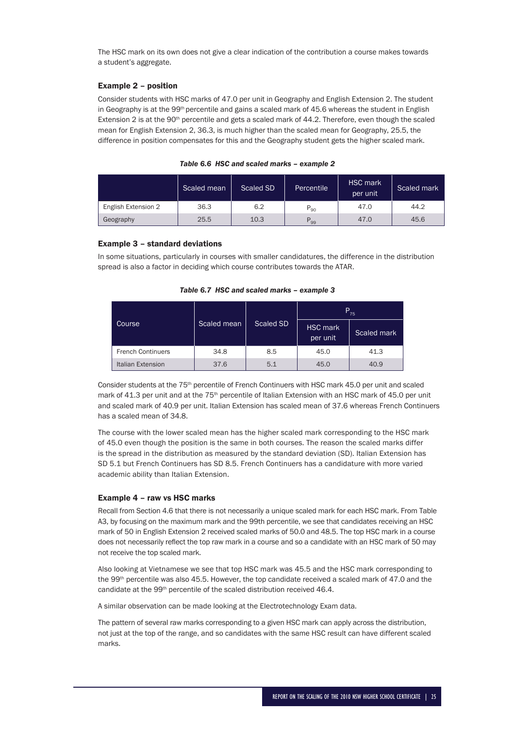The HSC mark on its own does not give a clear indication of the contribution a course makes towards a student's aggregate.

### Example 2 – position

Consider students with HSC marks of 47.0 per unit in Geography and English Extension 2. The student in Geography is at the 99th percentile and gains a scaled mark of 45.6 whereas the student in English Extension 2 is at the 90th percentile and gets a scaled mark of 44.2. Therefore, even though the scaled mean for English Extension 2, 36.3, is much higher than the scaled mean for Geography, 25.5, the difference in position compensates for this and the Geography student gets the higher scaled mark.

*Table 6.6 HSC and scaled marks – example 2*

| | Scaled mean | Scaled SD | Percentile | HSC mark per unit | Scaled mark |
|---|---|---|---|---|---|
| English Extension 2 | 36.3 | 6.2 | $P_{90}$ | 47.0 | 44.2 |
| Geography | 25.5 | 10.3 | $P_{99}$ | 47.0 | 45.6 |

### Example 3 – standard deviations

In some situations, particularly in courses with smaller candidatures, the difference in the distribution spread is also a factor in deciding which course contributes towards the ATAR.

*Table 6.7 HSC and scaled marks – example 3*

| Course | Scaled mean | Scaled SD | $P_{75}$ | |
|---|---|---|---|---|
| | | | HSC mark per unit | Scaled mark |
| French Continuers | 34.8 | 8.5 | 45.0 | 41.3 |
| Italian Extension | 37.6 | 5.1 | 45.0 | 40.9 |

Consider students at the 75th percentile of French Continuers with HSC mark 45.0 per unit and scaled mark of 41.3 per unit and at the 75th percentile of Italian Extension with an HSC mark of 45.0 per unit and scaled mark of 40.9 per unit. Italian Extension has scaled mean of 37.6 whereas French Continuers has a scaled mean of 34.8.

The course with the lower scaled mean has the higher scaled mark corresponding to the HSC mark of 45.0 even though the position is the same in both courses. The reason the scaled marks differ is the spread in the distribution as measured by the standard deviation (SD). Italian Extension has SD 5.1 but French Continuers has SD 8.5. French Continuers has a candidature with more varied academic ability than Italian Extension.

### Example 4 – raw vs HSC marks

Recall from Section 4.6 that there is not necessarily a unique scaled mark for each HSC mark. From Table A3, by focusing on the maximum mark and the 99th percentile, we see that candidates receiving an HSC mark of 50 in English Extension 2 received scaled marks of 50.0 and 48.5. The top HSC mark in a course does not necessarily reflect the top raw mark in a course and so a candidate with an HSC mark of 50 may not receive the top scaled mark.

Also looking at Vietnamese we see that top HSC mark was 45.5 and the HSC mark corresponding to the 99th percentile was also 45.5. However, the top candidate received a scaled mark of 47.0 and the candidate at the 99th percentile of the scaled distribution received 46.4.

A similar observation can be made looking at the Electrotechnology Exam data.

The pattern of several raw marks corresponding to a given HSC mark can apply across the distribution, not just at the top of the range, and so candidates with the same HSC result can have different scaled marks.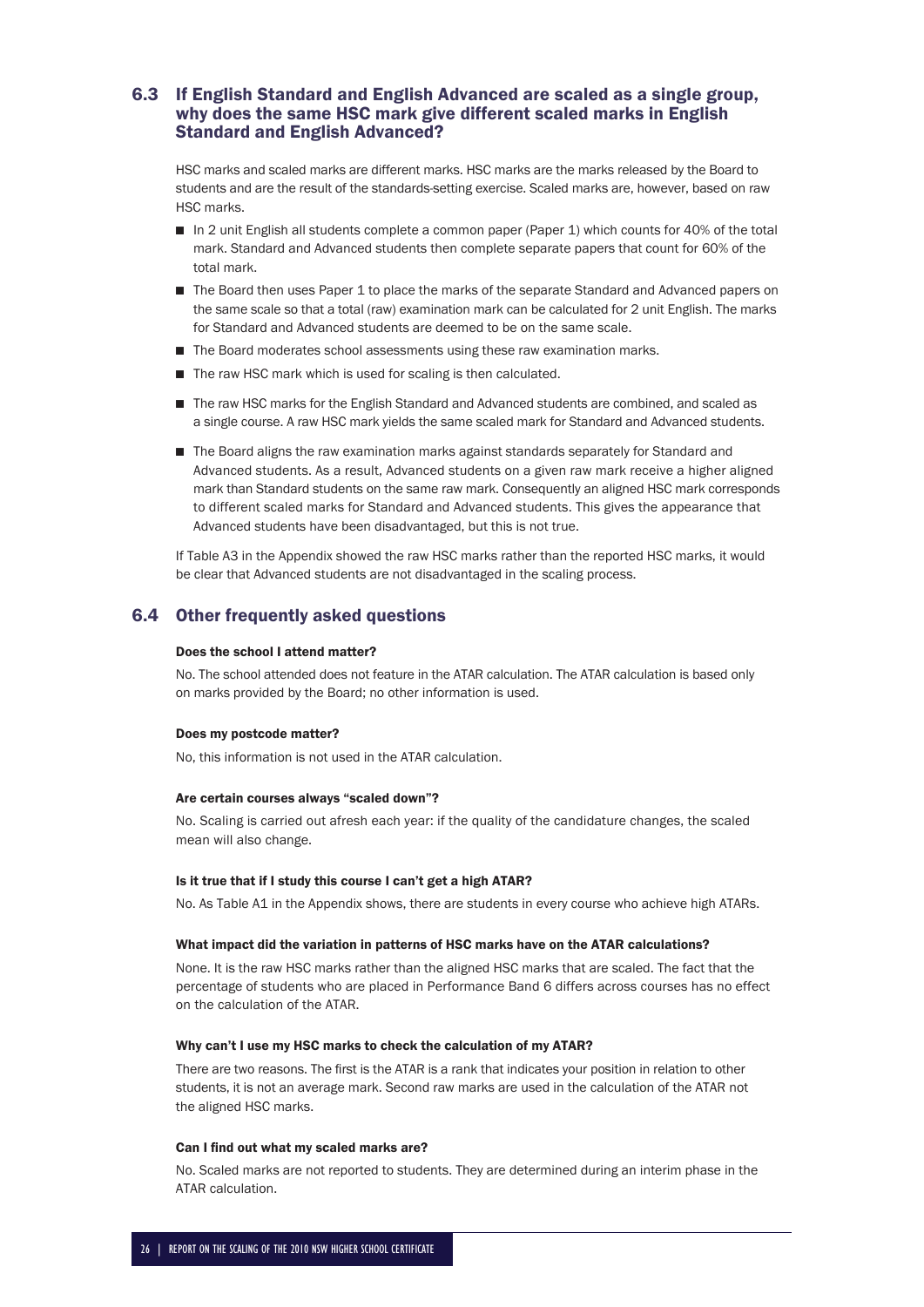## 6.3 If English Standard and English Advanced are scaled as a single group, why does the same HSC mark give different scaled marks in English Standard and English Advanced?

HSC marks and scaled marks are different marks. HSC marks are the marks released by the Board to students and are the result of the standards-setting exercise. Scaled marks are, however, based on raw HSC marks.

- In 2 unit English all students complete a common paper (Paper 1) which counts for 40% of the total mark. Standard and Advanced students then complete separate papers that count for 60% of the total mark.
- The Board then uses Paper 1 to place the marks of the separate Standard and Advanced papers on the same scale so that a total (raw) examination mark can be calculated for 2 unit English. The marks for Standard and Advanced students are deemed to be on the same scale.
- The Board moderates school assessments using these raw examination marks.
- The raw HSC mark which is used for scaling is then calculated.
- The raw HSC marks for the English Standard and Advanced students are combined, and scaled as a single course. A raw HSC mark yields the same scaled mark for Standard and Advanced students.
- The Board aligns the raw examination marks against standards separately for Standard and Advanced students. As a result, Advanced students on a given raw mark receive a higher aligned mark than Standard students on the same raw mark. Consequently an aligned HSC mark corresponds to different scaled marks for Standard and Advanced students. This gives the appearance that Advanced students have been disadvantaged, but this is not true.

If Table A3 in the Appendix showed the raw HSC marks rather than the reported HSC marks, it would be clear that Advanced students are not disadvantaged in the scaling process.

## 6.4 Other frequently asked questions

#### Does the school I attend matter?

No. The school attended does not feature in the ATAR calculation. The ATAR calculation is based only on marks provided by the Board; no other information is used.

#### Does my postcode matter?

No, this information is not used in the ATAR calculation.

#### Are certain courses always "scaled down"?

No. Scaling is carried out afresh each year: if the quality of the candidature changes, the scaled mean will also change.

#### Is it true that if I study this course I can't get a high ATAR?

No. As Table A1 in the Appendix shows, there are students in every course who achieve high ATARs.

#### What impact did the variation in patterns of HSC marks have on the ATAR calculations?

None. It is the raw HSC marks rather than the aligned HSC marks that are scaled. The fact that the percentage of students who are placed in Performance Band 6 differs across courses has no effect on the calculation of the ATAR.

#### Why can't I use my HSC marks to check the calculation of my ATAR?

There are two reasons. The first is the ATAR is a rank that indicates your position in relation to other students, it is not an average mark. Second raw marks are used in the calculation of the ATAR not the aligned HSC marks.

#### Can I find out what my scaled marks are?

No. Scaled marks are not reported to students. They are determined during an interim phase in the ATAR calculation.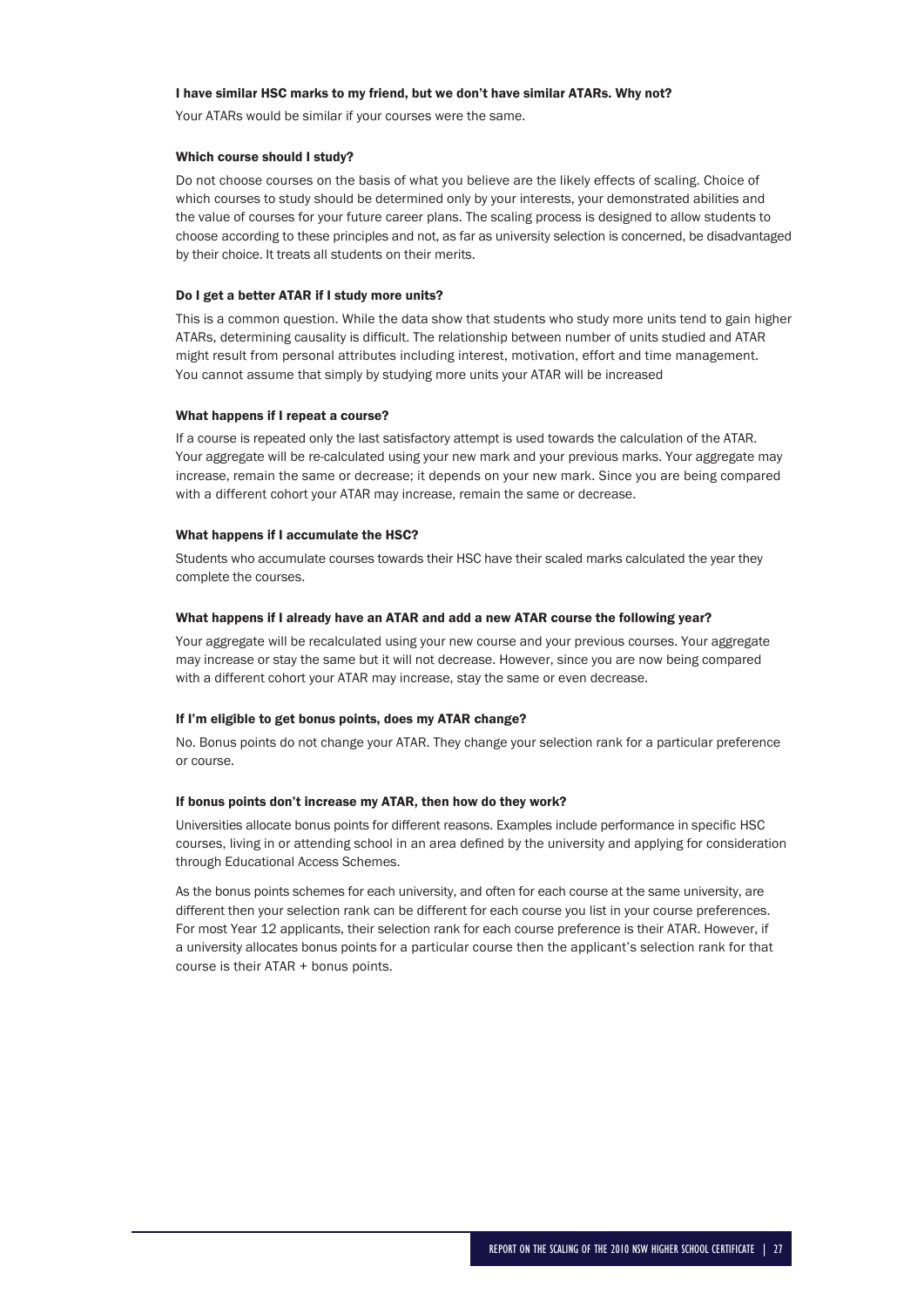#### I have similar HSC marks to my friend, but we don't have similar ATARs. Why not?

Your ATARs would be similar if your courses were the same.

#### Which course should I study?

Do not choose courses on the basis of what you believe are the likely effects of scaling. Choice of which courses to study should be determined only by your interests, your demonstrated abilities and the value of courses for your future career plans. The scaling process is designed to allow students to choose according to these principles and not, as far as university selection is concerned, be disadvantaged by their choice. It treats all students on their merits.

#### Do I get a better ATAR if I study more units?

This is a common question. While the data show that students who study more units tend to gain higher ATARs, determining causality is difficult. The relationship between number of units studied and ATAR might result from personal attributes including interest, motivation, effort and time management. You cannot assume that simply by studying more units your ATAR will be increased

#### What happens if I repeat a course?

If a course is repeated only the last satisfactory attempt is used towards the calculation of the ATAR. Your aggregate will be re-calculated using your new mark and your previous marks. Your aggregate may increase, remain the same or decrease; it depends on your new mark. Since you are being compared with a different cohort your ATAR may increase, remain the same or decrease.

#### What happens if I accumulate the HSC?

Students who accumulate courses towards their HSC have their scaled marks calculated the year they complete the courses.

#### What happens if I already have an ATAR and add a new ATAR course the following year?

Your aggregate will be recalculated using your new course and your previous courses. Your aggregate may increase or stay the same but it will not decrease. However, since you are now being compared with a different cohort your ATAR may increase, stay the same or even decrease.

#### If I'm eligible to get bonus points, does my ATAR change?

No. Bonus points do not change your ATAR. They change your selection rank for a particular preference or course.

#### If bonus points don't increase my ATAR, then how do they work?

Universities allocate bonus points for different reasons. Examples include performance in specific HSC courses, living in or attending school in an area defined by the university and applying for consideration through Educational Access Schemes.

As the bonus points schemes for each university, and often for each course at the same university, are different then your selection rank can be different for each course you list in your course preferences. For most Year 12 applicants, their selection rank for each course preference is their ATAR. However, if a university allocates bonus points for a particular course then the applicant's selection rank for that course is their ATAR + bonus points.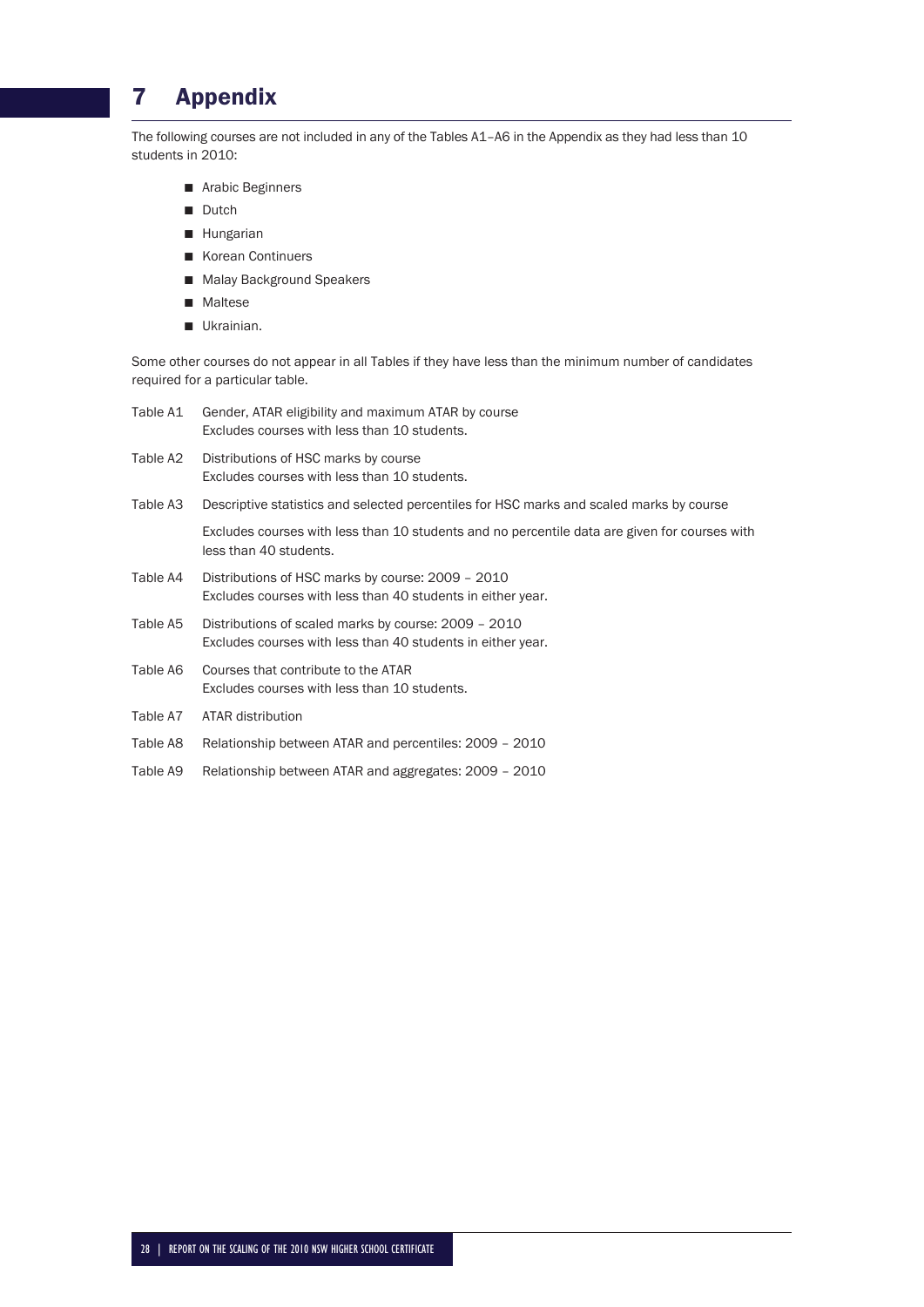# 7 Appendix

The following courses are not included in any of the Tables A1–A6 in the Appendix as they had less than 10 students in 2010:

- Arabic Beginners
- Dutch
- Hungarian
- Korean Continuers
- Malay Background Speakers
- Maltese
- Ukrainian.

Some other courses do not appear in all Tables if they have less than the minimum number of candidates required for a particular table.

| | |
|---|---|
| Table A1 | Gender, ATAR eligibility and maximum ATAR by course<br>Excludes courses with less than 10 students. |
| Table A2 | Distributions of HSC marks by course<br>Excludes courses with less than 10 students. |
| Table A3 | Descriptive statistics and selected percentiles for HSC marks and scaled marks by course<br>Excludes courses with less than 10 students and no percentile data are given for courses with less than 40 students. |
| Table A4 | Distributions of HSC marks by course: 2009 – 2010<br>Excludes courses with less than 40 students in either year. |
| Table A5 | Distributions of scaled marks by course: 2009 – 2010<br>Excludes courses with less than 40 students in either year. |
| Table A6 | Courses that contribute to the ATAR<br>Excludes courses with less than 10 students. |
| Table A7 | ATAR distribution |
| Table A8 | Relationship between ATAR and percentiles: 2009 – 2010 |
| Table A9 | Relationship between ATAR and aggregates: 2009 – 2010 |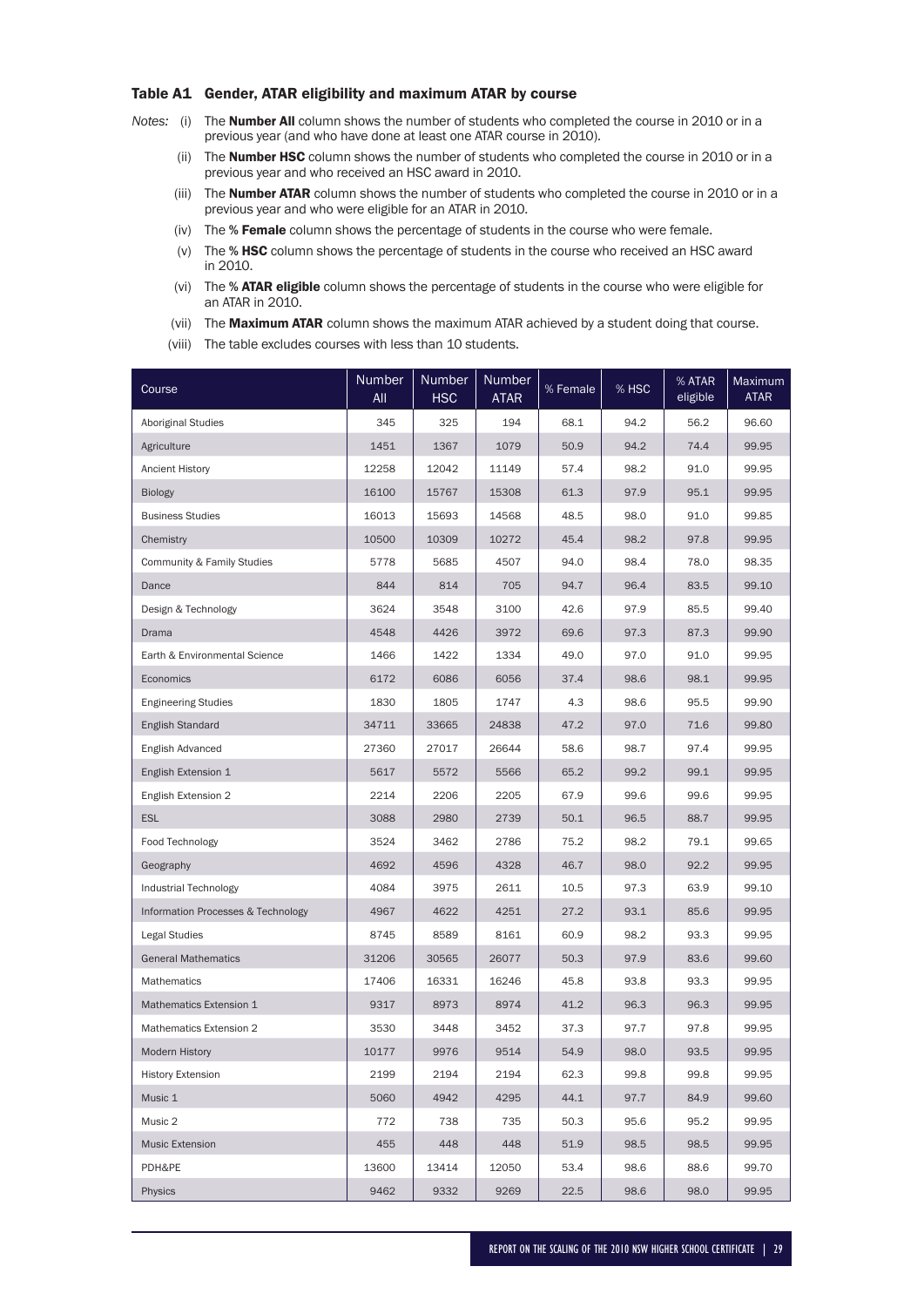### Table A1 Gender, ATAR eligibility and maximum ATAR by course

*Notes:*

(i) The **Number All** column shows the number of students who completed the course in 2010 or in a previous year (and who have done at least one ATAR course in 2010).

(ii) The **Number HSC** column shows the number of students who completed the course in 2010 or in a previous year and who received an HSC award in 2010.

(iii) The **Number ATAR** column shows the number of students who completed the course in 2010 or in a previous year and who were eligible for an ATAR in 2010.

(iv) The **% Female** column shows the percentage of students in the course who were female.

(v) The **% HSC** column shows the percentage of students in the course who received an HSC award in 2010.

(vi) The **% ATAR eligible** column shows the percentage of students in the course who were eligible for an ATAR in 2010.

(vii) The **Maximum ATAR** column shows the maximum ATAR achieved by a student doing that course.

(viii) The table excludes courses with less than 10 students.

| Course | Number All | Number HSC | Number ATAR | % Female | % HSC | % ATAR eligible | Maximum ATAR |
|---|---|---|---|---|---|---|---|
| Aboriginal Studies | 345 | 325 | 194 | 68.1 | 94.2 | 56.2 | 96.60 |
| Agriculture | 1451 | 1367 | 1079 | 50.9 | 94.2 | 74.4 | 99.95 |
| Ancient History | 12258 | 12042 | 11149 | 57.4 | 98.2 | 91.0 | 99.95 |
| Biology | 16100 | 15767 | 15308 | 61.3 | 97.9 | 95.1 | 99.95 |
| Business Studies | 16013 | 15693 | 14568 | 48.5 | 98.0 | 91.0 | 99.85 |
| Chemistry | 10500 | 10309 | 10272 | 45.4 | 98.2 | 97.8 | 99.95 |
| Community & Family Studies | 5778 | 5685 | 4507 | 94.0 | 98.4 | 78.0 | 98.35 |
| Dance | 844 | 814 | 705 | 94.7 | 96.4 | 83.5 | 99.10 |
| Design & Technology | 3624 | 3548 | 3100 | 42.6 | 97.9 | 85.5 | 99.40 |
| Drama | 4548 | 4426 | 3972 | 69.6 | 97.3 | 87.3 | 99.90 |
| Earth & Environmental Science | 1466 | 1422 | 1334 | 49.0 | 97.0 | 91.0 | 99.95 |
| Economics | 6172 | 6086 | 6056 | 37.4 | 98.6 | 98.1 | 99.95 |
| Engineering Studies | 1830 | 1805 | 1747 | 4.3 | 98.6 | 95.5 | 99.90 |
| English Standard | 34711 | 33665 | 24838 | 47.2 | 97.0 | 71.6 | 99.80 |
| English Advanced | 27360 | 27017 | 26644 | 58.6 | 98.7 | 97.4 | 99.95 |
| English Extension 1 | 5617 | 5572 | 5566 | 65.2 | 99.2 | 99.1 | 99.95 |
| English Extension 2 | 2214 | 2206 | 2205 | 67.9 | 99.6 | 99.6 | 99.95 |
| ESL | 3088 | 2980 | 2739 | 50.1 | 96.5 | 88.7 | 99.95 |
| Food Technology | 3524 | 3462 | 2786 | 75.2 | 98.2 | 79.1 | 99.65 |
| Geography | 4692 | 4596 | 4328 | 46.7 | 98.0 | 92.2 | 99.95 |
| Industrial Technology | 4084 | 3975 | 2611 | 10.5 | 97.3 | 63.9 | 99.10 |
| Information Processes & Technology | 4967 | 4622 | 4251 | 27.2 | 93.1 | 85.6 | 99.95 |
| Legal Studies | 8745 | 8589 | 8161 | 60.9 | 98.2 | 93.3 | 99.95 |
| General Mathematics | 31206 | 30565 | 26077 | 50.3 | 97.9 | 83.6 | 99.60 |
| Mathematics | 17406 | 16331 | 16246 | 45.8 | 93.8 | 93.3 | 99.95 |
| Mathematics Extension 1 | 9317 | 8973 | 8974 | 41.2 | 96.3 | 96.3 | 99.95 |
| Mathematics Extension 2 | 3530 | 3448 | 3452 | 37.3 | 97.7 | 97.8 | 99.95 |
| Modern History | 10177 | 9976 | 9514 | 54.9 | 98.0 | 93.5 | 99.95 |
| History Extension | 2199 | 2194 | 2194 | 62.3 | 99.8 | 99.8 | 99.95 |
| Music 1 | 5060 | 4942 | 4295 | 44.1 | 97.7 | 84.9 | 99.60 |
| Music 2 | 772 | 738 | 735 | 50.3 | 95.6 | 95.2 | 99.95 |
| Music Extension | 455 | 448 | 448 | 51.9 | 98.5 | 98.5 | 99.95 |
| PDH&PE | 13600 | 13414 | 12050 | 53.4 | 98.6 | 88.6 | 99.70 |
| Physics | 9462 | 9332 | 9269 | 22.5 | 98.6 | 98.0 | 99.95 |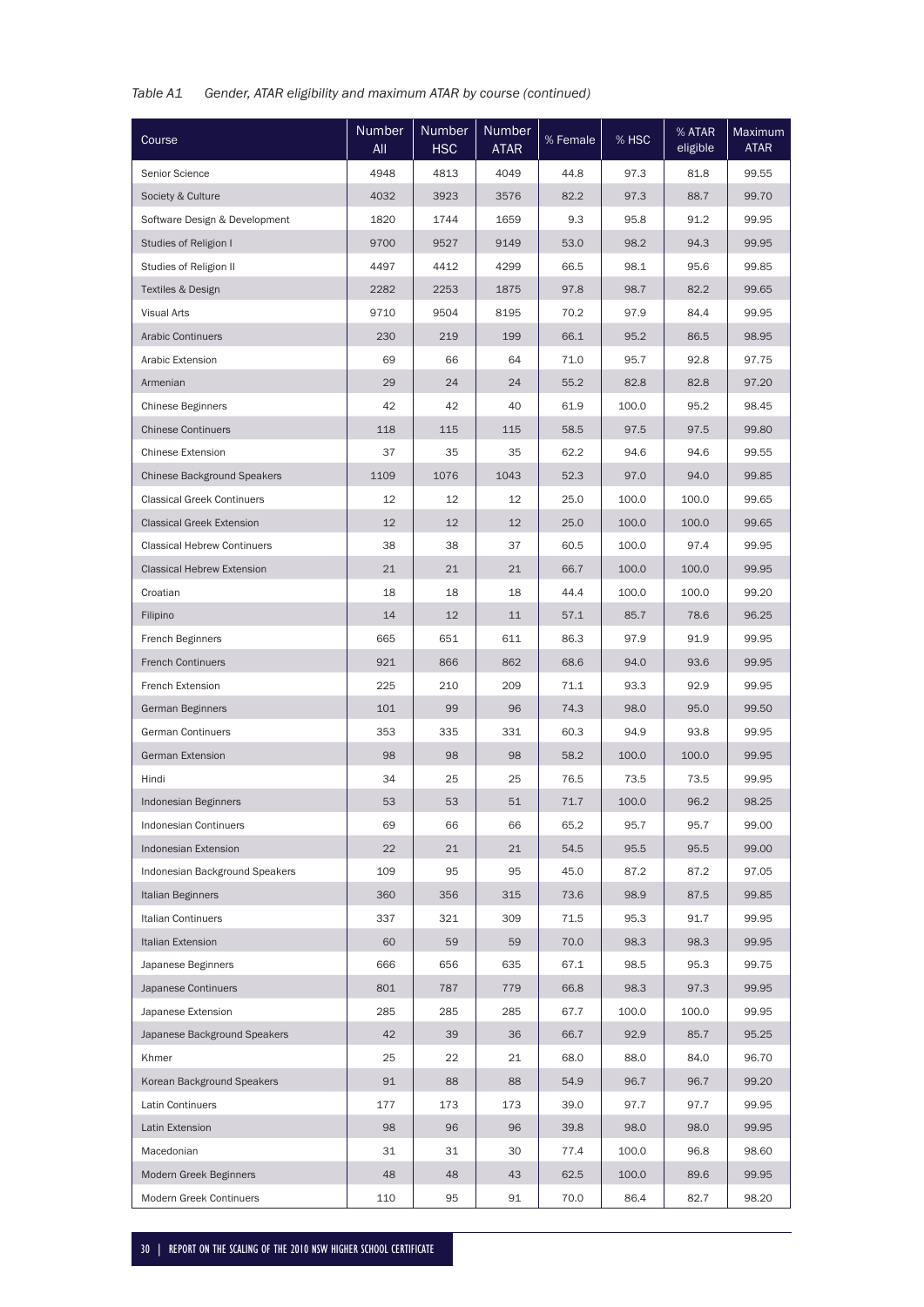*Table A1 Gender, ATAR eligibility and maximum ATAR by course (continued)*

| Course | Number All | Number HSC | Number ATAR | % Female | % HSC | % ATAR eligible | Maximum ATAR |
|---|---|---|---|---|---|---|---|
| Senior Science | 4948 | 4813 | 4049 | 44.8 | 97.3 | 81.8 | 99.55 |
| Society & Culture | 4032 | 3923 | 3576 | 82.2 | 97.3 | 88.7 | 99.70 |
| Software Design & Development | 1820 | 1744 | 1659 | 9.3 | 95.8 | 91.2 | 99.95 |
| Studies of Religion I | 9700 | 9527 | 9149 | 53.0 | 98.2 | 94.3 | 99.95 |
| Studies of Religion II | 4497 | 4412 | 4299 | 66.5 | 98.1 | 95.6 | 99.85 |
| Textiles & Design | 2282 | 2253 | 1875 | 97.8 | 98.7 | 82.2 | 99.65 |
| Visual Arts | 9710 | 9504 | 8195 | 70.2 | 97.9 | 84.4 | 99.95 |
| Arabic Continuers | 230 | 219 | 199 | 66.1 | 95.2 | 86.5 | 98.95 |
| Arabic Extension | 69 | 66 | 64 | 71.0 | 95.7 | 92.8 | 97.75 |
| Armenian | 29 | 24 | 24 | 55.2 | 82.8 | 82.8 | 97.20 |
| Chinese Beginners | 42 | 42 | 40 | 61.9 | 100.0 | 95.2 | 98.45 |
| Chinese Continuers | 118 | 115 | 115 | 58.5 | 97.5 | 97.5 | 99.80 |
| Chinese Extension | 37 | 35 | 35 | 62.2 | 94.6 | 94.6 | 99.55 |
| Chinese Background Speakers | 1109 | 1076 | 1043 | 52.3 | 97.0 | 94.0 | 99.85 |
| Classical Greek Continuers | 12 | 12 | 12 | 25.0 | 100.0 | 100.0 | 99.65 |
| Classical Greek Extension | 12 | 12 | 12 | 25.0 | 100.0 | 100.0 | 99.65 |
| Classical Hebrew Continuers | 38 | 38 | 37 | 60.5 | 100.0 | 97.4 | 99.95 |
| Classical Hebrew Extension | 21 | 21 | 21 | 66.7 | 100.0 | 100.0 | 99.95 |
| Croatian | 18 | 18 | 18 | 44.4 | 100.0 | 100.0 | 99.20 |
| Filipino | 14 | 12 | 11 | 57.1 | 85.7 | 78.6 | 96.25 |
| French Beginners | 665 | 651 | 611 | 86.3 | 97.9 | 91.9 | 99.95 |
| French Continuers | 921 | 866 | 862 | 68.6 | 94.0 | 93.6 | 99.95 |
| French Extension | 225 | 210 | 209 | 71.1 | 93.3 | 92.9 | 99.95 |
| German Beginners | 101 | 99 | 96 | 74.3 | 98.0 | 95.0 | 99.50 |
| German Continuers | 353 | 335 | 331 | 60.3 | 94.9 | 93.8 | 99.95 |
| German Extension | 98 | 98 | 98 | 58.2 | 100.0 | 100.0 | 99.95 |
| Hindi | 34 | 25 | 25 | 76.5 | 73.5 | 73.5 | 99.95 |
| Indonesian Beginners | 53 | 53 | 51 | 71.7 | 100.0 | 96.2 | 98.25 |
| Indonesian Continuers | 69 | 66 | 66 | 65.2 | 95.7 | 95.7 | 99.00 |
| Indonesian Extension | 22 | 21 | 21 | 54.5 | 95.5 | 95.5 | 99.00 |
| Indonesian Background Speakers | 109 | 95 | 95 | 45.0 | 87.2 | 87.2 | 97.05 |
| Italian Beginners | 360 | 356 | 315 | 73.6 | 98.9 | 87.5 | 99.85 |
| Italian Continuers | 337 | 321 | 309 | 71.5 | 95.3 | 91.7 | 99.95 |
| Italian Extension | 60 | 59 | 59 | 70.0 | 98.3 | 98.3 | 99.95 |
| Japanese Beginners | 666 | 656 | 635 | 67.1 | 98.5 | 95.3 | 99.75 |
| Japanese Continuers | 801 | 787 | 779 | 66.8 | 98.3 | 97.3 | 99.95 |
| Japanese Extension | 285 | 285 | 285 | 67.7 | 100.0 | 100.0 | 99.95 |
| Japanese Background Speakers | 42 | 39 | 36 | 66.7 | 92.9 | 85.7 | 95.25 |
| Khmer | 25 | 22 | 21 | 68.0 | 88.0 | 84.0 | 96.70 |
| Korean Background Speakers | 91 | 88 | 88 | 54.9 | 96.7 | 96.7 | 99.20 |
| Latin Continuers | 177 | 173 | 173 | 39.0 | 97.7 | 97.7 | 99.95 |
| Latin Extension | 98 | 96 | 96 | 39.8 | 98.0 | 98.0 | 99.95 |
| Macedonian | 31 | 31 | 30 | 77.4 | 100.0 | 96.8 | 98.60 |
| Modern Greek Beginners | 48 | 48 | 43 | 62.5 | 100.0 | 89.6 | 99.95 |
| Modern Greek Continuers | 110 | 95 | 91 | 70.0 | 86.4 | 82.7 | 98.20 |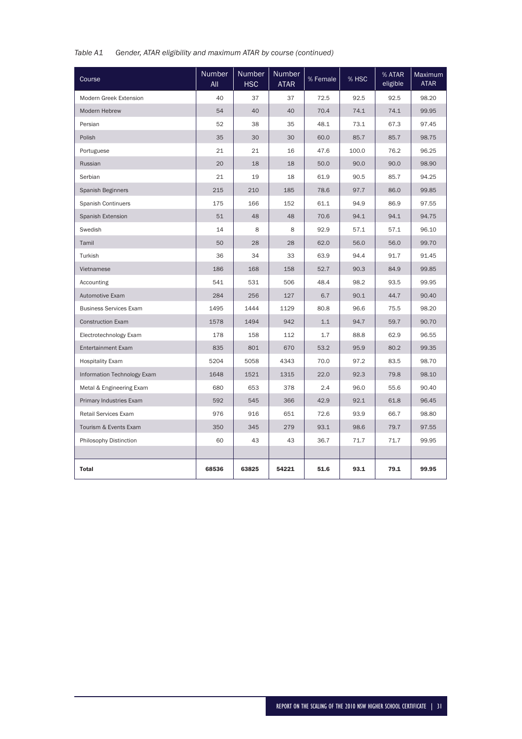*Table A1 Gender, ATAR eligibility and maximum ATAR by course (continued)*

| Course | Number All | Number HSC | Number ATAR | % Female | % HSC | % ATAR eligible | Maximum ATAR |
|---|---|---|---|---|---|---|---|
| Modern Greek Extension | 40 | 37 | 37 | 72.5 | 92.5 | 92.5 | 98.20 |
| Modern Hebrew | 54 | 40 | 40 | 70.4 | 74.1 | 74.1 | 99.95 |
| Persian | 52 | 38 | 35 | 48.1 | 73.1 | 67.3 | 97.45 |
| Polish | 35 | 30 | 30 | 60.0 | 85.7 | 85.7 | 98.75 |
| Portuguese | 21 | 21 | 16 | 47.6 | 100.0 | 76.2 | 96.25 |
| Russian | 20 | 18 | 18 | 50.0 | 90.0 | 90.0 | 98.90 |
| Serbian | 21 | 19 | 18 | 61.9 | 90.5 | 85.7 | 94.25 |
| Spanish Beginners | 215 | 210 | 185 | 78.6 | 97.7 | 86.0 | 99.85 |
| Spanish Continuers | 175 | 166 | 152 | 61.1 | 94.9 | 86.9 | 97.55 |
| Spanish Extension | 51 | 48 | 48 | 70.6 | 94.1 | 94.1 | 94.75 |
| Swedish | 14 | 8 | 8 | 92.9 | 57.1 | 57.1 | 96.10 |
| Tamil | 50 | 28 | 28 | 62.0 | 56.0 | 56.0 | 99.70 |
| Turkish | 36 | 34 | 33 | 63.9 | 94.4 | 91.7 | 91.45 |
| Vietnamese | 186 | 168 | 158 | 52.7 | 90.3 | 84.9 | 99.85 |
| Accounting | 541 | 531 | 506 | 48.4 | 98.2 | 93.5 | 99.95 |
| Automotive Exam | 284 | 256 | 127 | 6.7 | 90.1 | 44.7 | 90.40 |
| Business Services Exam | 1495 | 1444 | 1129 | 80.8 | 96.6 | 75.5 | 98.20 |
| Construction Exam | 1578 | 1494 | 942 | 1.1 | 94.7 | 59.7 | 90.70 |
| Electrotechnology Exam | 178 | 158 | 112 | 1.7 | 88.8 | 62.9 | 96.55 |
| Entertainment Exam | 835 | 801 | 670 | 53.2 | 95.9 | 80.2 | 99.35 |
| Hospitality Exam | 5204 | 5058 | 4343 | 70.0 | 97.2 | 83.5 | 98.70 |
| Information Technology Exam | 1648 | 1521 | 1315 | 22.0 | 92.3 | 79.8 | 98.10 |
| Metal & Engineering Exam | 680 | 653 | 378 | 2.4 | 96.0 | 55.6 | 90.40 |
| Primary Industries Exam | 592 | 545 | 366 | 42.9 | 92.1 | 61.8 | 96.45 |
| Retail Services Exam | 976 | 916 | 651 | 72.6 | 93.9 | 66.7 | 98.80 |
| Tourism & Events Exam | 350 | 345 | 279 | 93.1 | 98.6 | 79.7 | 97.55 |
| Philosophy Distinction | 60 | 43 | 43 | 36.7 | 71.7 | 71.7 | 99.95 |
| | | | | | | | |
| **Total** | **68536** | **63825** | **54221** | **51.6** | **93.1** | **79.1** | **99.95** |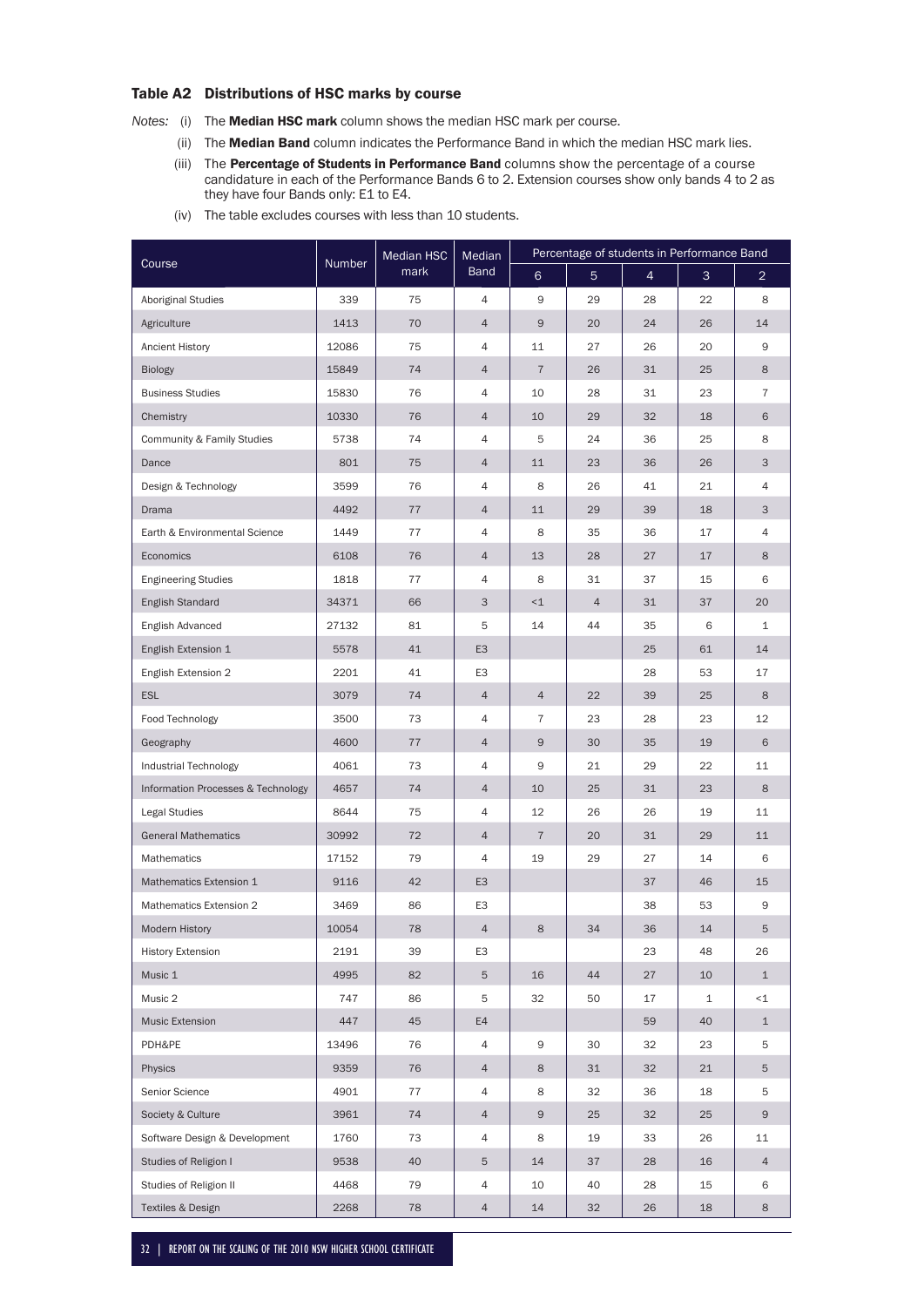### Table A2 Distributions of HSC marks by course

*Notes:* (i) The **Median HSC mark** column shows the median HSC mark per course.

(ii) The **Median Band** column indicates the Performance Band in which the median HSC mark lies.

(iii) The **Percentage of Students in Performance Band** columns show the percentage of a course candidature in each of the Performance Bands 6 to 2. Extension courses show only bands 4 to 2 as they have four Bands only: E1 to E4.

(iv) The table excludes courses with less than 10 students.

| Course | Number | Median HSC mark | Median Band | Percentage of students in Performance Band | | | | |
|---|---|---|---|---|---|---|---|---|
| | | | | 6 | 5 | 4 | 3 | 2 |
| Aboriginal Studies | 339 | 75 | 4 | 9 | 29 | 28 | 22 | 8 |
| Agriculture | 1413 | 70 | 4 | 9 | 20 | 24 | 26 | 14 |
| Ancient History | 12086 | 75 | 4 | 11 | 27 | 26 | 20 | 9 |
| Biology | 15849 | 74 | 4 | 7 | 26 | 31 | 25 | 8 |
| Business Studies | 15830 | 76 | 4 | 10 | 28 | 31 | 23 | 7 |
| Chemistry | 10330 | 76 | 4 | 10 | 29 | 32 | 18 | 6 |
| Community & Family Studies | 5738 | 74 | 4 | 5 | 24 | 36 | 25 | 8 |
| Dance | 801 | 75 | 4 | 11 | 23 | 36 | 26 | 3 |
| Design & Technology | 3599 | 76 | 4 | 8 | 26 | 41 | 21 | 4 |
| Drama | 4492 | 77 | 4 | 11 | 29 | 39 | 18 | 3 |
| Earth & Environmental Science | 1449 | 77 | 4 | 8 | 35 | 36 | 17 | 4 |
| Economics | 6108 | 76 | 4 | 13 | 28 | 27 | 17 | 8 |
| Engineering Studies | 1818 | 77 | 4 | 8 | 31 | 37 | 15 | 6 |
| English Standard | 34371 | 66 | 3 | <1 | 4 | 31 | 37 | 20 |
| English Advanced | 27132 | 81 | 5 | 14 | 44 | 35 | 6 | 1 |
| English Extension 1 | 5578 | 41 | E3 | | | 25 | 61 | 14 |
| English Extension 2 | 2201 | 41 | E3 | | | 28 | 53 | 17 |
| ESL | 3079 | 74 | 4 | 4 | 22 | 39 | 25 | 8 |
| Food Technology | 3500 | 73 | 4 | 7 | 23 | 28 | 23 | 12 |
| Geography | 4600 | 77 | 4 | 9 | 30 | 35 | 19 | 6 |
| Industrial Technology | 4061 | 73 | 4 | 9 | 21 | 29 | 22 | 11 |
| Information Processes & Technology | 4657 | 74 | 4 | 10 | 25 | 31 | 23 | 8 |
| Legal Studies | 8644 | 75 | 4 | 12 | 26 | 26 | 19 | 11 |
| General Mathematics | 30992 | 72 | 4 | 7 | 20 | 31 | 29 | 11 |
| Mathematics | 17152 | 79 | 4 | 19 | 29 | 27 | 14 | 6 |
| Mathematics Extension 1 | 9116 | 42 | E3 | | | 37 | 46 | 15 |
| Mathematics Extension 2 | 3469 | 86 | E3 | | | 38 | 53 | 9 |
| Modern History | 10054 | 78 | 4 | 8 | 34 | 36 | 14 | 5 |
| History Extension | 2191 | 39 | E3 | | | 23 | 48 | 26 |
| Music 1 | 4995 | 82 | 5 | 16 | 44 | 27 | 10 | 1 |
| Music 2 | 747 | 86 | 5 | 32 | 50 | 17 | 1 | <1 |
| Music Extension | 447 | 45 | E4 | | | 59 | 40 | 1 |
| PDH&PE | 13496 | 76 | 4 | 9 | 30 | 32 | 23 | 5 |
| Physics | 9359 | 76 | 4 | 8 | 31 | 32 | 21 | 5 |
| Senior Science | 4901 | 77 | 4 | 8 | 32 | 36 | 18 | 5 |
| Society & Culture | 3961 | 74 | 4 | 9 | 25 | 32 | 25 | 9 |
| Software Design & Development | 1760 | 73 | 4 | 8 | 19 | 33 | 26 | 11 |
| Studies of Religion I | 9538 | 40 | 5 | 14 | 37 | 28 | 16 | 4 |
| Studies of Religion II | 4468 | 79 | 4 | 10 | 40 | 28 | 15 | 6 |
| Textiles & Design | 2268 | 78 | 4 | 14 | 32 | 26 | 18 | 8 |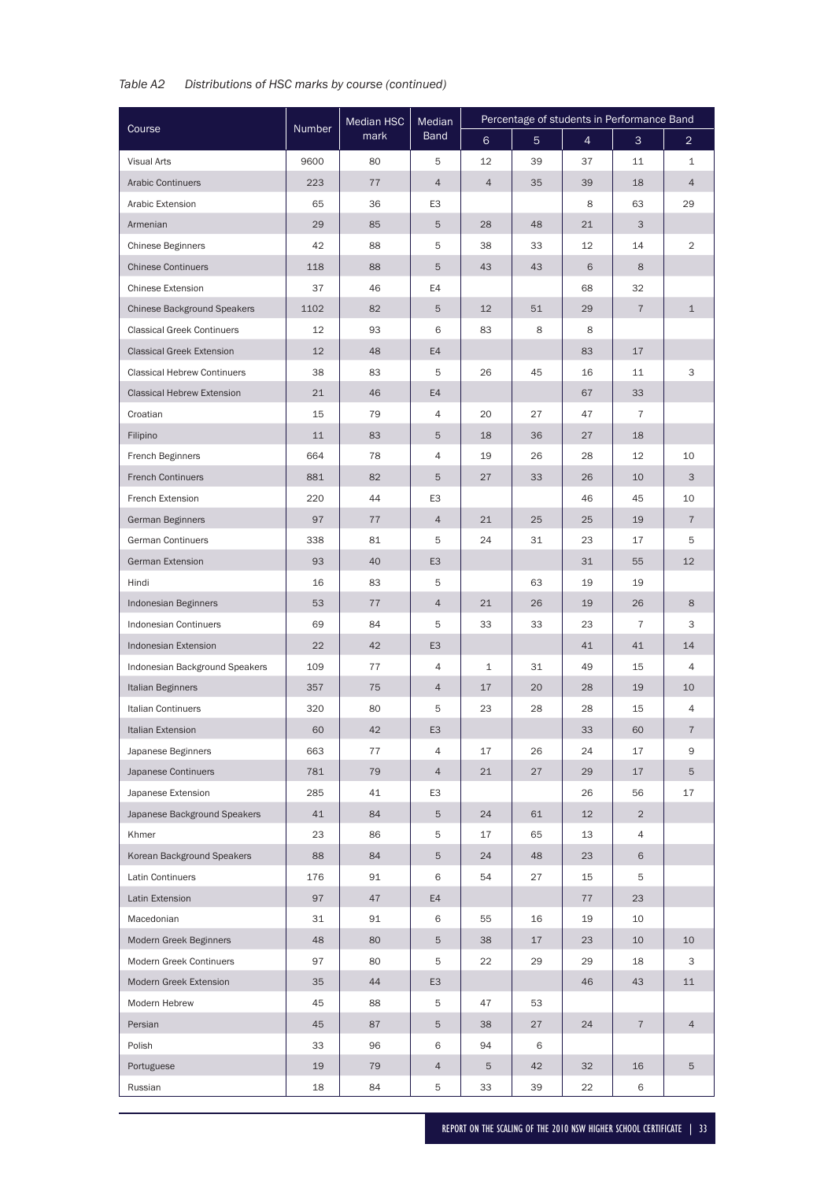*Table A2 Distributions of HSC marks by course (continued)*

| Course | Number | Median HSC mark | Median Band | Percentage of students in Performance Band | | | | |
|---|---|---|---|---|---|---|---|---|
| | | | | 6 | 5 | 4 | 3 | 2 |
| Visual Arts | 9600 | 80 | 5 | 12 | 39 | 37 | 11 | 1 |
| Arabic Continuers | 223 | 77 | 4 | 4 | 35 | 39 | 18 | 4 |
| Arabic Extension | 65 | 36 | E3 | | | 8 | 63 | 29 |
| Armenian | 29 | 85 | 5 | 28 | 48 | 21 | 3 | |
| Chinese Beginners | 42 | 88 | 5 | 38 | 33 | 12 | 14 | 2 |
| Chinese Continuers | 118 | 88 | 5 | 43 | 43 | 6 | 8 | |
| Chinese Extension | 37 | 46 | E4 | | | 68 | 32 | |
| Chinese Background Speakers | 1102 | 82 | 5 | 12 | 51 | 29 | 7 | 1 |
| Classical Greek Continuers | 12 | 93 | 6 | 83 | 8 | 8 | | |
| Classical Greek Extension | 12 | 48 | E4 | | | 83 | 17 | |
| Classical Hebrew Continuers | 38 | 83 | 5 | 26 | 45 | 16 | 11 | 3 |
| Classical Hebrew Extension | 21 | 46 | E4 | | | 67 | 33 | |
| Croatian | 15 | 79 | 4 | 20 | 27 | 47 | 7 | |
| Filipino | 11 | 83 | 5 | 18 | 36 | 27 | 18 | |
| French Beginners | 664 | 78 | 4 | 19 | 26 | 28 | 12 | 10 |
| French Continuers | 881 | 82 | 5 | 27 | 33 | 26 | 10 | 3 |
| French Extension | 220 | 44 | E3 | | | 46 | 45 | 10 |
| German Beginners | 97 | 77 | 4 | 21 | 25 | 25 | 19 | 7 |
| German Continuers | 338 | 81 | 5 | 24 | 31 | 23 | 17 | 5 |
| German Extension | 93 | 40 | E3 | | | 31 | 55 | 12 |
| Hindi | 16 | 83 | 5 | | 63 | 19 | 19 | |
| Indonesian Beginners | 53 | 77 | 4 | 21 | 26 | 19 | 26 | 8 |
| Indonesian Continuers | 69 | 84 | 5 | 33 | 33 | 23 | 7 | 3 |
| Indonesian Extension | 22 | 42 | E3 | | | 41 | 41 | 14 |
| Indonesian Background Speakers | 109 | 77 | 4 | 1 | 31 | 49 | 15 | 4 |
| Italian Beginners | 357 | 75 | 4 | 17 | 20 | 28 | 19 | 10 |
| Italian Continuers | 320 | 80 | 5 | 23 | 28 | 28 | 15 | 4 |
| Italian Extension | 60 | 42 | E3 | | | 33 | 60 | 7 |
| Japanese Beginners | 663 | 77 | 4 | 17 | 26 | 24 | 17 | 9 |
| Japanese Continuers | 781 | 79 | 4 | 21 | 27 | 29 | 17 | 5 |
| Japanese Extension | 285 | 41 | E3 | | | 26 | 56 | 17 |
| Japanese Background Speakers | 41 | 84 | 5 | 24 | 61 | 12 | 2 | |
| Khmer | 23 | 86 | 5 | 17 | 65 | 13 | 4 | |
| Korean Background Speakers | 88 | 84 | 5 | 24 | 48 | 23 | 6 | |
| Latin Continuers | 176 | 91 | 6 | 54 | 27 | 15 | 5 | |
| Latin Extension | 97 | 47 | E4 | | | 77 | 23 | |
| Macedonian | 31 | 91 | 6 | 55 | 16 | 19 | 10 | |
| Modern Greek Beginners | 48 | 80 | 5 | 38 | 17 | 23 | 10 | 10 |
| Modern Greek Continuers | 97 | 80 | 5 | 22 | 29 | 29 | 18 | 3 |
| Modern Greek Extension | 35 | 44 | E3 | | | 46 | 43 | 11 |
| Modern Hebrew | 45 | 88 | 5 | 47 | 53 | | | |
| Persian | 45 | 87 | 5 | 38 | 27 | 24 | 7 | 4 |
| Polish | 33 | 96 | 6 | 94 | 6 | | | |
| Portuguese | 19 | 79 | 4 | 5 | 42 | 32 | 16 | 5 |
| Russian | 18 | 84 | 5 | 33 | 39 | 22 | 6 | |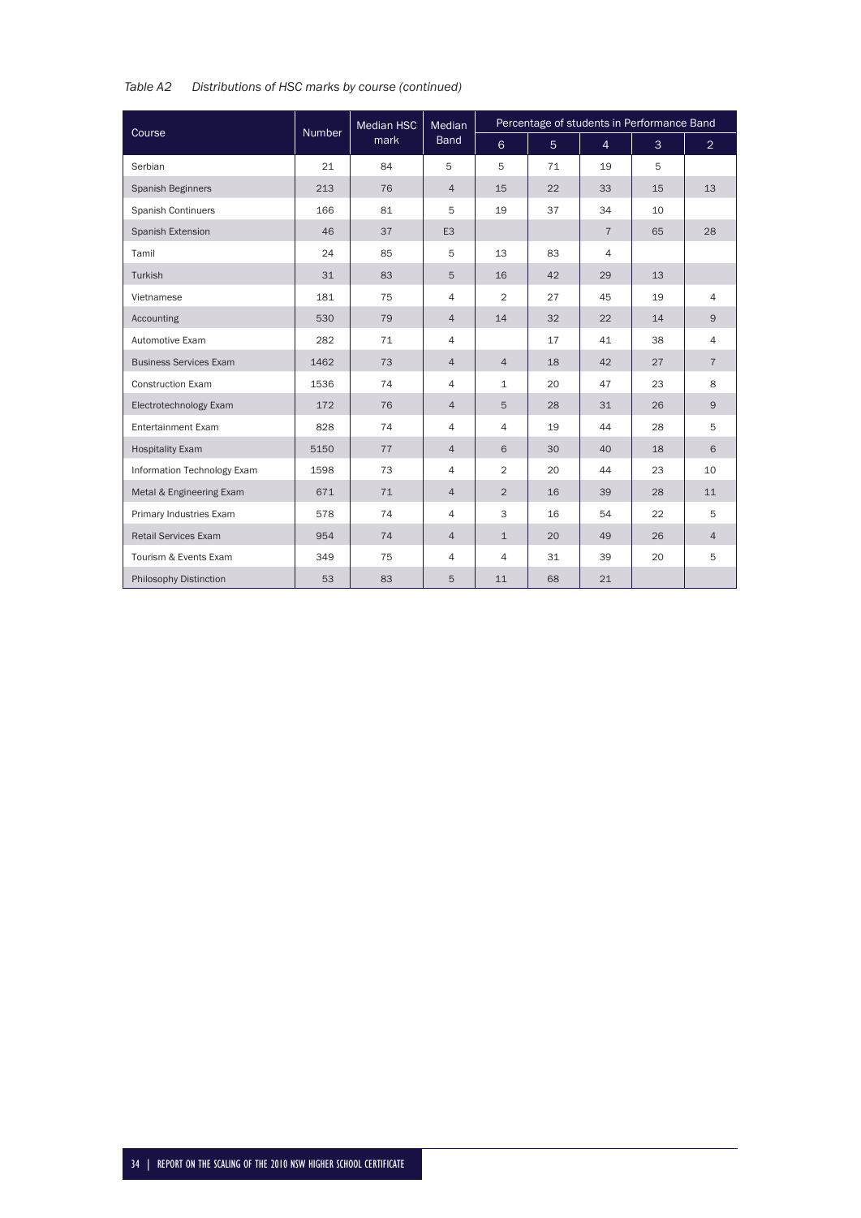*Table A2 Distributions of HSC marks by course (continued)*

| Course | Number | Median HSC mark | Median Band | Percentage of students in Performance Band | | | | |
|---|---|---|---|---|---|---|---|---|
| | | | | 6 | 5 | 4 | 3 | 2 |
| Serbian | 21 | 84 | 5 | 5 | 71 | 19 | 5 | |
| Spanish Beginners | 213 | 76 | 4 | 15 | 22 | 33 | 15 | 13 |
| Spanish Continuers | 166 | 81 | 5 | 19 | 37 | 34 | 10 | |
| Spanish Extension | 46 | 37 | E3 | | | 7 | 65 | 28 |
| Tamil | 24 | 85 | 5 | 13 | 83 | 4 | | |
| Turkish | 31 | 83 | 5 | 16 | 42 | 29 | 13 | |
| Vietnamese | 181 | 75 | 4 | 2 | 27 | 45 | 19 | 4 |
| Accounting | 530 | 79 | 4 | 14 | 32 | 22 | 14 | 9 |
| Automotive Exam | 282 | 71 | 4 | | 17 | 41 | 38 | 4 |
| Business Services Exam | 1462 | 73 | 4 | 4 | 18 | 42 | 27 | 7 |
| Construction Exam | 1536 | 74 | 4 | 1 | 20 | 47 | 23 | 8 |
| Electrotechnology Exam | 172 | 76 | 4 | 5 | 28 | 31 | 26 | 9 |
| Entertainment Exam | 828 | 74 | 4 | 4 | 19 | 44 | 28 | 5 |
| Hospitality Exam | 5150 | 77 | 4 | 6 | 30 | 40 | 18 | 6 |
| Information Technology Exam | 1598 | 73 | 4 | 2 | 20 | 44 | 23 | 10 |
| Metal & Engineering Exam | 671 | 71 | 4 | 2 | 16 | 39 | 28 | 11 |
| Primary Industries Exam | 578 | 74 | 4 | 3 | 16 | 54 | 22 | 5 |
| Retail Services Exam | 954 | 74 | 4 | 1 | 20 | 49 | 26 | 4 |
| Tourism & Events Exam | 349 | 75 | 4 | 4 | 31 | 39 | 20 | 5 |
| Philosophy Distinction | 53 | 83 | 5 | 11 | 68 | 21 | | |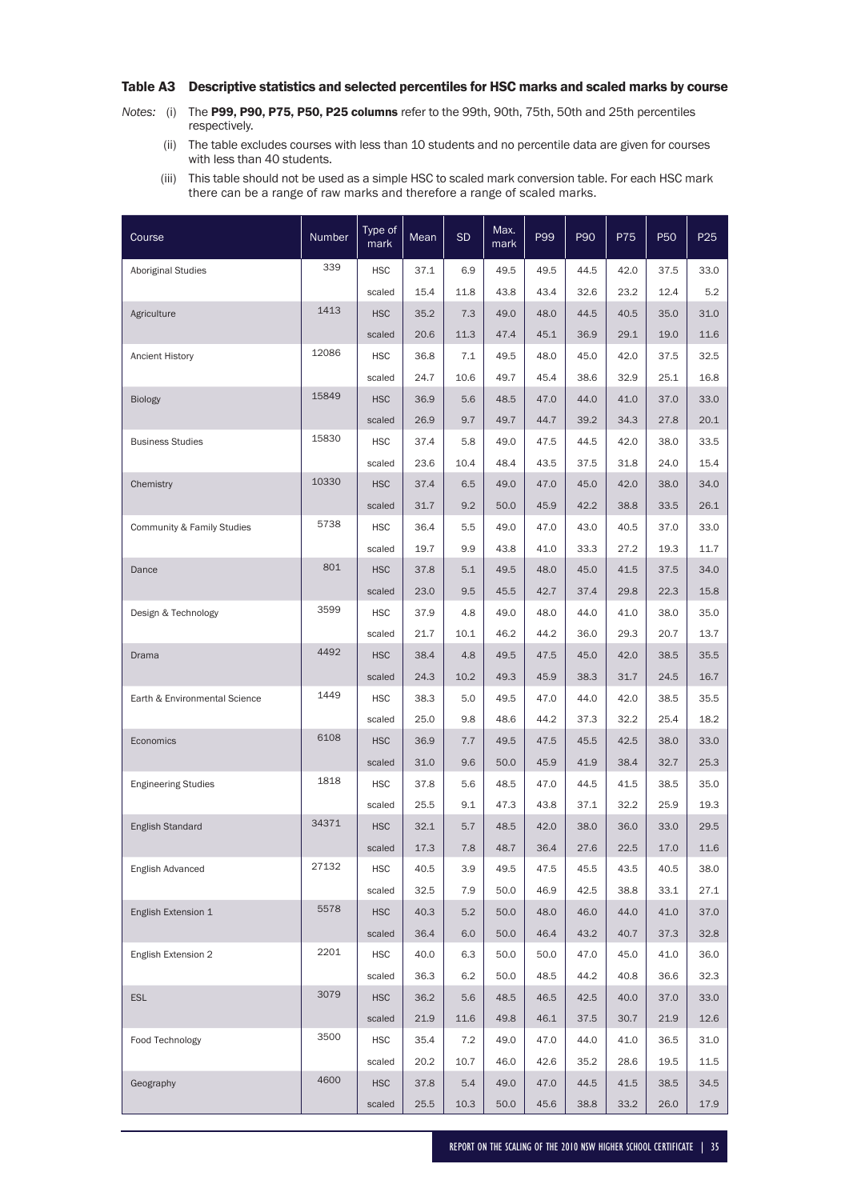### Table A3 Descriptive statistics and selected percentiles for HSC marks and scaled marks by course

*Notes:* (i) The **P99, P90, P75, P50, P25 columns** refer to the 99th, 90th, 75th, 50th and 25th percentiles respectively.

(ii) The table excludes courses with less than 10 students and no percentile data are given for courses with less than 40 students.

(iii) This table should not be used as a simple HSC to scaled mark conversion table. For each HSC mark there can be a range of raw marks and therefore a range of scaled marks.

| Course | Number | Type of mark | Mean | SD | Max. mark | P99 | P90 | P75 | P50 | P25 |
|---|---|---|---|---|---|---|---|---|---|---|
| Aboriginal Studies | 339 | HSC | 37.1 | 6.9 | 49.5 | 49.5 | 44.5 | 42.0 | 37.5 | 33.0 |
| | | scaled | 15.4 | 11.8 | 43.8 | 43.4 | 32.6 | 23.2 | 12.4 | 5.2 |
| Agriculture | 1413 | HSC | 35.2 | 7.3 | 49.0 | 48.0 | 44.5 | 40.5 | 35.0 | 31.0 |
| | | scaled | 20.6 | 11.3 | 47.4 | 45.1 | 36.9 | 29.1 | 19.0 | 11.6 |
| Ancient History | 12086 | HSC | 36.8 | 7.1 | 49.5 | 48.0 | 45.0 | 42.0 | 37.5 | 32.5 |
| | | scaled | 24.7 | 10.6 | 49.7 | 45.4 | 38.6 | 32.9 | 25.1 | 16.8 |
| Biology | 15849 | HSC | 36.9 | 5.6 | 48.5 | 47.0 | 44.0 | 41.0 | 37.0 | 33.0 |
| | | scaled | 26.9 | 9.7 | 49.7 | 44.7 | 39.2 | 34.3 | 27.8 | 20.1 |
| Business Studies | 15830 | HSC | 37.4 | 5.8 | 49.0 | 47.5 | 44.5 | 42.0 | 38.0 | 33.5 |
| | | scaled | 23.6 | 10.4 | 48.4 | 43.5 | 37.5 | 31.8 | 24.0 | 15.4 |
| Chemistry | 10330 | HSC | 37.4 | 6.5 | 49.0 | 47.0 | 45.0 | 42.0 | 38.0 | 34.0 |
| | | scaled | 31.7 | 9.2 | 50.0 | 45.9 | 42.2 | 38.8 | 33.5 | 26.1 |
| Community & Family Studies | 5738 | HSC | 36.4 | 5.5 | 49.0 | 47.0 | 43.0 | 40.5 | 37.0 | 33.0 |
| | | scaled | 19.7 | 9.9 | 43.8 | 41.0 | 33.3 | 27.2 | 19.3 | 11.7 |
| Dance | 801 | HSC | 37.8 | 5.1 | 49.5 | 48.0 | 45.0 | 41.5 | 37.5 | 34.0 |
| | | scaled | 23.0 | 9.5 | 45.5 | 42.7 | 37.4 | 29.8 | 22.3 | 15.8 |
| Design & Technology | 3599 | HSC | 37.9 | 4.8 | 49.0 | 48.0 | 44.0 | 41.0 | 38.0 | 35.0 |
| | | scaled | 21.7 | 10.1 | 46.2 | 44.2 | 36.0 | 29.3 | 20.7 | 13.7 |
| Drama | 4492 | HSC | 38.4 | 4.8 | 49.5 | 47.5 | 45.0 | 42.0 | 38.5 | 35.5 |
| | | scaled | 24.3 | 10.2 | 49.3 | 45.9 | 38.3 | 31.7 | 24.5 | 16.7 |
| Earth & Environmental Science | 1449 | HSC | 38.3 | 5.0 | 49.5 | 47.0 | 44.0 | 42.0 | 38.5 | 35.5 |
| | | scaled | 25.0 | 9.8 | 48.6 | 44.2 | 37.3 | 32.2 | 25.4 | 18.2 |
| Economics | 6108 | HSC | 36.9 | 7.7 | 49.5 | 47.5 | 45.5 | 42.5 | 38.0 | 33.0 |
| | | scaled | 31.0 | 9.6 | 50.0 | 45.9 | 41.9 | 38.4 | 32.7 | 25.3 |
| Engineering Studies | 1818 | HSC | 37.8 | 5.6 | 48.5 | 47.0 | 44.5 | 41.5 | 38.5 | 35.0 |
| | | scaled | 25.5 | 9.1 | 47.3 | 43.8 | 37.1 | 32.2 | 25.9 | 19.3 |
| English Standard | 34371 | HSC | 32.1 | 5.7 | 48.5 | 42.0 | 38.0 | 36.0 | 33.0 | 29.5 |
| | | scaled | 17.3 | 7.8 | 48.7 | 36.4 | 27.6 | 22.5 | 17.0 | 11.6 |
| English Advanced | 27132 | HSC | 40.5 | 3.9 | 49.5 | 47.5 | 45.5 | 43.5 | 40.5 | 38.0 |
| | | scaled | 32.5 | 7.9 | 50.0 | 46.9 | 42.5 | 38.8 | 33.1 | 27.1 |
| English Extension 1 | 5578 | HSC | 40.3 | 5.2 | 50.0 | 48.0 | 46.0 | 44.0 | 41.0 | 37.0 |
| | | scaled | 36.4 | 6.0 | 50.0 | 46.4 | 43.2 | 40.7 | 37.3 | 32.8 |
| English Extension 2 | 2201 | HSC | 40.0 | 6.3 | 50.0 | 50.0 | 47.0 | 45.0 | 41.0 | 36.0 |
| | | scaled | 36.3 | 6.2 | 50.0 | 48.5 | 44.2 | 40.8 | 36.6 | 32.3 |
| ESL | 3079 | HSC | 36.2 | 5.6 | 48.5 | 46.5 | 42.5 | 40.0 | 37.0 | 33.0 |
| | | scaled | 21.9 | 11.6 | 49.8 | 46.1 | 37.5 | 30.7 | 21.9 | 12.6 |
| Food Technology | 3500 | HSC | 35.4 | 7.2 | 49.0 | 47.0 | 44.0 | 41.0 | 36.5 | 31.0 |
| | | scaled | 20.2 | 10.7 | 46.0 | 42.6 | 35.2 | 28.6 | 19.5 | 11.5 |
| Geography | 4600 | HSC | 37.8 | 5.4 | 49.0 | 47.0 | 44.5 | 41.5 | 38.5 | 34.5 |
| | | scaled | 25.5 | 10.3 | 50.0 | 45.6 | 38.8 | 33.2 | 26.0 | 17.9 |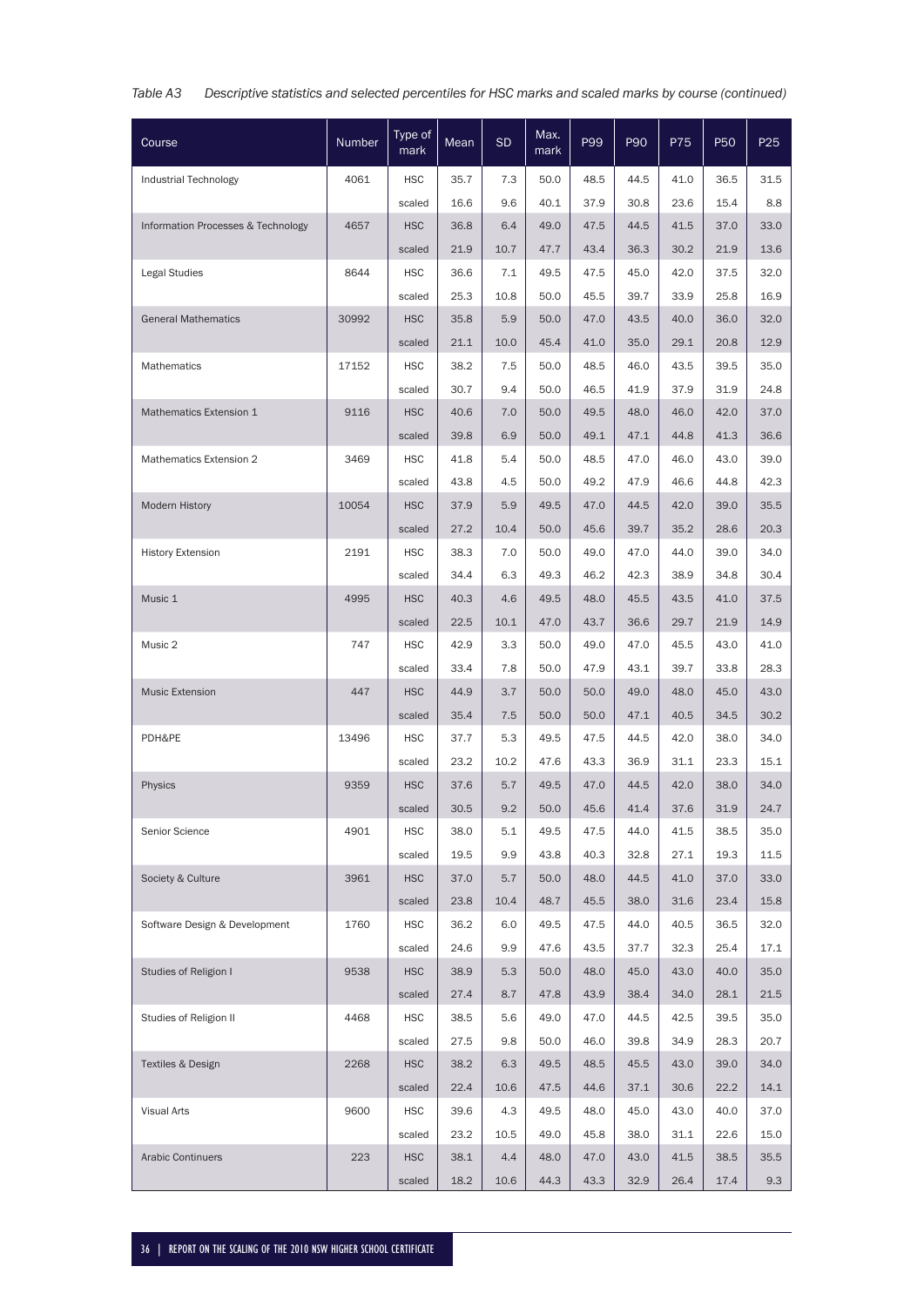*Table A3 Descriptive statistics and selected percentiles for HSC marks and scaled marks by course (continued)*

| Course | Number | Type of mark | Mean | SD | Max. mark | P99 | P90 | P75 | P50 | P25 |
|---|---|---|---|---|---|---|---|---|---|---|
| Industrial Technology | 4061 | HSC | 35.7 | 7.3 | 50.0 | 48.5 | 44.5 | 41.0 | 36.5 | 31.5 |
| | | scaled | 16.6 | 9.6 | 40.1 | 37.9 | 30.8 | 23.6 | 15.4 | 8.8 |
| Information Processes & Technology | 4657 | HSC | 36.8 | 6.4 | 49.0 | 47.5 | 44.5 | 41.5 | 37.0 | 33.0 |
| | | scaled | 21.9 | 10.7 | 47.7 | 43.4 | 36.3 | 30.2 | 21.9 | 13.6 |
| Legal Studies | 8644 | HSC | 36.6 | 7.1 | 49.5 | 47.5 | 45.0 | 42.0 | 37.5 | 32.0 |
| | | scaled | 25.3 | 10.8 | 50.0 | 45.5 | 39.7 | 33.9 | 25.8 | 16.9 |
| General Mathematics | 30992 | HSC | 35.8 | 5.9 | 50.0 | 47.0 | 43.5 | 40.0 | 36.0 | 32.0 |
| | | scaled | 21.1 | 10.0 | 45.4 | 41.0 | 35.0 | 29.1 | 20.8 | 12.9 |
| Mathematics | 17152 | HSC | 38.2 | 7.5 | 50.0 | 48.5 | 46.0 | 43.5 | 39.5 | 35.0 |
| | | scaled | 30.7 | 9.4 | 50.0 | 46.5 | 41.9 | 37.9 | 31.9 | 24.8 |
| Mathematics Extension 1 | 9116 | HSC | 40.6 | 7.0 | 50.0 | 49.5 | 48.0 | 46.0 | 42.0 | 37.0 |
| | | scaled | 39.8 | 6.9 | 50.0 | 49.1 | 47.1 | 44.8 | 41.3 | 36.6 |
| Mathematics Extension 2 | 3469 | HSC | 41.8 | 5.4 | 50.0 | 48.5 | 47.0 | 46.0 | 43.0 | 39.0 |
| | | scaled | 43.8 | 4.5 | 50.0 | 49.2 | 47.9 | 46.6 | 44.8 | 42.3 |
| Modern History | 10054 | HSC | 37.9 | 5.9 | 49.5 | 47.0 | 44.5 | 42.0 | 39.0 | 35.5 |
| | | scaled | 27.2 | 10.4 | 50.0 | 45.6 | 39.7 | 35.2 | 28.6 | 20.3 |
| History Extension | 2191 | HSC | 38.3 | 7.0 | 50.0 | 49.0 | 47.0 | 44.0 | 39.0 | 34.0 |
| | | scaled | 34.4 | 6.3 | 49.3 | 46.2 | 42.3 | 38.9 | 34.8 | 30.4 |
| Music 1 | 4995 | HSC | 40.3 | 4.6 | 49.5 | 48.0 | 45.5 | 43.5 | 41.0 | 37.5 |
| | | scaled | 22.5 | 10.1 | 47.0 | 43.7 | 36.6 | 29.7 | 21.9 | 14.9 |
| Music 2 | 747 | HSC | 42.9 | 3.3 | 50.0 | 49.0 | 47.0 | 45.5 | 43.0 | 41.0 |
| | | scaled | 33.4 | 7.8 | 50.0 | 47.9 | 43.1 | 39.7 | 33.8 | 28.3 |
| Music Extension | 447 | HSC | 44.9 | 3.7 | 50.0 | 50.0 | 49.0 | 48.0 | 45.0 | 43.0 |
| | | scaled | 35.4 | 7.5 | 50.0 | 50.0 | 47.1 | 40.5 | 34.5 | 30.2 |
| PDH&PE | 13496 | HSC | 37.7 | 5.3 | 49.5 | 47.5 | 44.5 | 42.0 | 38.0 | 34.0 |
| | | scaled | 23.2 | 10.2 | 47.6 | 43.3 | 36.9 | 31.1 | 23.3 | 15.1 |
| Physics | 9359 | HSC | 37.6 | 5.7 | 49.5 | 47.0 | 44.5 | 42.0 | 38.0 | 34.0 |
| | | scaled | 30.5 | 9.2 | 50.0 | 45.6 | 41.4 | 37.6 | 31.9 | 24.7 |
| Senior Science | 4901 | HSC | 38.0 | 5.1 | 49.5 | 47.5 | 44.0 | 41.5 | 38.5 | 35.0 |
| | | scaled | 19.5 | 9.9 | 43.8 | 40.3 | 32.8 | 27.1 | 19.3 | 11.5 |
| Society & Culture | 3961 | HSC | 37.0 | 5.7 | 50.0 | 48.0 | 44.5 | 41.0 | 37.0 | 33.0 |
| | | scaled | 23.8 | 10.4 | 48.7 | 45.5 | 38.0 | 31.6 | 23.4 | 15.8 |
| Software Design & Development | 1760 | HSC | 36.2 | 6.0 | 49.5 | 47.5 | 44.0 | 40.5 | 36.5 | 32.0 |
| | | scaled | 24.6 | 9.9 | 47.6 | 43.5 | 37.7 | 32.3 | 25.4 | 17.1 |
| Studies of Religion I | 9538 | HSC | 38.9 | 5.3 | 50.0 | 48.0 | 45.0 | 43.0 | 40.0 | 35.0 |
| | | scaled | 27.4 | 8.7 | 47.8 | 43.9 | 38.4 | 34.0 | 28.1 | 21.5 |
| Studies of Religion II | 4468 | HSC | 38.5 | 5.6 | 49.0 | 47.0 | 44.5 | 42.5 | 39.5 | 35.0 |
| | | scaled | 27.5 | 9.8 | 50.0 | 46.0 | 39.8 | 34.9 | 28.3 | 20.7 |
| Textiles & Design | 2268 | HSC | 38.2 | 6.3 | 49.5 | 48.5 | 45.5 | 43.0 | 39.0 | 34.0 |
| | | scaled | 22.4 | 10.6 | 47.5 | 44.6 | 37.1 | 30.6 | 22.2 | 14.1 |
| Visual Arts | 9600 | HSC | 39.6 | 4.3 | 49.5 | 48.0 | 45.0 | 43.0 | 40.0 | 37.0 |
| | | scaled | 23.2 | 10.5 | 49.0 | 45.8 | 38.0 | 31.1 | 22.6 | 15.0 |
| Arabic Continuers | 223 | HSC | 38.1 | 4.4 | 48.0 | 47.0 | 43.0 | 41.5 | 38.5 | 35.5 |
| | | scaled | 18.2 | 10.6 | 44.3 | 43.3 | 32.9 | 26.4 | 17.4 | 9.3 |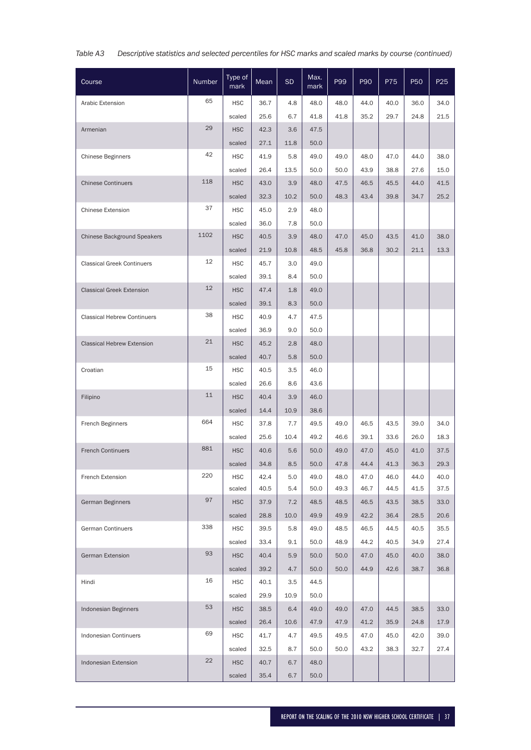*Table A3 Descriptive statistics and selected percentiles for HSC marks and scaled marks by course (continued)*

| Course | Number | Type of mark | Mean | SD | Max. mark | P99 | P90 | P75 | P50 | P25 |
|---|---|---|---|---|---|---|---|---|---|---|
| Arabic Extension | 65 | HSC | 36.7 | 4.8 | 48.0 | 48.0 | 44.0 | 40.0 | 36.0 | 34.0 |
| | | scaled | 25.6 | 6.7 | 41.8 | 41.8 | 35.2 | 29.7 | 24.8 | 21.5 |
| Armenian | 29 | HSC | 42.3 | 3.6 | 47.5 | | | | | |
| | | scaled | 27.1 | 11.8 | 50.0 | | | | | |
| Chinese Beginners | 42 | HSC | 41.9 | 5.8 | 49.0 | 49.0 | 48.0 | 47.0 | 44.0 | 38.0 |
| | | scaled | 26.4 | 13.5 | 50.0 | 50.0 | 43.9 | 38.8 | 27.6 | 15.0 |
| Chinese Continuers | 118 | HSC | 43.0 | 3.9 | 48.0 | 47.5 | 46.5 | 45.5 | 44.0 | 41.5 |
| | | scaled | 32.3 | 10.2 | 50.0 | 48.3 | 43.4 | 39.8 | 34.7 | 25.2 |
| Chinese Extension | 37 | HSC | 45.0 | 2.9 | 48.0 | | | | | |
| | | scaled | 36.0 | 7.8 | 50.0 | | | | | |
| Chinese Background Speakers | 1102 | HSC | 40.5 | 3.9 | 48.0 | 47.0 | 45.0 | 43.5 | 41.0 | 38.0 |
| | | scaled | 21.9 | 10.8 | 48.5 | 45.8 | 36.8 | 30.2 | 21.1 | 13.3 |
| Classical Greek Continuers | 12 | HSC | 45.7 | 3.0 | 49.0 | | | | | |
| | | scaled | 39.1 | 8.4 | 50.0 | | | | | |
| Classical Greek Extension | 12 | HSC | 47.4 | 1.8 | 49.0 | | | | | |
| | | scaled | 39.1 | 8.3 | 50.0 | | | | | |
| Classical Hebrew Continuers | 38 | HSC | 40.9 | 4.7 | 47.5 | | | | | |
| | | scaled | 36.9 | 9.0 | 50.0 | | | | | |
| Classical Hebrew Extension | 21 | HSC | 45.2 | 2.8 | 48.0 | | | | | |
| | | scaled | 40.7 | 5.8 | 50.0 | | | | | |
| Croatian | 15 | HSC | 40.5 | 3.5 | 46.0 | | | | | |
| | | scaled | 26.6 | 8.6 | 43.6 | | | | | |
| Filipino | 11 | HSC | 40.4 | 3.9 | 46.0 | | | | | |
| | | scaled | 14.4 | 10.9 | 38.6 | | | | | |
| French Beginners | 664 | HSC | 37.8 | 7.7 | 49.5 | 49.0 | 46.5 | 43.5 | 39.0 | 34.0 |
| | | scaled | 25.6 | 10.4 | 49.2 | 46.6 | 39.1 | 33.6 | 26.0 | 18.3 |
| French Continuers | 881 | HSC | 40.6 | 5.6 | 50.0 | 49.0 | 47.0 | 45.0 | 41.0 | 37.5 |
| | | scaled | 34.8 | 8.5 | 50.0 | 47.8 | 44.4 | 41.3 | 36.3 | 29.3 |
| French Extension | 220 | HSC | 42.4 | 5.0 | 49.0 | 48.0 | 47.0 | 46.0 | 44.0 | 40.0 |
| | | scaled | 40.5 | 5.4 | 50.0 | 49.3 | 46.7 | 44.5 | 41.5 | 37.5 |
| German Beginners | 97 | HSC | 37.9 | 7.2 | 48.5 | 48.5 | 46.5 | 43.5 | 38.5 | 33.0 |
| | | scaled | 28.8 | 10.0 | 49.9 | 49.9 | 42.2 | 36.4 | 28.5 | 20.6 |
| German Continuers | 338 | HSC | 39.5 | 5.8 | 49.0 | 48.5 | 46.5 | 44.5 | 40.5 | 35.5 |
| | | scaled | 33.4 | 9.1 | 50.0 | 48.9 | 44.2 | 40.5 | 34.9 | 27.4 |
| German Extension | 93 | HSC | 40.4 | 5.9 | 50.0 | 50.0 | 47.0 | 45.0 | 40.0 | 38.0 |
| | | scaled | 39.2 | 4.7 | 50.0 | 50.0 | 44.9 | 42.6 | 38.7 | 36.8 |
| Hindi | 16 | HSC | 40.1 | 3.5 | 44.5 | | | | | |
| | | scaled | 29.9 | 10.9 | 50.0 | | | | | |
| Indonesian Beginners | 53 | HSC | 38.5 | 6.4 | 49.0 | 49.0 | 47.0 | 44.5 | 38.5 | 33.0 |
| | | scaled | 26.4 | 10.6 | 47.9 | 47.9 | 41.2 | 35.9 | 24.8 | 17.9 |
| Indonesian Continuers | 69 | HSC | 41.7 | 4.7 | 49.5 | 49.5 | 47.0 | 45.0 | 42.0 | 39.0 |
| | | scaled | 32.5 | 8.7 | 50.0 | 50.0 | 43.2 | 38.3 | 32.7 | 27.4 |
| Indonesian Extension | 22 | HSC | 40.7 | 6.7 | 48.0 | | | | | |
| | | scaled | 35.4 | 6.7 | 50.0 | | | | | |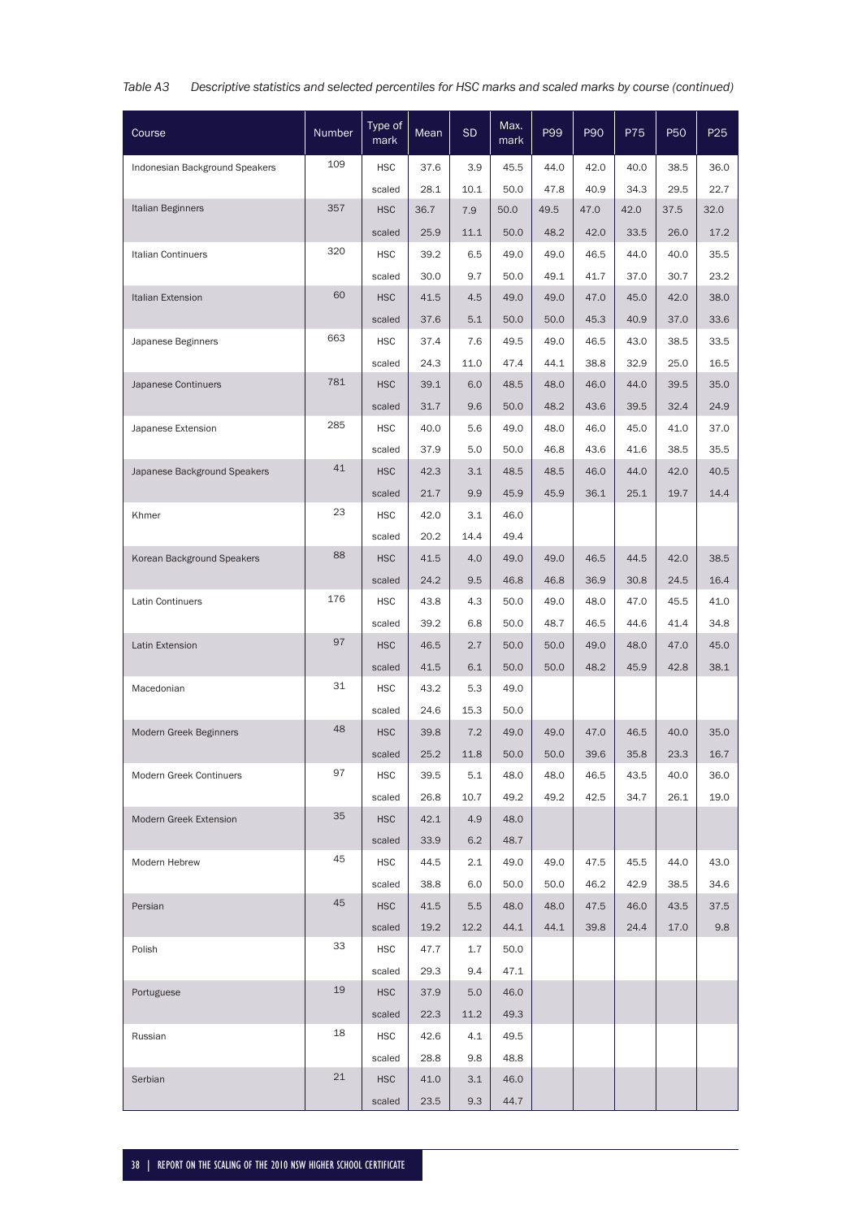*Table A3 Descriptive statistics and selected percentiles for HSC marks and scaled marks by course (continued)*

| Course | Number | Type of mark | Mean | SD | Max. mark | P99 | P90 | P75 | P50 | P25 |
|---|---|---|---|---|---|---|---|---|---|---|
| Indonesian Background Speakers | 109 | HSC | 37.6 | 3.9 | 45.5 | 44.0 | 42.0 | 40.0 | 38.5 | 36.0 |
| | | scaled | 28.1 | 10.1 | 50.0 | 47.8 | 40.9 | 34.3 | 29.5 | 22.7 |
| Italian Beginners | 357 | HSC | 36.7 | 7.9 | 50.0 | 49.5 | 47.0 | 42.0 | 37.5 | 32.0 |
| | | scaled | 25.9 | 11.1 | 50.0 | 48.2 | 42.0 | 33.5 | 26.0 | 17.2 |
| Italian Continuers | 320 | HSC | 39.2 | 6.5 | 49.0 | 49.0 | 46.5 | 44.0 | 40.0 | 35.5 |
| | | scaled | 30.0 | 9.7 | 50.0 | 49.1 | 41.7 | 37.0 | 30.7 | 23.2 |
| Italian Extension | 60 | HSC | 41.5 | 4.5 | 49.0 | 49.0 | 47.0 | 45.0 | 42.0 | 38.0 |
| | | scaled | 37.6 | 5.1 | 50.0 | 50.0 | 45.3 | 40.9 | 37.0 | 33.6 |
| Japanese Beginners | 663 | HSC | 37.4 | 7.6 | 49.5 | 49.0 | 46.5 | 43.0 | 38.5 | 33.5 |
| | | scaled | 24.3 | 11.0 | 47.4 | 44.1 | 38.8 | 32.9 | 25.0 | 16.5 |
| Japanese Continuers | 781 | HSC | 39.1 | 6.0 | 48.5 | 48.0 | 46.0 | 44.0 | 39.5 | 35.0 |
| | | scaled | 31.7 | 9.6 | 50.0 | 48.2 | 43.6 | 39.5 | 32.4 | 24.9 |
| Japanese Extension | 285 | HSC | 40.0 | 5.6 | 49.0 | 48.0 | 46.0 | 45.0 | 41.0 | 37.0 |
| | | scaled | 37.9 | 5.0 | 50.0 | 46.8 | 43.6 | 41.6 | 38.5 | 35.5 |
| Japanese Background Speakers | 41 | HSC | 42.3 | 3.1 | 48.5 | 48.5 | 46.0 | 44.0 | 42.0 | 40.5 |
| | | scaled | 21.7 | 9.9 | 45.9 | 45.9 | 36.1 | 25.1 | 19.7 | 14.4 |
| Khmer | 23 | HSC | 42.0 | 3.1 | 46.0 | | | | | |
| | | scaled | 20.2 | 14.4 | 49.4 | | | | | |
| Korean Background Speakers | 88 | HSC | 41.5 | 4.0 | 49.0 | 49.0 | 46.5 | 44.5 | 42.0 | 38.5 |
| | | scaled | 24.2 | 9.5 | 46.8 | 46.8 | 36.9 | 30.8 | 24.5 | 16.4 |
| Latin Continuers | 176 | HSC | 43.8 | 4.3 | 50.0 | 49.0 | 48.0 | 47.0 | 45.5 | 41.0 |
| | | scaled | 39.2 | 6.8 | 50.0 | 48.7 | 46.5 | 44.6 | 41.4 | 34.8 |
| Latin Extension | 97 | HSC | 46.5 | 2.7 | 50.0 | 50.0 | 49.0 | 48.0 | 47.0 | 45.0 |
| | | scaled | 41.5 | 6.1 | 50.0 | 50.0 | 48.2 | 45.9 | 42.8 | 38.1 |
| Macedonian | 31 | HSC | 43.2 | 5.3 | 49.0 | | | | | |
| | | scaled | 24.6 | 15.3 | 50.0 | | | | | |
| Modern Greek Beginners | 48 | HSC | 39.8 | 7.2 | 49.0 | 49.0 | 47.0 | 46.5 | 40.0 | 35.0 |
| | | scaled | 25.2 | 11.8 | 50.0 | 50.0 | 39.6 | 35.8 | 23.3 | 16.7 |
| Modern Greek Continuers | 97 | HSC | 39.5 | 5.1 | 48.0 | 48.0 | 46.5 | 43.5 | 40.0 | 36.0 |
| | | scaled | 26.8 | 10.7 | 49.2 | 49.2 | 42.5 | 34.7 | 26.1 | 19.0 |
| Modern Greek Extension | 35 | HSC | 42.1 | 4.9 | 48.0 | | | | | |
| | | scaled | 33.9 | 6.2 | 48.7 | | | | | |
| Modern Hebrew | 45 | HSC | 44.5 | 2.1 | 49.0 | 49.0 | 47.5 | 45.5 | 44.0 | 43.0 |
| | | scaled | 38.8 | 6.0 | 50.0 | 50.0 | 46.2 | 42.9 | 38.5 | 34.6 |
| Persian | 45 | HSC | 41.5 | 5.5 | 48.0 | 48.0 | 47.5 | 46.0 | 43.5 | 37.5 |
| | | scaled | 19.2 | 12.2 | 44.1 | 44.1 | 39.8 | 24.4 | 17.0 | 9.8 |
| Polish | 33 | HSC | 47.7 | 1.7 | 50.0 | | | | | |
| | | scaled | 29.3 | 9.4 | 47.1 | | | | | |
| Portuguese | 19 | HSC | 37.9 | 5.0 | 46.0 | | | | | |
| | | scaled | 22.3 | 11.2 | 49.3 | | | | | |
| Russian | 18 | HSC | 42.6 | 4.1 | 49.5 | | | | | |
| | | scaled | 28.8 | 9.8 | 48.8 | | | | | |
| Serbian | 21 | HSC | 41.0 | 3.1 | 46.0 | | | | | |
| | | scaled | 23.5 | 9.3 | 44.7 | | | | | |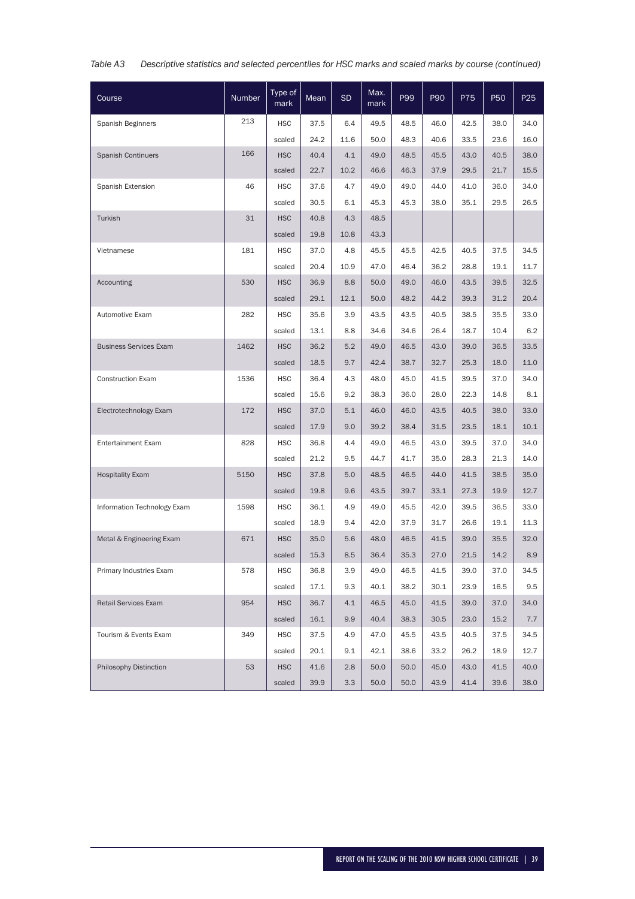*Table A3 Descriptive statistics and selected percentiles for HSC marks and scaled marks by course (continued)*

| Course | Number | Type of mark | Mean | SD | Max. mark | P99 | P90 | P75 | P50 | P25 |
|---|---|---|---|---|---|---|---|---|---|---|
| Spanish Beginners | 213 | HSC | 37.5 | 6.4 | 49.5 | 48.5 | 46.0 | 42.5 | 38.0 | 34.0 |
| | | scaled | 24.2 | 11.6 | 50.0 | 48.3 | 40.6 | 33.5 | 23.6 | 16.0 |
| Spanish Continuers | 166 | HSC | 40.4 | 4.1 | 49.0 | 48.5 | 45.5 | 43.0 | 40.5 | 38.0 |
| | | scaled | 22.7 | 10.2 | 46.6 | 46.3 | 37.9 | 29.5 | 21.7 | 15.5 |
| Spanish Extension | 46 | HSC | 37.6 | 4.7 | 49.0 | 49.0 | 44.0 | 41.0 | 36.0 | 34.0 |
| | | scaled | 30.5 | 6.1 | 45.3 | 45.3 | 38.0 | 35.1 | 29.5 | 26.5 |
| Turkish | 31 | HSC | 40.8 | 4.3 | 48.5 | | | | | |
| | | scaled | 19.8 | 10.8 | 43.3 | | | | | |
| Vietnamese | 181 | HSC | 37.0 | 4.8 | 45.5 | 45.5 | 42.5 | 40.5 | 37.5 | 34.5 |
| | | scaled | 20.4 | 10.9 | 47.0 | 46.4 | 36.2 | 28.8 | 19.1 | 11.7 |
| Accounting | 530 | HSC | 36.9 | 8.8 | 50.0 | 49.0 | 46.0 | 43.5 | 39.5 | 32.5 |
| | | scaled | 29.1 | 12.1 | 50.0 | 48.2 | 44.2 | 39.3 | 31.2 | 20.4 |
| Automotive Exam | 282 | HSC | 35.6 | 3.9 | 43.5 | 43.5 | 40.5 | 38.5 | 35.5 | 33.0 |
| | | scaled | 13.1 | 8.8 | 34.6 | 34.6 | 26.4 | 18.7 | 10.4 | 6.2 |
| Business Services Exam | 1462 | HSC | 36.2 | 5.2 | 49.0 | 46.5 | 43.0 | 39.0 | 36.5 | 33.5 |
| | | scaled | 18.5 | 9.7 | 42.4 | 38.7 | 32.7 | 25.3 | 18.0 | 11.0 |
| Construction Exam | 1536 | HSC | 36.4 | 4.3 | 48.0 | 45.0 | 41.5 | 39.5 | 37.0 | 34.0 |
| | | scaled | 15.6 | 9.2 | 38.3 | 36.0 | 28.0 | 22.3 | 14.8 | 8.1 |
| Electrotechnology Exam | 172 | HSC | 37.0 | 5.1 | 46.0 | 46.0 | 43.5 | 40.5 | 38.0 | 33.0 |
| | | scaled | 17.9 | 9.0 | 39.2 | 38.4 | 31.5 | 23.5 | 18.1 | 10.1 |
| Entertainment Exam | 828 | HSC | 36.8 | 4.4 | 49.0 | 46.5 | 43.0 | 39.5 | 37.0 | 34.0 |
| | | scaled | 21.2 | 9.5 | 44.7 | 41.7 | 35.0 | 28.3 | 21.3 | 14.0 |
| Hospitality Exam | 5150 | HSC | 37.8 | 5.0 | 48.5 | 46.5 | 44.0 | 41.5 | 38.5 | 35.0 |
| | | scaled | 19.8 | 9.6 | 43.5 | 39.7 | 33.1 | 27.3 | 19.9 | 12.7 |
| Information Technology Exam | 1598 | HSC | 36.1 | 4.9 | 49.0 | 45.5 | 42.0 | 39.5 | 36.5 | 33.0 |
| | | scaled | 18.9 | 9.4 | 42.0 | 37.9 | 31.7 | 26.6 | 19.1 | 11.3 |
| Metal & Engineering Exam | 671 | HSC | 35.0 | 5.6 | 48.0 | 46.5 | 41.5 | 39.0 | 35.5 | 32.0 |
| | | scaled | 15.3 | 8.5 | 36.4 | 35.3 | 27.0 | 21.5 | 14.2 | 8.9 |
| Primary Industries Exam | 578 | HSC | 36.8 | 3.9 | 49.0 | 46.5 | 41.5 | 39.0 | 37.0 | 34.5 |
| | | scaled | 17.1 | 9.3 | 40.1 | 38.2 | 30.1 | 23.9 | 16.5 | 9.5 |
| Retail Services Exam | 954 | HSC | 36.7 | 4.1 | 46.5 | 45.0 | 41.5 | 39.0 | 37.0 | 34.0 |
| | | scaled | 16.1 | 9.9 | 40.4 | 38.3 | 30.5 | 23.0 | 15.2 | 7.7 |
| Tourism & Events Exam | 349 | HSC | 37.5 | 4.9 | 47.0 | 45.5 | 43.5 | 40.5 | 37.5 | 34.5 |
| | | scaled | 20.1 | 9.1 | 42.1 | 38.6 | 33.2 | 26.2 | 18.9 | 12.7 |
| Philosophy Distinction | 53 | HSC | 41.6 | 2.8 | 50.0 | 50.0 | 45.0 | 43.0 | 41.5 | 40.0 |
| | | scaled | 39.9 | 3.3 | 50.0 | 50.0 | 43.9 | 41.4 | 39.6 | 38.0 |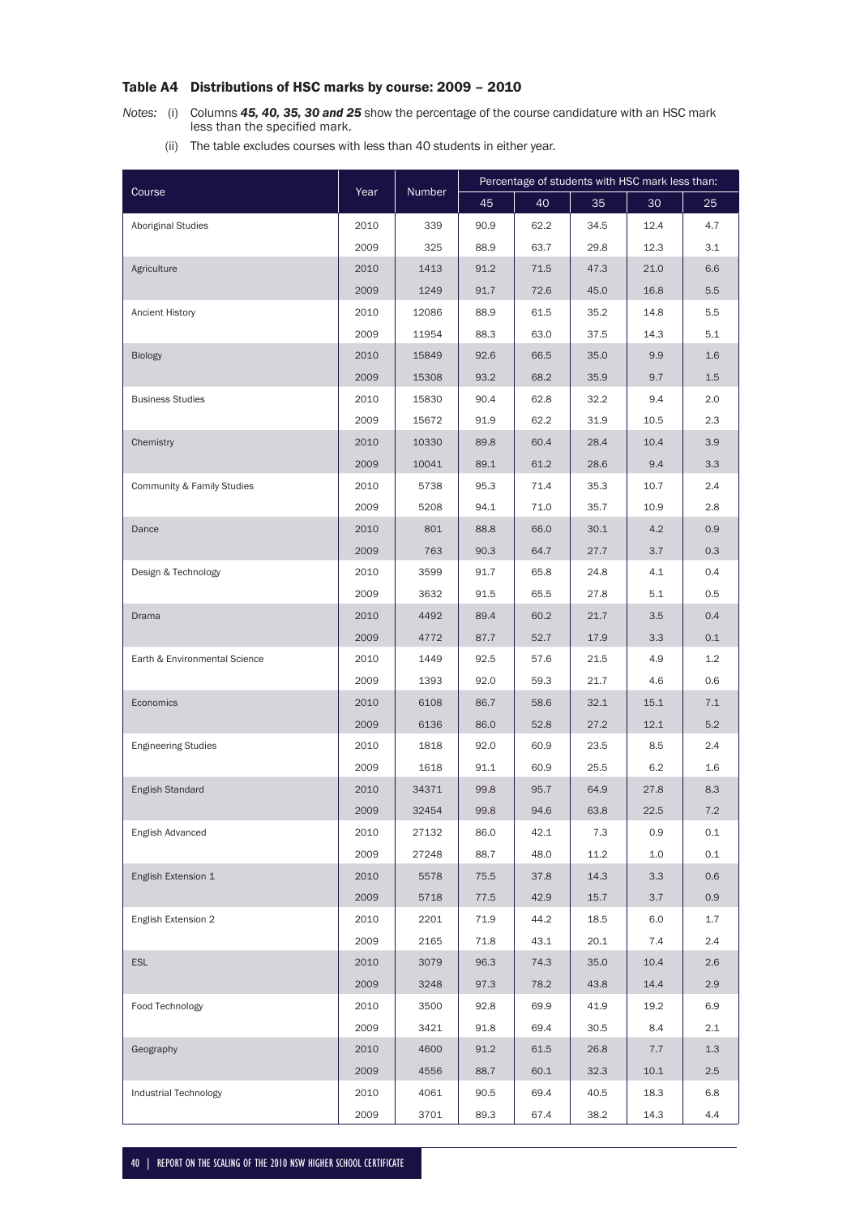## Table A4 Distributions of HSC marks by course: 2009 – 2010

*Notes:* (i) Columns ***45, 40, 35, 30 and 25*** show the percentage of the course candidature with an HSC mark less than the specified mark.

(ii) The table excludes courses with less than 40 students in either year.

| Course | Year | Number | Percentage of students with HSC mark less than: | | | | |
|---|---|---|---|---|---|---|---|
| | | | 45 | 40 | 35 | 30 | 25 |
| Aboriginal Studies | 2010 | 339 | 90.9 | 62.2 | 34.5 | 12.4 | 4.7 |
| | 2009 | 325 | 88.9 | 63.7 | 29.8 | 12.3 | 3.1 |
| Agriculture | 2010 | 1413 | 91.2 | 71.5 | 47.3 | 21.0 | 6.6 |
| | 2009 | 1249 | 91.7 | 72.6 | 45.0 | 16.8 | 5.5 |
| Ancient History | 2010 | 12086 | 88.9 | 61.5 | 35.2 | 14.8 | 5.5 |
| | 2009 | 11954 | 88.3 | 63.0 | 37.5 | 14.3 | 5.1 |
| Biology | 2010 | 15849 | 92.6 | 66.5 | 35.0 | 9.9 | 1.6 |
| | 2009 | 15308 | 93.2 | 68.2 | 35.9 | 9.7 | 1.5 |
| Business Studies | 2010 | 15830 | 90.4 | 62.8 | 32.2 | 9.4 | 2.0 |
| | 2009 | 15672 | 91.9 | 62.2 | 31.9 | 10.5 | 2.3 |
| Chemistry | 2010 | 10330 | 89.8 | 60.4 | 28.4 | 10.4 | 3.9 |
| | 2009 | 10041 | 89.1 | 61.2 | 28.6 | 9.4 | 3.3 |
| Community & Family Studies | 2010 | 5738 | 95.3 | 71.4 | 35.3 | 10.7 | 2.4 |
| | 2009 | 5208 | 94.1 | 71.0 | 35.7 | 10.9 | 2.8 |
| Dance | 2010 | 801 | 88.8 | 66.0 | 30.1 | 4.2 | 0.9 |
| | 2009 | 763 | 90.3 | 64.7 | 27.7 | 3.7 | 0.3 |
| Design & Technology | 2010 | 3599 | 91.7 | 65.8 | 24.8 | 4.1 | 0.4 |
| | 2009 | 3632 | 91.5 | 65.5 | 27.8 | 5.1 | 0.5 |
| Drama | 2010 | 4492 | 89.4 | 60.2 | 21.7 | 3.5 | 0.4 |
| | 2009 | 4772 | 87.7 | 52.7 | 17.9 | 3.3 | 0.1 |
| Earth & Environmental Science | 2010 | 1449 | 92.5 | 57.6 | 21.5 | 4.9 | 1.2 |
| | 2009 | 1393 | 92.0 | 59.3 | 21.7 | 4.6 | 0.6 |
| Economics | 2010 | 6108 | 86.7 | 58.6 | 32.1 | 15.1 | 7.1 |
| | 2009 | 6136 | 86.0 | 52.8 | 27.2 | 12.1 | 5.2 |
| Engineering Studies | 2010 | 1818 | 92.0 | 60.9 | 23.5 | 8.5 | 2.4 |
| | 2009 | 1618 | 91.1 | 60.9 | 25.5 | 6.2 | 1.6 |
| English Standard | 2010 | 34371 | 99.8 | 95.7 | 64.9 | 27.8 | 8.3 |
| | 2009 | 32454 | 99.8 | 94.6 | 63.8 | 22.5 | 7.2 |
| English Advanced | 2010 | 27132 | 86.0 | 42.1 | 7.3 | 0.9 | 0.1 |
| | 2009 | 27248 | 88.7 | 48.0 | 11.2 | 1.0 | 0.1 |
| English Extension 1 | 2010 | 5578 | 75.5 | 37.8 | 14.3 | 3.3 | 0.6 |
| | 2009 | 5718 | 77.5 | 42.9 | 15.7 | 3.7 | 0.9 |
| English Extension 2 | 2010 | 2201 | 71.9 | 44.2 | 18.5 | 6.0 | 1.7 |
| | 2009 | 2165 | 71.8 | 43.1 | 20.1 | 7.4 | 2.4 |
| ESL | 2010 | 3079 | 96.3 | 74.3 | 35.0 | 10.4 | 2.6 |
| | 2009 | 3248 | 97.3 | 78.2 | 43.8 | 14.4 | 2.9 |
| Food Technology | 2010 | 3500 | 92.8 | 69.9 | 41.9 | 19.2 | 6.9 |
| | 2009 | 3421 | 91.8 | 69.4 | 30.5 | 8.4 | 2.1 |
| Geography | 2010 | 4600 | 91.2 | 61.5 | 26.8 | 7.7 | 1.3 |
| | 2009 | 4556 | 88.7 | 60.1 | 32.3 | 10.1 | 2.5 |
| Industrial Technology | 2010 | 4061 | 90.5 | 69.4 | 40.5 | 18.3 | 6.8 |
| | 2009 | 3701 | 89.3 | 67.4 | 38.2 | 14.3 | 4.4 |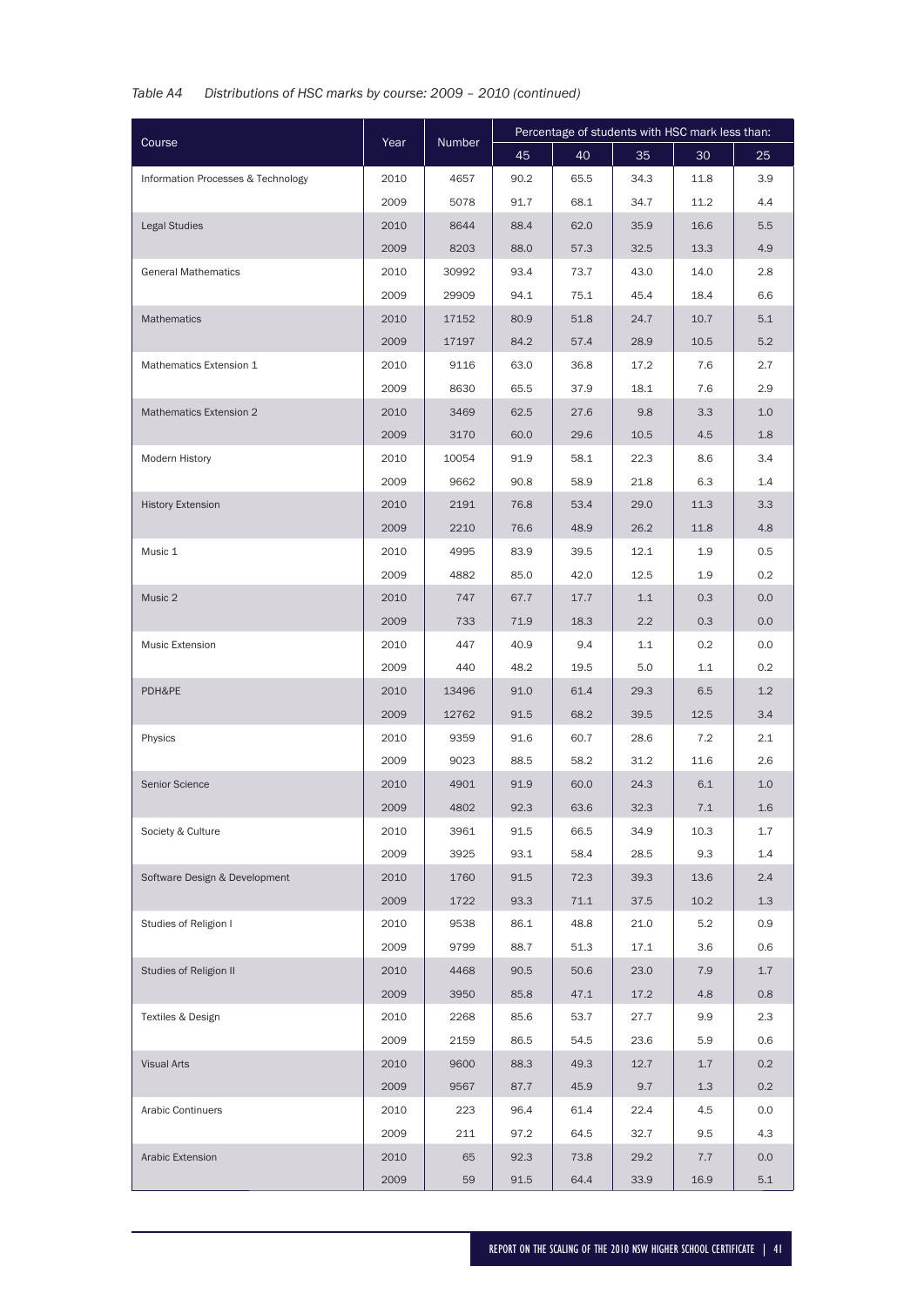*Table A4 Distributions of HSC marks by course: 2009 – 2010 (continued)*

| Course | Year | Number | Percentage of students with HSC mark less than: | | | | |
|---|---|---|---|---|---|---|---|
| | | | 45 | 40 | 35 | 30 | 25 |
| Information Processes & Technology | 2010 | 4657 | 90.2 | 65.5 | 34.3 | 11.8 | 3.9 |
| | 2009 | 5078 | 91.7 | 68.1 | 34.7 | 11.2 | 4.4 |
| Legal Studies | 2010 | 8644 | 88.4 | 62.0 | 35.9 | 16.6 | 5.5 |
| | 2009 | 8203 | 88.0 | 57.3 | 32.5 | 13.3 | 4.9 |
| General Mathematics | 2010 | 30992 | 93.4 | 73.7 | 43.0 | 14.0 | 2.8 |
| | 2009 | 29909 | 94.1 | 75.1 | 45.4 | 18.4 | 6.6 |
| Mathematics | 2010 | 17152 | 80.9 | 51.8 | 24.7 | 10.7 | 5.1 |
| | 2009 | 17197 | 84.2 | 57.4 | 28.9 | 10.5 | 5.2 |
| Mathematics Extension 1 | 2010 | 9116 | 63.0 | 36.8 | 17.2 | 7.6 | 2.7 |
| | 2009 | 8630 | 65.5 | 37.9 | 18.1 | 7.6 | 2.9 |
| Mathematics Extension 2 | 2010 | 3469 | 62.5 | 27.6 | 9.8 | 3.3 | 1.0 |
| | 2009 | 3170 | 60.0 | 29.6 | 10.5 | 4.5 | 1.8 |
| Modern History | 2010 | 10054 | 91.9 | 58.1 | 22.3 | 8.6 | 3.4 |
| | 2009 | 9662 | 90.8 | 58.9 | 21.8 | 6.3 | 1.4 |
| History Extension | 2010 | 2191 | 76.8 | 53.4 | 29.0 | 11.3 | 3.3 |
| | 2009 | 2210 | 76.6 | 48.9 | 26.2 | 11.8 | 4.8 |
| Music 1 | 2010 | 4995 | 83.9 | 39.5 | 12.1 | 1.9 | 0.5 |
| | 2009 | 4882 | 85.0 | 42.0 | 12.5 | 1.9 | 0.2 |
| Music 2 | 2010 | 747 | 67.7 | 17.7 | 1.1 | 0.3 | 0.0 |
| | 2009 | 733 | 71.9 | 18.3 | 2.2 | 0.3 | 0.0 |
| Music Extension | 2010 | 447 | 40.9 | 9.4 | 1.1 | 0.2 | 0.0 |
| | 2009 | 440 | 48.2 | 19.5 | 5.0 | 1.1 | 0.2 |
| PDH&PE | 2010 | 13496 | 91.0 | 61.4 | 29.3 | 6.5 | 1.2 |
| | 2009 | 12762 | 91.5 | 68.2 | 39.5 | 12.5 | 3.4 |
| Physics | 2010 | 9359 | 91.6 | 60.7 | 28.6 | 7.2 | 2.1 |
| | 2009 | 9023 | 88.5 | 58.2 | 31.2 | 11.6 | 2.6 |
| Senior Science | 2010 | 4901 | 91.9 | 60.0 | 24.3 | 6.1 | 1.0 |
| | 2009 | 4802 | 92.3 | 63.6 | 32.3 | 7.1 | 1.6 |
| Society & Culture | 2010 | 3961 | 91.5 | 66.5 | 34.9 | 10.3 | 1.7 |
| | 2009 | 3925 | 93.1 | 58.4 | 28.5 | 9.3 | 1.4 |
| Software Design & Development | 2010 | 1760 | 91.5 | 72.3 | 39.3 | 13.6 | 2.4 |
| | 2009 | 1722 | 93.3 | 71.1 | 37.5 | 10.2 | 1.3 |
| Studies of Religion I | 2010 | 9538 | 86.1 | 48.8 | 21.0 | 5.2 | 0.9 |
| | 2009 | 9799 | 88.7 | 51.3 | 17.1 | 3.6 | 0.6 |
| Studies of Religion II | 2010 | 4468 | 90.5 | 50.6 | 23.0 | 7.9 | 1.7 |
| | 2009 | 3950 | 85.8 | 47.1 | 17.2 | 4.8 | 0.8 |
| Textiles & Design | 2010 | 2268 | 85.6 | 53.7 | 27.7 | 9.9 | 2.3 |
| | 2009 | 2159 | 86.5 | 54.5 | 23.6 | 5.9 | 0.6 |
| Visual Arts | 2010 | 9600 | 88.3 | 49.3 | 12.7 | 1.7 | 0.2 |
| | 2009 | 9567 | 87.7 | 45.9 | 9.7 | 1.3 | 0.2 |
| Arabic Continuers | 2010 | 223 | 96.4 | 61.4 | 22.4 | 4.5 | 0.0 |
| | 2009 | 211 | 97.2 | 64.5 | 32.7 | 9.5 | 4.3 |
| Arabic Extension | 2010 | 65 | 92.3 | 73.8 | 29.2 | 7.7 | 0.0 |
| | 2009 | 59 | 91.5 | 64.4 | 33.9 | 16.9 | 5.1 |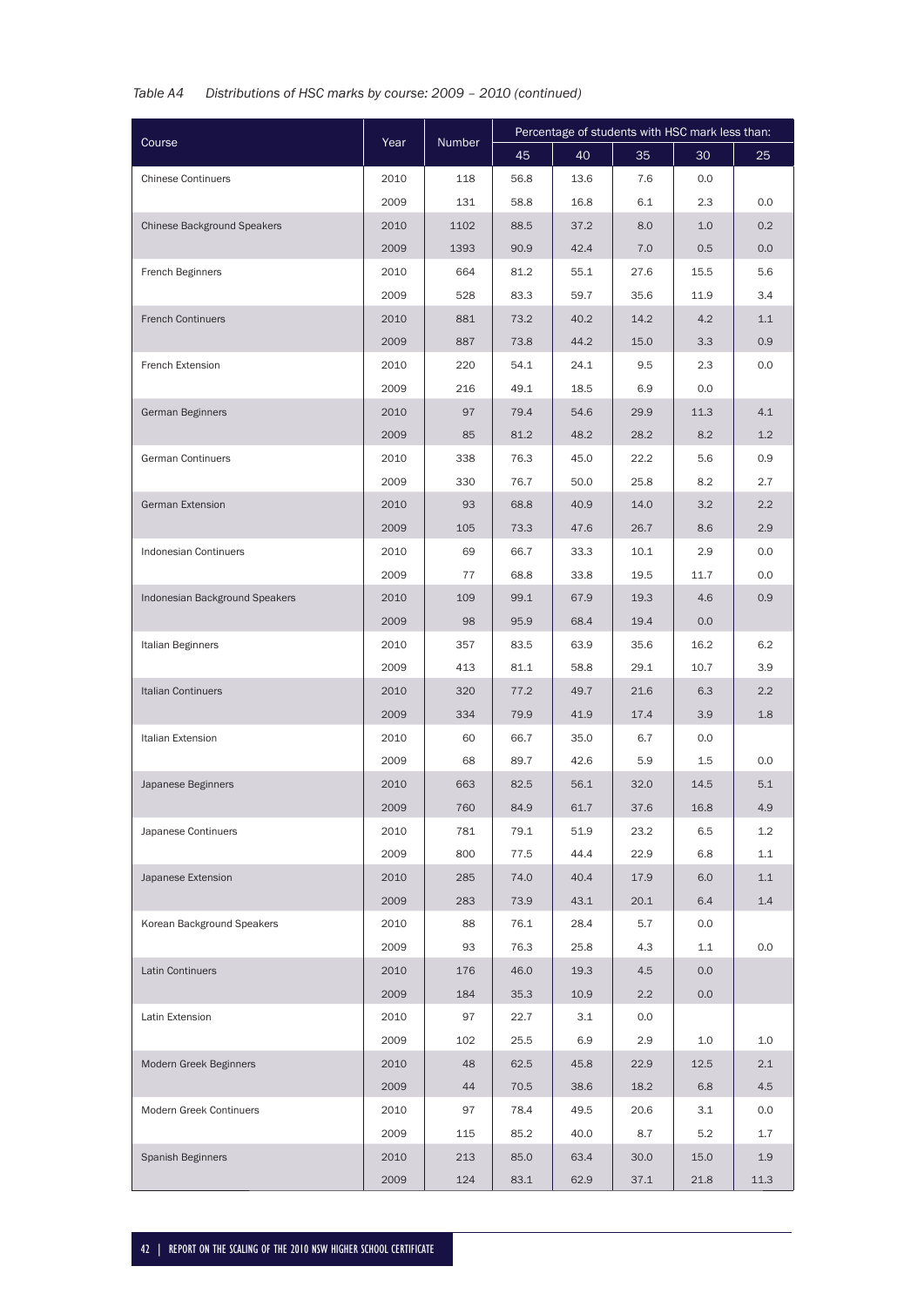*Table A4 Distributions of HSC marks by course: 2009 – 2010 (continued)*

| Course | Year | Number | Percentage of students with HSC mark less than: | | | | |
|---|---|---|---|---|---|---|---|
| | | | 45 | 40 | 35 | 30 | 25 |
| Chinese Continuers | 2010 | 118 | 56.8 | 13.6 | 7.6 | 0.0 | |
| | 2009 | 131 | 58.8 | 16.8 | 6.1 | 2.3 | 0.0 |
| Chinese Background Speakers | 2010 | 1102 | 88.5 | 37.2 | 8.0 | 1.0 | 0.2 |
| | 2009 | 1393 | 90.9 | 42.4 | 7.0 | 0.5 | 0.0 |
| French Beginners | 2010 | 664 | 81.2 | 55.1 | 27.6 | 15.5 | 5.6 |
| | 2009 | 528 | 83.3 | 59.7 | 35.6 | 11.9 | 3.4 |
| French Continuers | 2010 | 881 | 73.2 | 40.2 | 14.2 | 4.2 | 1.1 |
| | 2009 | 887 | 73.8 | 44.2 | 15.0 | 3.3 | 0.9 |
| French Extension | 2010 | 220 | 54.1 | 24.1 | 9.5 | 2.3 | 0.0 |
| | 2009 | 216 | 49.1 | 18.5 | 6.9 | 0.0 | |
| German Beginners | 2010 | 97 | 79.4 | 54.6 | 29.9 | 11.3 | 4.1 |
| | 2009 | 85 | 81.2 | 48.2 | 28.2 | 8.2 | 1.2 |
| German Continuers | 2010 | 338 | 76.3 | 45.0 | 22.2 | 5.6 | 0.9 |
| | 2009 | 330 | 76.7 | 50.0 | 25.8 | 8.2 | 2.7 |
| German Extension | 2010 | 93 | 68.8 | 40.9 | 14.0 | 3.2 | 2.2 |
| | 2009 | 105 | 73.3 | 47.6 | 26.7 | 8.6 | 2.9 |
| Indonesian Continuers | 2010 | 69 | 66.7 | 33.3 | 10.1 | 2.9 | 0.0 |
| | 2009 | 77 | 68.8 | 33.8 | 19.5 | 11.7 | 0.0 |
| Indonesian Background Speakers | 2010 | 109 | 99.1 | 67.9 | 19.3 | 4.6 | 0.9 |
| | 2009 | 98 | 95.9 | 68.4 | 19.4 | 0.0 | |
| Italian Beginners | 2010 | 357 | 83.5 | 63.9 | 35.6 | 16.2 | 6.2 |
| | 2009 | 413 | 81.1 | 58.8 | 29.1 | 10.7 | 3.9 |
| Italian Continuers | 2010 | 320 | 77.2 | 49.7 | 21.6 | 6.3 | 2.2 |
| | 2009 | 334 | 79.9 | 41.9 | 17.4 | 3.9 | 1.8 |
| Italian Extension | 2010 | 60 | 66.7 | 35.0 | 6.7 | 0.0 | |
| | 2009 | 68 | 89.7 | 42.6 | 5.9 | 1.5 | 0.0 |
| Japanese Beginners | 2010 | 663 | 82.5 | 56.1 | 32.0 | 14.5 | 5.1 |
| | 2009 | 760 | 84.9 | 61.7 | 37.6 | 16.8 | 4.9 |
| Japanese Continuers | 2010 | 781 | 79.1 | 51.9 | 23.2 | 6.5 | 1.2 |
| | 2009 | 800 | 77.5 | 44.4 | 22.9 | 6.8 | 1.1 |
| Japanese Extension | 2010 | 285 | 74.0 | 40.4 | 17.9 | 6.0 | 1.1 |
| | 2009 | 283 | 73.9 | 43.1 | 20.1 | 6.4 | 1.4 |
| Korean Background Speakers | 2010 | 88 | 76.1 | 28.4 | 5.7 | 0.0 | |
| | 2009 | 93 | 76.3 | 25.8 | 4.3 | 1.1 | 0.0 |
| Latin Continuers | 2010 | 176 | 46.0 | 19.3 | 4.5 | 0.0 | |
| | 2009 | 184 | 35.3 | 10.9 | 2.2 | 0.0 | |
| Latin Extension | 2010 | 97 | 22.7 | 3.1 | 0.0 | | |
| | 2009 | 102 | 25.5 | 6.9 | 2.9 | 1.0 | 1.0 |
| Modern Greek Beginners | 2010 | 48 | 62.5 | 45.8 | 22.9 | 12.5 | 2.1 |
| | 2009 | 44 | 70.5 | 38.6 | 18.2 | 6.8 | 4.5 |
| Modern Greek Continuers | 2010 | 97 | 78.4 | 49.5 | 20.6 | 3.1 | 0.0 |
| | 2009 | 115 | 85.2 | 40.0 | 8.7 | 5.2 | 1.7 |
| Spanish Beginners | 2010 | 213 | 85.0 | 63.4 | 30.0 | 15.0 | 1.9 |
| | 2009 | 124 | 83.1 | 62.9 | 37.1 | 21.8 | 11.3 |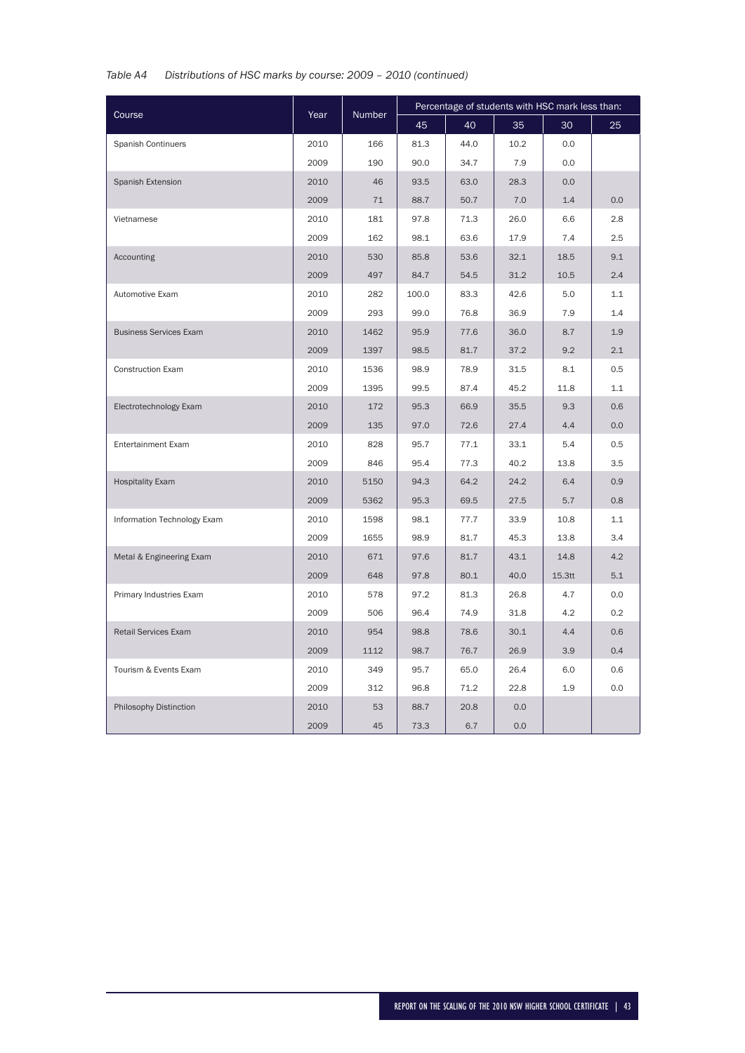*Table A4 Distributions of HSC marks by course: 2009 – 2010 (continued)*

| Course | Year | Number | Percentage of students with HSC mark less than: | | | | |
|---|---|---|---|---|---|---|---|
| | | | 45 | 40 | 35 | 30 | 25 |
| Spanish Continuers | 2010 | 166 | 81.3 | 44.0 | 10.2 | 0.0 | |
| | 2009 | 190 | 90.0 | 34.7 | 7.9 | 0.0 | |
| Spanish Extension | 2010 | 46 | 93.5 | 63.0 | 28.3 | 0.0 | |
| | 2009 | 71 | 88.7 | 50.7 | 7.0 | 1.4 | 0.0 |
| Vietnamese | 2010 | 181 | 97.8 | 71.3 | 26.0 | 6.6 | 2.8 |
| | 2009 | 162 | 98.1 | 63.6 | 17.9 | 7.4 | 2.5 |
| Accounting | 2010 | 530 | 85.8 | 53.6 | 32.1 | 18.5 | 9.1 |
| | 2009 | 497 | 84.7 | 54.5 | 31.2 | 10.5 | 2.4 |
| Automotive Exam | 2010 | 282 | 100.0 | 83.3 | 42.6 | 5.0 | 1.1 |
| | 2009 | 293 | 99.0 | 76.8 | 36.9 | 7.9 | 1.4 |
| Business Services Exam | 2010 | 1462 | 95.9 | 77.6 | 36.0 | 8.7 | 1.9 |
| | 2009 | 1397 | 98.5 | 81.7 | 37.2 | 9.2 | 2.1 |
| Construction Exam | 2010 | 1536 | 98.9 | 78.9 | 31.5 | 8.1 | 0.5 |
| | 2009 | 1395 | 99.5 | 87.4 | 45.2 | 11.8 | 1.1 |
| Electrotechnology Exam | 2010 | 172 | 95.3 | 66.9 | 35.5 | 9.3 | 0.6 |
| | 2009 | 135 | 97.0 | 72.6 | 27.4 | 4.4 | 0.0 |
| Entertainment Exam | 2010 | 828 | 95.7 | 77.1 | 33.1 | 5.4 | 0.5 |
| | 2009 | 846 | 95.4 | 77.3 | 40.2 | 13.8 | 3.5 |
| Hospitality Exam | 2010 | 5150 | 94.3 | 64.2 | 24.2 | 6.4 | 0.9 |
| | 2009 | 5362 | 95.3 | 69.5 | 27.5 | 5.7 | 0.8 |
| Information Technology Exam | 2010 | 1598 | 98.1 | 77.7 | 33.9 | 10.8 | 1.1 |
| | 2009 | 1655 | 98.9 | 81.7 | 45.3 | 13.8 | 3.4 |
| Metal & Engineering Exam | 2010 | 671 | 97.6 | 81.7 | 43.1 | 14.8 | 4.2 |
| | 2009 | 648 | 97.8 | 80.1 | 40.0 | 15.3tt | 5.1 |
| Primary Industries Exam | 2010 | 578 | 97.2 | 81.3 | 26.8 | 4.7 | 0.0 |
| | 2009 | 506 | 96.4 | 74.9 | 31.8 | 4.2 | 0.2 |
| Retail Services Exam | 2010 | 954 | 98.8 | 78.6 | 30.1 | 4.4 | 0.6 |
| | 2009 | 1112 | 98.7 | 76.7 | 26.9 | 3.9 | 0.4 |
| Tourism & Events Exam | 2010 | 349 | 95.7 | 65.0 | 26.4 | 6.0 | 0.6 |
| | 2009 | 312 | 96.8 | 71.2 | 22.8 | 1.9 | 0.0 |
| Philosophy Distinction | 2010 | 53 | 88.7 | 20.8 | 0.0 | | |
| | 2009 | 45 | 73.3 | 6.7 | 0.0 | | |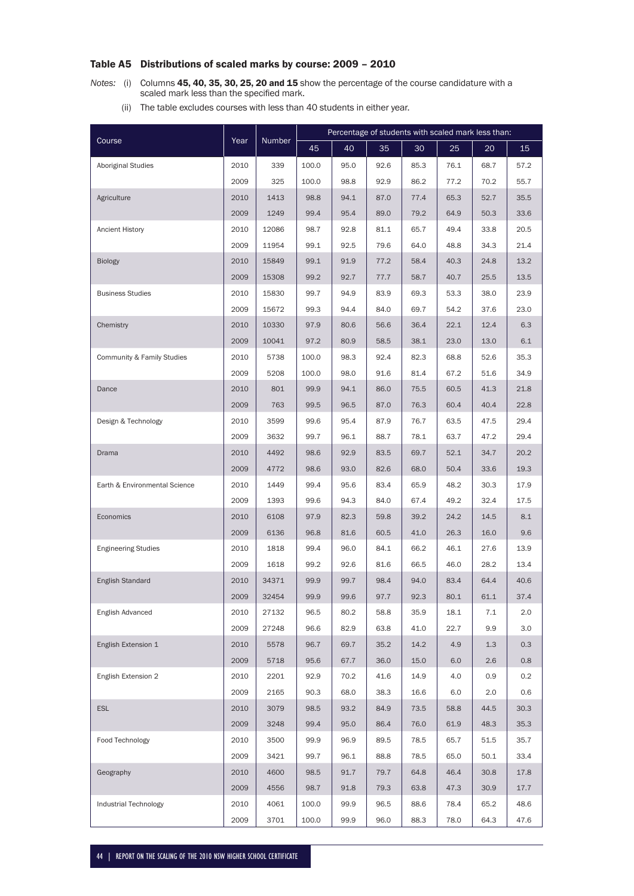## Table A5 Distributions of scaled marks by course: 2009 – 2010

*Notes:* (i) Columns **45, 40, 35, 30, 25, 20 and 15** show the percentage of the course candidature with a scaled mark less than the specified mark.

(ii) The table excludes courses with less than 40 students in either year.

| Course | Year | Number | Percentage of students with scaled mark less than: | | | | | | |
|---|---|---|---|---|---|---|---|---|---|
| | | | 45 | 40 | 35 | 30 | 25 | 20 | 15 |
| Aboriginal Studies | 2010 | 339 | 100.0 | 95.0 | 92.6 | 85.3 | 76.1 | 68.7 | 57.2 |
| | 2009 | 325 | 100.0 | 98.8 | 92.9 | 86.2 | 77.2 | 70.2 | 55.7 |
| Agriculture | 2010 | 1413 | 98.8 | 94.1 | 87.0 | 77.4 | 65.3 | 52.7 | 35.5 |
| | 2009 | 1249 | 99.4 | 95.4 | 89.0 | 79.2 | 64.9 | 50.3 | 33.6 |
| Ancient History | 2010 | 12086 | 98.7 | 92.8 | 81.1 | 65.7 | 49.4 | 33.8 | 20.5 |
| | 2009 | 11954 | 99.1 | 92.5 | 79.6 | 64.0 | 48.8 | 34.3 | 21.4 |
| Biology | 2010 | 15849 | 99.1 | 91.9 | 77.2 | 58.4 | 40.3 | 24.8 | 13.2 |
| | 2009 | 15308 | 99.2 | 92.7 | 77.7 | 58.7 | 40.7 | 25.5 | 13.5 |
| Business Studies | 2010 | 15830 | 99.7 | 94.9 | 83.9 | 69.3 | 53.3 | 38.0 | 23.9 |
| | 2009 | 15672 | 99.3 | 94.4 | 84.0 | 69.7 | 54.2 | 37.6 | 23.0 |
| Chemistry | 2010 | 10330 | 97.9 | 80.6 | 56.6 | 36.4 | 22.1 | 12.4 | 6.3 |
| | 2009 | 10041 | 97.2 | 80.9 | 58.5 | 38.1 | 23.0 | 13.0 | 6.1 |
| Community & Family Studies | 2010 | 5738 | 100.0 | 98.3 | 92.4 | 82.3 | 68.8 | 52.6 | 35.3 |
| | 2009 | 5208 | 100.0 | 98.0 | 91.6 | 81.4 | 67.2 | 51.6 | 34.9 |
| Dance | 2010 | 801 | 99.9 | 94.1 | 86.0 | 75.5 | 60.5 | 41.3 | 21.8 |
| | 2009 | 763 | 99.5 | 96.5 | 87.0 | 76.3 | 60.4 | 40.4 | 22.8 |
| Design & Technology | 2010 | 3599 | 99.6 | 95.4 | 87.9 | 76.7 | 63.5 | 47.5 | 29.4 |
| | 2009 | 3632 | 99.7 | 96.1 | 88.7 | 78.1 | 63.7 | 47.2 | 29.4 |
| Drama | 2010 | 4492 | 98.6 | 92.9 | 83.5 | 69.7 | 52.1 | 34.7 | 20.2 |
| | 2009 | 4772 | 98.6 | 93.0 | 82.6 | 68.0 | 50.4 | 33.6 | 19.3 |
| Earth & Environmental Science | 2010 | 1449 | 99.4 | 95.6 | 83.4 | 65.9 | 48.2 | 30.3 | 17.9 |
| | 2009 | 1393 | 99.6 | 94.3 | 84.0 | 67.4 | 49.2 | 32.4 | 17.5 |
| Economics | 2010 | 6108 | 97.9 | 82.3 | 59.8 | 39.2 | 24.2 | 14.5 | 8.1 |
| | 2009 | 6136 | 96.8 | 81.6 | 60.5 | 41.0 | 26.3 | 16.0 | 9.6 |
| Engineering Studies | 2010 | 1818 | 99.4 | 96.0 | 84.1 | 66.2 | 46.1 | 27.6 | 13.9 |
| | 2009 | 1618 | 99.2 | 92.6 | 81.6 | 66.5 | 46.0 | 28.2 | 13.4 |
| English Standard | 2010 | 34371 | 99.9 | 99.7 | 98.4 | 94.0 | 83.4 | 64.4 | 40.6 |
| | 2009 | 32454 | 99.9 | 99.6 | 97.7 | 92.3 | 80.1 | 61.1 | 37.4 |
| English Advanced | 2010 | 27132 | 96.5 | 80.2 | 58.8 | 35.9 | 18.1 | 7.1 | 2.0 |
| | 2009 | 27248 | 96.6 | 82.9 | 63.8 | 41.0 | 22.7 | 9.9 | 3.0 |
| English Extension 1 | 2010 | 5578 | 96.7 | 69.7 | 35.2 | 14.2 | 4.9 | 1.3 | 0.3 |
| | 2009 | 5718 | 95.6 | 67.7 | 36.0 | 15.0 | 6.0 | 2.6 | 0.8 |
| English Extension 2 | 2010 | 2201 | 92.9 | 70.2 | 41.6 | 14.9 | 4.0 | 0.9 | 0.2 |
| | 2009 | 2165 | 90.3 | 68.0 | 38.3 | 16.6 | 6.0 | 2.0 | 0.6 |
| ESL | 2010 | 3079 | 98.5 | 93.2 | 84.9 | 73.5 | 58.8 | 44.5 | 30.3 |
| | 2009 | 3248 | 99.4 | 95.0 | 86.4 | 76.0 | 61.9 | 48.3 | 35.3 |
| Food Technology | 2010 | 3500 | 99.9 | 96.9 | 89.5 | 78.5 | 65.7 | 51.5 | 35.7 |
| | 2009 | 3421 | 99.7 | 96.1 | 88.8 | 78.5 | 65.0 | 50.1 | 33.4 |
| Geography | 2010 | 4600 | 98.5 | 91.7 | 79.7 | 64.8 | 46.4 | 30.8 | 17.8 |
| | 2009 | 4556 | 98.7 | 91.8 | 79.3 | 63.8 | 47.3 | 30.9 | 17.7 |
| Industrial Technology | 2010 | 4061 | 100.0 | 99.9 | 96.5 | 88.6 | 78.4 | 65.2 | 48.6 |
| | 2009 | 3701 | 100.0 | 99.9 | 96.0 | 88.3 | 78.0 | 64.3 | 47.6 |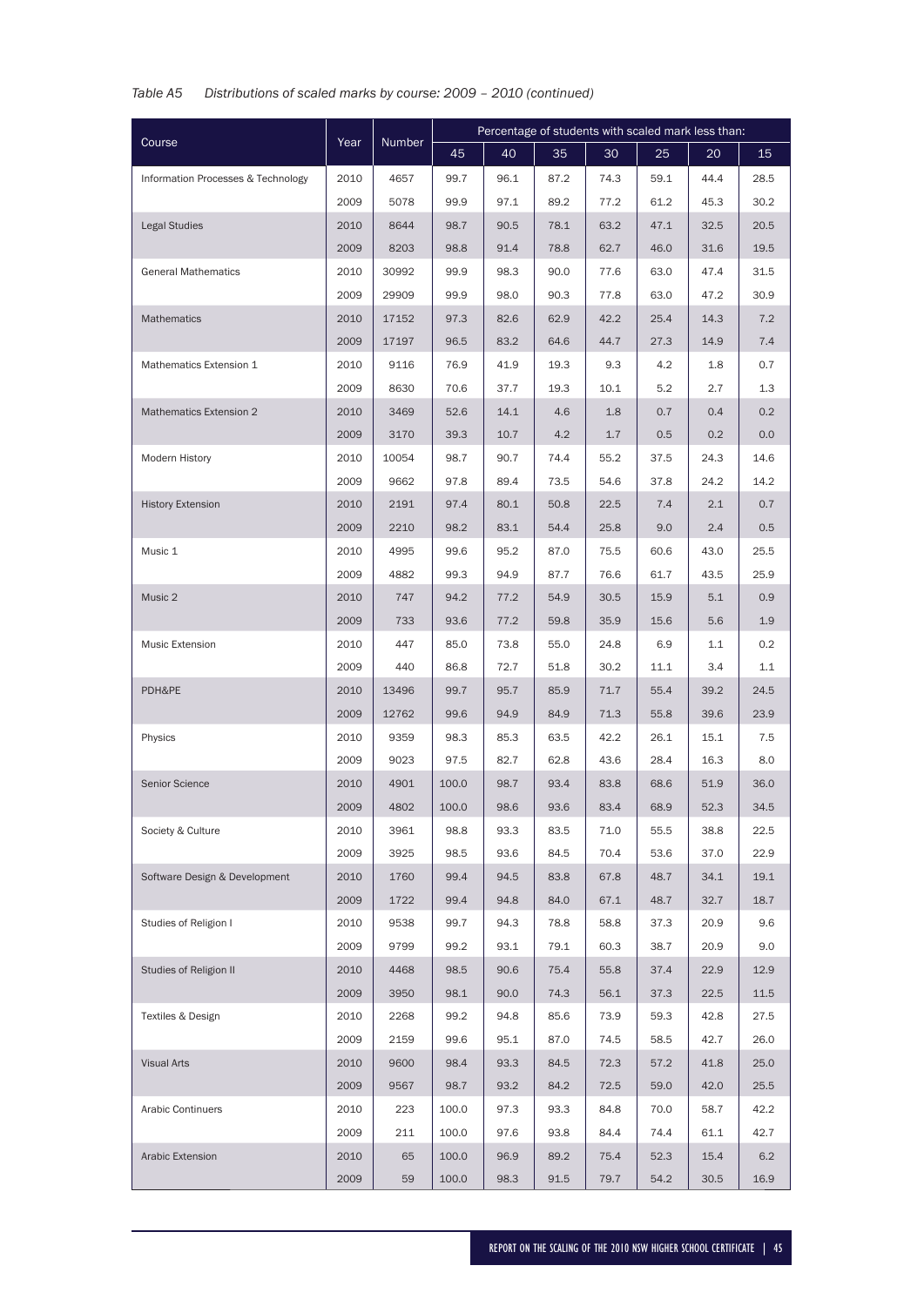*Table A5 Distributions of scaled marks by course: 2009 – 2010 (continued)*

| Course | Year | Number | Percentage of students with scaled mark less than: | | | | | | |
|---|---|---|---|---|---|---|---|---|---|
| | | | 45 | 40 | 35 | 30 | 25 | 20 | 15 |
| Information Processes & Technology | 2010 | 4657 | 99.7 | 96.1 | 87.2 | 74.3 | 59.1 | 44.4 | 28.5 |
| | 2009 | 5078 | 99.9 | 97.1 | 89.2 | 77.2 | 61.2 | 45.3 | 30.2 |
| Legal Studies | 2010 | 8644 | 98.7 | 90.5 | 78.1 | 63.2 | 47.1 | 32.5 | 20.5 |
| | 2009 | 8203 | 98.8 | 91.4 | 78.8 | 62.7 | 46.0 | 31.6 | 19.5 |
| General Mathematics | 2010 | 30992 | 99.9 | 98.3 | 90.0 | 77.6 | 63.0 | 47.4 | 31.5 |
| | 2009 | 29909 | 99.9 | 98.0 | 90.3 | 77.8 | 63.0 | 47.2 | 30.9 |
| Mathematics | 2010 | 17152 | 97.3 | 82.6 | 62.9 | 42.2 | 25.4 | 14.3 | 7.2 |
| | 2009 | 17197 | 96.5 | 83.2 | 64.6 | 44.7 | 27.3 | 14.9 | 7.4 |
| Mathematics Extension 1 | 2010 | 9116 | 76.9 | 41.9 | 19.3 | 9.3 | 4.2 | 1.8 | 0.7 |
| | 2009 | 8630 | 70.6 | 37.7 | 19.3 | 10.1 | 5.2 | 2.7 | 1.3 |
| Mathematics Extension 2 | 2010 | 3469 | 52.6 | 14.1 | 4.6 | 1.8 | 0.7 | 0.4 | 0.2 |
| | 2009 | 3170 | 39.3 | 10.7 | 4.2 | 1.7 | 0.5 | 0.2 | 0.0 |
| Modern History | 2010 | 10054 | 98.7 | 90.7 | 74.4 | 55.2 | 37.5 | 24.3 | 14.6 |
| | 2009 | 9662 | 97.8 | 89.4 | 73.5 | 54.6 | 37.8 | 24.2 | 14.2 |
| History Extension | 2010 | 2191 | 97.4 | 80.1 | 50.8 | 22.5 | 7.4 | 2.1 | 0.7 |
| | 2009 | 2210 | 98.2 | 83.1 | 54.4 | 25.8 | 9.0 | 2.4 | 0.5 |
| Music 1 | 2010 | 4995 | 99.6 | 95.2 | 87.0 | 75.5 | 60.6 | 43.0 | 25.5 |
| | 2009 | 4882 | 99.3 | 94.9 | 87.7 | 76.6 | 61.7 | 43.5 | 25.9 |
| Music 2 | 2010 | 747 | 94.2 | 77.2 | 54.9 | 30.5 | 15.9 | 5.1 | 0.9 |
| | 2009 | 733 | 93.6 | 77.2 | 59.8 | 35.9 | 15.6 | 5.6 | 1.9 |
| Music Extension | 2010 | 447 | 85.0 | 73.8 | 55.0 | 24.8 | 6.9 | 1.1 | 0.2 |
| | 2009 | 440 | 86.8 | 72.7 | 51.8 | 30.2 | 11.1 | 3.4 | 1.1 |
| PDH&PE | 2010 | 13496 | 99.7 | 95.7 | 85.9 | 71.7 | 55.4 | 39.2 | 24.5 |
| | 2009 | 12762 | 99.6 | 94.9 | 84.9 | 71.3 | 55.8 | 39.6 | 23.9 |
| Physics | 2010 | 9359 | 98.3 | 85.3 | 63.5 | 42.2 | 26.1 | 15.1 | 7.5 |
| | 2009 | 9023 | 97.5 | 82.7 | 62.8 | 43.6 | 28.4 | 16.3 | 8.0 |
| Senior Science | 2010 | 4901 | 100.0 | 98.7 | 93.4 | 83.8 | 68.6 | 51.9 | 36.0 |
| | 2009 | 4802 | 100.0 | 98.6 | 93.6 | 83.4 | 68.9 | 52.3 | 34.5 |
| Society & Culture | 2010 | 3961 | 98.8 | 93.3 | 83.5 | 71.0 | 55.5 | 38.8 | 22.5 |
| | 2009 | 3925 | 98.5 | 93.6 | 84.5 | 70.4 | 53.6 | 37.0 | 22.9 |
| Software Design & Development | 2010 | 1760 | 99.4 | 94.5 | 83.8 | 67.8 | 48.7 | 34.1 | 19.1 |
| | 2009 | 1722 | 99.4 | 94.8 | 84.0 | 67.1 | 48.7 | 32.7 | 18.7 |
| Studies of Religion I | 2010 | 9538 | 99.7 | 94.3 | 78.8 | 58.8 | 37.3 | 20.9 | 9.6 |
| | 2009 | 9799 | 99.2 | 93.1 | 79.1 | 60.3 | 38.7 | 20.9 | 9.0 |
| Studies of Religion II | 2010 | 4468 | 98.5 | 90.6 | 75.4 | 55.8 | 37.4 | 22.9 | 12.9 |
| | 2009 | 3950 | 98.1 | 90.0 | 74.3 | 56.1 | 37.3 | 22.5 | 11.5 |
| Textiles & Design | 2010 | 2268 | 99.2 | 94.8 | 85.6 | 73.9 | 59.3 | 42.8 | 27.5 |
| | 2009 | 2159 | 99.6 | 95.1 | 87.0 | 74.5 | 58.5 | 42.7 | 26.0 |
| Visual Arts | 2010 | 9600 | 98.4 | 93.3 | 84.5 | 72.3 | 57.2 | 41.8 | 25.0 |
| | 2009 | 9567 | 98.7 | 93.2 | 84.2 | 72.5 | 59.0 | 42.0 | 25.5 |
| Arabic Continuers | 2010 | 223 | 100.0 | 97.3 | 93.3 | 84.8 | 70.0 | 58.7 | 42.2 |
| | 2009 | 211 | 100.0 | 97.6 | 93.8 | 84.4 | 74.4 | 61.1 | 42.7 |
| Arabic Extension | 2010 | 65 | 100.0 | 96.9 | 89.2 | 75.4 | 52.3 | 15.4 | 6.2 |
| | 2009 | 59 | 100.0 | 98.3 | 91.5 | 79.7 | 54.2 | 30.5 | 16.9 |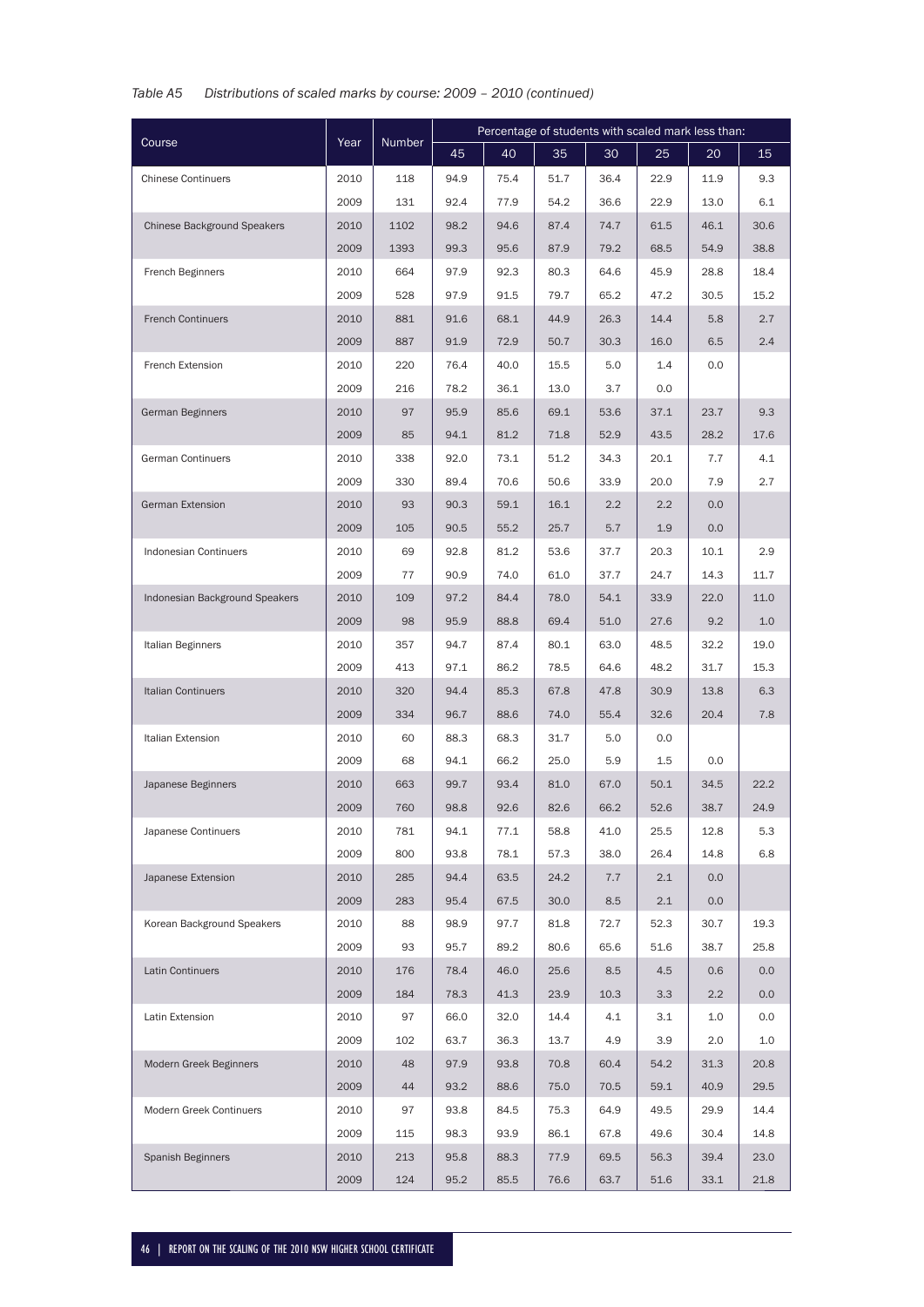*Table A5 Distributions of scaled marks by course: 2009 – 2010 (continued)*

| Course | Year | Number | Percentage of students with scaled mark less than: | | | | | | |
|---|---|---|---|---|---|---|---|---|---|
| | | | 45 | 40 | 35 | 30 | 25 | 20 | 15 |
| Chinese Continuers | 2010 | 118 | 94.9 | 75.4 | 51.7 | 36.4 | 22.9 | 11.9 | 9.3 |
| | 2009 | 131 | 92.4 | 77.9 | 54.2 | 36.6 | 22.9 | 13.0 | 6.1 |
| Chinese Background Speakers | 2010 | 1102 | 98.2 | 94.6 | 87.4 | 74.7 | 61.5 | 46.1 | 30.6 |
| | 2009 | 1393 | 99.3 | 95.6 | 87.9 | 79.2 | 68.5 | 54.9 | 38.8 |
| French Beginners | 2010 | 664 | 97.9 | 92.3 | 80.3 | 64.6 | 45.9 | 28.8 | 18.4 |
| | 2009 | 528 | 97.9 | 91.5 | 79.7 | 65.2 | 47.2 | 30.5 | 15.2 |
| French Continuers | 2010 | 881 | 91.6 | 68.1 | 44.9 | 26.3 | 14.4 | 5.8 | 2.7 |
| | 2009 | 887 | 91.9 | 72.9 | 50.7 | 30.3 | 16.0 | 6.5 | 2.4 |
| French Extension | 2010 | 220 | 76.4 | 40.0 | 15.5 | 5.0 | 1.4 | 0.0 | |
| | 2009 | 216 | 78.2 | 36.1 | 13.0 | 3.7 | 0.0 | | |
| German Beginners | 2010 | 97 | 95.9 | 85.6 | 69.1 | 53.6 | 37.1 | 23.7 | 9.3 |
| | 2009 | 85 | 94.1 | 81.2 | 71.8 | 52.9 | 43.5 | 28.2 | 17.6 |
| German Continuers | 2010 | 338 | 92.0 | 73.1 | 51.2 | 34.3 | 20.1 | 7.7 | 4.1 |
| | 2009 | 330 | 89.4 | 70.6 | 50.6 | 33.9 | 20.0 | 7.9 | 2.7 |
| German Extension | 2010 | 93 | 90.3 | 59.1 | 16.1 | 2.2 | 2.2 | 0.0 | |
| | 2009 | 105 | 90.5 | 55.2 | 25.7 | 5.7 | 1.9 | 0.0 | |
| Indonesian Continuers | 2010 | 69 | 92.8 | 81.2 | 53.6 | 37.7 | 20.3 | 10.1 | 2.9 |
| | 2009 | 77 | 90.9 | 74.0 | 61.0 | 37.7 | 24.7 | 14.3 | 11.7 |
| Indonesian Background Speakers | 2010 | 109 | 97.2 | 84.4 | 78.0 | 54.1 | 33.9 | 22.0 | 11.0 |
| | 2009 | 98 | 95.9 | 88.8 | 69.4 | 51.0 | 27.6 | 9.2 | 1.0 |
| Italian Beginners | 2010 | 357 | 94.7 | 87.4 | 80.1 | 63.0 | 48.5 | 32.2 | 19.0 |
| | 2009 | 413 | 97.1 | 86.2 | 78.5 | 64.6 | 48.2 | 31.7 | 15.3 |
| Italian Continuers | 2010 | 320 | 94.4 | 85.3 | 67.8 | 47.8 | 30.9 | 13.8 | 6.3 |
| | 2009 | 334 | 96.7 | 88.6 | 74.0 | 55.4 | 32.6 | 20.4 | 7.8 |
| Italian Extension | 2010 | 60 | 88.3 | 68.3 | 31.7 | 5.0 | 0.0 | | |
| | 2009 | 68 | 94.1 | 66.2 | 25.0 | 5.9 | 1.5 | 0.0 | |
| Japanese Beginners | 2010 | 663 | 99.7 | 93.4 | 81.0 | 67.0 | 50.1 | 34.5 | 22.2 |
| | 2009 | 760 | 98.8 | 92.6 | 82.6 | 66.2 | 52.6 | 38.7 | 24.9 |
| Japanese Continuers | 2010 | 781 | 94.1 | 77.1 | 58.8 | 41.0 | 25.5 | 12.8 | 5.3 |
| | 2009 | 800 | 93.8 | 78.1 | 57.3 | 38.0 | 26.4 | 14.8 | 6.8 |
| Japanese Extension | 2010 | 285 | 94.4 | 63.5 | 24.2 | 7.7 | 2.1 | 0.0 | |
| | 2009 | 283 | 95.4 | 67.5 | 30.0 | 8.5 | 2.1 | 0.0 | |
| Korean Background Speakers | 2010 | 88 | 98.9 | 97.7 | 81.8 | 72.7 | 52.3 | 30.7 | 19.3 |
| | 2009 | 93 | 95.7 | 89.2 | 80.6 | 65.6 | 51.6 | 38.7 | 25.8 |
| Latin Continuers | 2010 | 176 | 78.4 | 46.0 | 25.6 | 8.5 | 4.5 | 0.6 | 0.0 |
| | 2009 | 184 | 78.3 | 41.3 | 23.9 | 10.3 | 3.3 | 2.2 | 0.0 |
| Latin Extension | 2010 | 97 | 66.0 | 32.0 | 14.4 | 4.1 | 3.1 | 1.0 | 0.0 |
| | 2009 | 102 | 63.7 | 36.3 | 13.7 | 4.9 | 3.9 | 2.0 | 1.0 |
| Modern Greek Beginners | 2010 | 48 | 97.9 | 93.8 | 70.8 | 60.4 | 54.2 | 31.3 | 20.8 |
| | 2009 | 44 | 93.2 | 88.6 | 75.0 | 70.5 | 59.1 | 40.9 | 29.5 |
| Modern Greek Continuers | 2010 | 97 | 93.8 | 84.5 | 75.3 | 64.9 | 49.5 | 29.9 | 14.4 |
| | 2009 | 115 | 98.3 | 93.9 | 86.1 | 67.8 | 49.6 | 30.4 | 14.8 |
| Spanish Beginners | 2010 | 213 | 95.8 | 88.3 | 77.9 | 69.5 | 56.3 | 39.4 | 23.0 |
| | 2009 | 124 | 95.2 | 85.5 | 76.6 | 63.7 | 51.6 | 33.1 | 21.8 |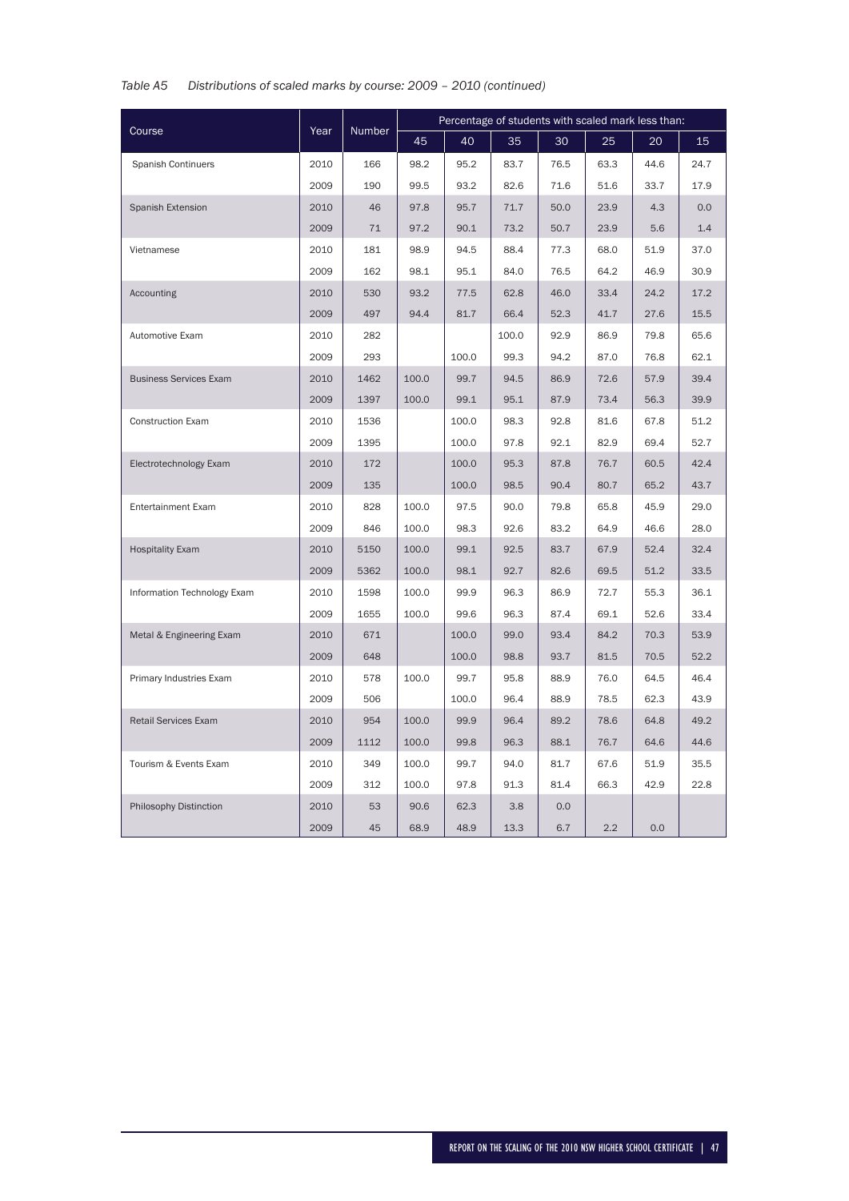*Table A5 Distributions of scaled marks by course: 2009 – 2010 (continued)*

| Course | Year | Number | Percentage of students with scaled mark less than: | | | | | | |
|---|---|---|---|---|---|---|---|---|---|
| | | | 45 | 40 | 35 | 30 | 25 | 20 | 15 |
| Spanish Continuers | 2010 | 166 | 98.2 | 95.2 | 83.7 | 76.5 | 63.3 | 44.6 | 24.7 |
| | 2009 | 190 | 99.5 | 93.2 | 82.6 | 71.6 | 51.6 | 33.7 | 17.9 |
| Spanish Extension | 2010 | 46 | 97.8 | 95.7 | 71.7 | 50.0 | 23.9 | 4.3 | 0.0 |
| | 2009 | 71 | 97.2 | 90.1 | 73.2 | 50.7 | 23.9 | 5.6 | 1.4 |
| Vietnamese | 2010 | 181 | 98.9 | 94.5 | 88.4 | 77.3 | 68.0 | 51.9 | 37.0 |
| | 2009 | 162 | 98.1 | 95.1 | 84.0 | 76.5 | 64.2 | 46.9 | 30.9 |
| Accounting | 2010 | 530 | 93.2 | 77.5 | 62.8 | 46.0 | 33.4 | 24.2 | 17.2 |
| | 2009 | 497 | 94.4 | 81.7 | 66.4 | 52.3 | 41.7 | 27.6 | 15.5 |
| Automotive Exam | 2010 | 282 | | | 100.0 | 92.9 | 86.9 | 79.8 | 65.6 |
| | 2009 | 293 | | 100.0 | 99.3 | 94.2 | 87.0 | 76.8 | 62.1 |
| Business Services Exam | 2010 | 1462 | 100.0 | 99.7 | 94.5 | 86.9 | 72.6 | 57.9 | 39.4 |
| | 2009 | 1397 | 100.0 | 99.1 | 95.1 | 87.9 | 73.4 | 56.3 | 39.9 |
| Construction Exam | 2010 | 1536 | | 100.0 | 98.3 | 92.8 | 81.6 | 67.8 | 51.2 |
| | 2009 | 1395 | | 100.0 | 97.8 | 92.1 | 82.9 | 69.4 | 52.7 |
| Electrotechnology Exam | 2010 | 172 | | 100.0 | 95.3 | 87.8 | 76.7 | 60.5 | 42.4 |
| | 2009 | 135 | | 100.0 | 98.5 | 90.4 | 80.7 | 65.2 | 43.7 |
| Entertainment Exam | 2010 | 828 | 100.0 | 97.5 | 90.0 | 79.8 | 65.8 | 45.9 | 29.0 |
| | 2009 | 846 | 100.0 | 98.3 | 92.6 | 83.2 | 64.9 | 46.6 | 28.0 |
| Hospitality Exam | 2010 | 5150 | 100.0 | 99.1 | 92.5 | 83.7 | 67.9 | 52.4 | 32.4 |
| | 2009 | 5362 | 100.0 | 98.1 | 92.7 | 82.6 | 69.5 | 51.2 | 33.5 |
| Information Technology Exam | 2010 | 1598 | 100.0 | 99.9 | 96.3 | 86.9 | 72.7 | 55.3 | 36.1 |
| | 2009 | 1655 | 100.0 | 99.6 | 96.3 | 87.4 | 69.1 | 52.6 | 33.4 |
| Metal & Engineering Exam | 2010 | 671 | | 100.0 | 99.0 | 93.4 | 84.2 | 70.3 | 53.9 |
| | 2009 | 648 | | 100.0 | 98.8 | 93.7 | 81.5 | 70.5 | 52.2 |
| Primary Industries Exam | 2010 | 578 | 100.0 | 99.7 | 95.8 | 88.9 | 76.0 | 64.5 | 46.4 |
| | 2009 | 506 | | 100.0 | 96.4 | 88.9 | 78.5 | 62.3 | 43.9 |
| Retail Services Exam | 2010 | 954 | 100.0 | 99.9 | 96.4 | 89.2 | 78.6 | 64.8 | 49.2 |
| | 2009 | 1112 | 100.0 | 99.8 | 96.3 | 88.1 | 76.7 | 64.6 | 44.6 |
| Tourism & Events Exam | 2010 | 349 | 100.0 | 99.7 | 94.0 | 81.7 | 67.6 | 51.9 | 35.5 |
| | 2009 | 312 | 100.0 | 97.8 | 91.3 | 81.4 | 66.3 | 42.9 | 22.8 |
| Philosophy Distinction | 2010 | 53 | 90.6 | 62.3 | 3.8 | 0.0 | | | |
| | 2009 | 45 | 68.9 | 48.9 | 13.3 | 6.7 | 2.2 | 0.0 | |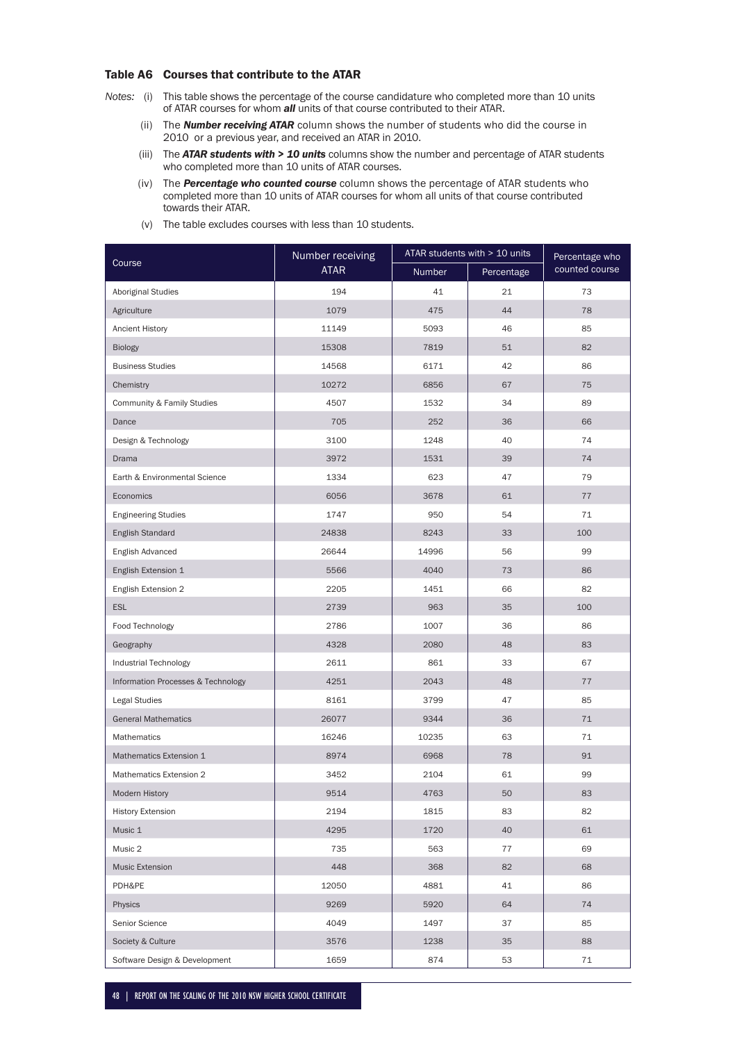### Table A6 Courses that contribute to the ATAR

*Notes:*

(i) This table shows the percentage of the course candidature who completed more than 10 units of ATAR courses for whom ***all*** units of that course contributed to their ATAR.

(ii) The ***Number receiving ATAR*** column shows the number of students who did the course in 2010 or a previous year, and received an ATAR in 2010.

(iii) The ***ATAR students with > 10 units*** columns show the number and percentage of ATAR students who completed more than 10 units of ATAR courses.

(iv) The ***Percentage who counted course*** column shows the percentage of ATAR students who completed more than 10 units of ATAR courses for whom all units of that course contributed towards their ATAR.

(v) The table excludes courses with less than 10 students.

| Course | Number receiving ATAR | ATAR students with > 10 units | | Percentage who counted course |
|---|---|---|---|---|
| | | Number | Percentage | |
| Aboriginal Studies | 194 | 41 | 21 | 73 |
| Agriculture | 1079 | 475 | 44 | 78 |
| Ancient History | 11149 | 5093 | 46 | 85 |
| Biology | 15308 | 7819 | 51 | 82 |
| Business Studies | 14568 | 6171 | 42 | 86 |
| Chemistry | 10272 | 6856 | 67 | 75 |
| Community & Family Studies | 4507 | 1532 | 34 | 89 |
| Dance | 705 | 252 | 36 | 66 |
| Design & Technology | 3100 | 1248 | 40 | 74 |
| Drama | 3972 | 1531 | 39 | 74 |
| Earth & Environmental Science | 1334 | 623 | 47 | 79 |
| Economics | 6056 | 3678 | 61 | 77 |
| Engineering Studies | 1747 | 950 | 54 | 71 |
| English Standard | 24838 | 8243 | 33 | 100 |
| English Advanced | 26644 | 14996 | 56 | 99 |
| English Extension 1 | 5566 | 4040 | 73 | 86 |
| English Extension 2 | 2205 | 1451 | 66 | 82 |
| ESL | 2739 | 963 | 35 | 100 |
| Food Technology | 2786 | 1007 | 36 | 86 |
| Geography | 4328 | 2080 | 48 | 83 |
| Industrial Technology | 2611 | 861 | 33 | 67 |
| Information Processes & Technology | 4251 | 2043 | 48 | 77 |
| Legal Studies | 8161 | 3799 | 47 | 85 |
| General Mathematics | 26077 | 9344 | 36 | 71 |
| Mathematics | 16246 | 10235 | 63 | 71 |
| Mathematics Extension 1 | 8974 | 6968 | 78 | 91 |
| Mathematics Extension 2 | 3452 | 2104 | 61 | 99 |
| Modern History | 9514 | 4763 | 50 | 83 |
| History Extension | 2194 | 1815 | 83 | 82 |
| Music 1 | 4295 | 1720 | 40 | 61 |
| Music 2 | 735 | 563 | 77 | 69 |
| Music Extension | 448 | 368 | 82 | 68 |
| PDH&PE | 12050 | 4881 | 41 | 86 |
| Physics | 9269 | 5920 | 64 | 74 |
| Senior Science | 4049 | 1497 | 37 | 85 |
| Society & Culture | 3576 | 1238 | 35 | 88 |
| Software Design & Development | 1659 | 874 | 53 | 71 |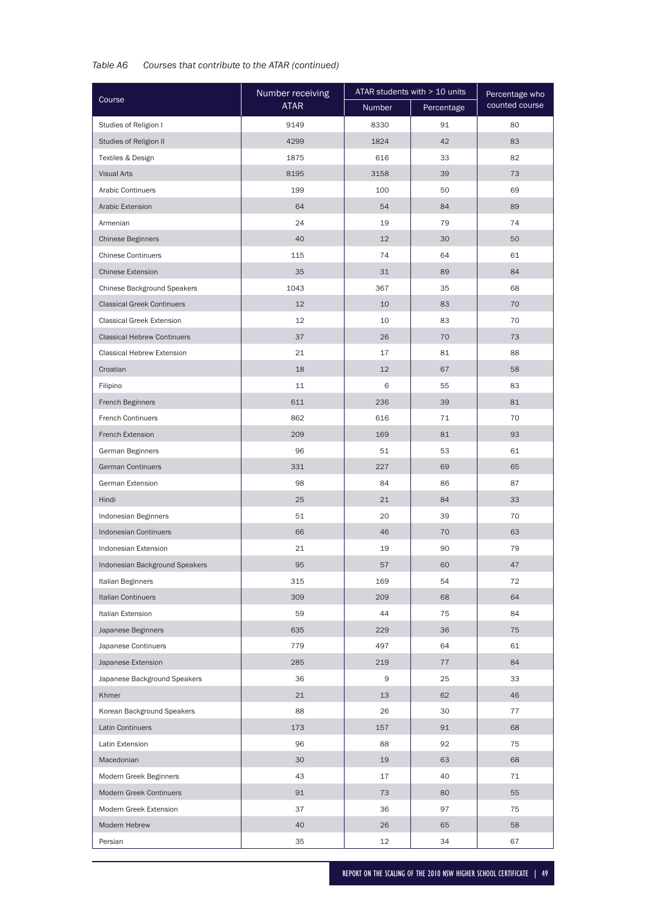*Table A6 Courses that contribute to the ATAR (continued)*

| Course | Number receiving ATAR | ATAR students with > 10 units | | Percentage who counted course |
|---|---|---|---|---|
| | | Number | Percentage | |
| Studies of Religion I | 9149 | 8330 | 91 | 80 |
| Studies of Religion II | 4299 | 1824 | 42 | 83 |
| Textiles & Design | 1875 | 616 | 33 | 82 |
| Visual Arts | 8195 | 3158 | 39 | 73 |
| Arabic Continuers | 199 | 100 | 50 | 69 |
| Arabic Extension | 64 | 54 | 84 | 89 |
| Armenian | 24 | 19 | 79 | 74 |
| Chinese Beginners | 40 | 12 | 30 | 50 |
| Chinese Continuers | 115 | 74 | 64 | 61 |
| Chinese Extension | 35 | 31 | 89 | 84 |
| Chinese Background Speakers | 1043 | 367 | 35 | 68 |
| Classical Greek Continuers | 12 | 10 | 83 | 70 |
| Classical Greek Extension | 12 | 10 | 83 | 70 |
| Classical Hebrew Continuers | 37 | 26 | 70 | 73 |
| Classical Hebrew Extension | 21 | 17 | 81 | 88 |
| Croatian | 18 | 12 | 67 | 58 |
| Filipino | 11 | 6 | 55 | 83 |
| French Beginners | 611 | 236 | 39 | 81 |
| French Continuers | 862 | 616 | 71 | 70 |
| French Extension | 209 | 169 | 81 | 93 |
| German Beginners | 96 | 51 | 53 | 61 |
| German Continuers | 331 | 227 | 69 | 65 |
| German Extension | 98 | 84 | 86 | 87 |
| Hindi | 25 | 21 | 84 | 33 |
| Indonesian Beginners | 51 | 20 | 39 | 70 |
| Indonesian Continuers | 66 | 46 | 70 | 63 |
| Indonesian Extension | 21 | 19 | 90 | 79 |
| Indonesian Background Speakers | 95 | 57 | 60 | 47 |
| Italian Beginners | 315 | 169 | 54 | 72 |
| Italian Continuers | 309 | 209 | 68 | 64 |
| Italian Extension | 59 | 44 | 75 | 84 |
| Japanese Beginners | 635 | 229 | 36 | 75 |
| Japanese Continuers | 779 | 497 | 64 | 61 |
| Japanese Extension | 285 | 219 | 77 | 84 |
| Japanese Background Speakers | 36 | 9 | 25 | 33 |
| Khmer | 21 | 13 | 62 | 46 |
| Korean Background Speakers | 88 | 26 | 30 | 77 |
| Latin Continuers | 173 | 157 | 91 | 68 |
| Latin Extension | 96 | 88 | 92 | 75 |
| Macedonian | 30 | 19 | 63 | 68 |
| Modern Greek Beginners | 43 | 17 | 40 | 71 |
| Modern Greek Continuers | 91 | 73 | 80 | 55 |
| Modern Greek Extension | 37 | 36 | 97 | 75 |
| Modern Hebrew | 40 | 26 | 65 | 58 |
| Persian | 35 | 12 | 34 | 67 |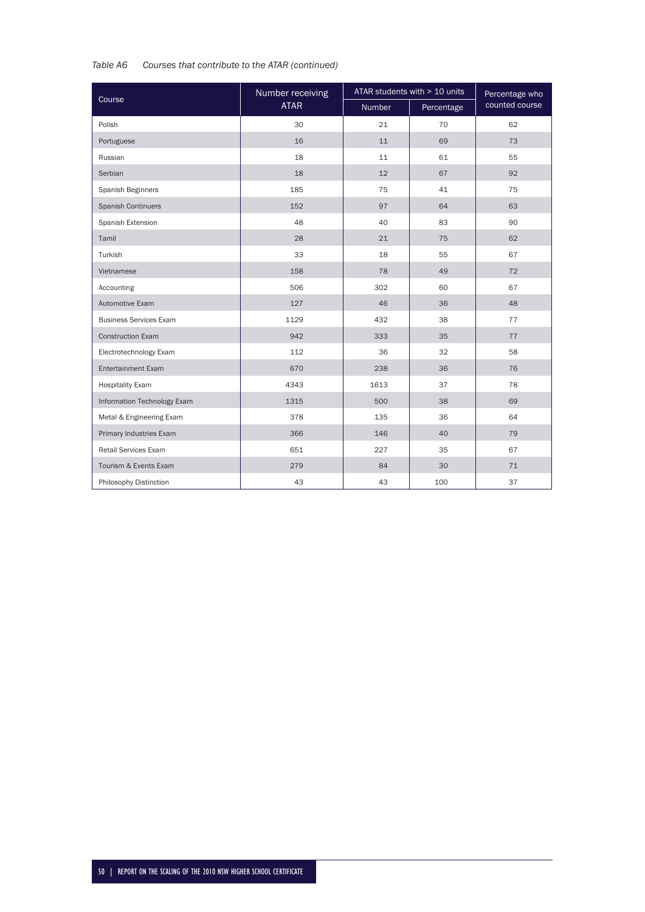*Table A6 Courses that contribute to the ATAR (continued)*

| Course | Number receiving ATAR | ATAR students with > 10 units | | Percentage who counted course |
|---|---|---|---|---|
| | | Number | Percentage | |
| Polish | 30 | 21 | 70 | 62 |
| Portuguese | 16 | 11 | 69 | 73 |
| Russian | 18 | 11 | 61 | 55 |
| Serbian | 18 | 12 | 67 | 92 |
| Spanish Beginners | 185 | 75 | 41 | 75 |
| Spanish Continuers | 152 | 97 | 64 | 63 |
| Spanish Extension | 48 | 40 | 83 | 90 |
| Tamil | 28 | 21 | 75 | 62 |
| Turkish | 33 | 18 | 55 | 67 |
| Vietnamese | 158 | 78 | 49 | 72 |
| Accounting | 506 | 302 | 60 | 67 |
| Automotive Exam | 127 | 46 | 36 | 48 |
| Business Services Exam | 1129 | 432 | 38 | 77 |
| Construction Exam | 942 | 333 | 35 | 77 |
| Electrotechnology Exam | 112 | 36 | 32 | 58 |
| Entertainment Exam | 670 | 238 | 36 | 76 |
| Hospitality Exam | 4343 | 1613 | 37 | 78 |
| Information Technology Exam | 1315 | 500 | 38 | 69 |
| Metal & Engineering Exam | 378 | 135 | 36 | 64 |
| Primary Industries Exam | 366 | 146 | 40 | 79 |
| Retail Services Exam | 651 | 227 | 35 | 67 |
| Tourism & Events Exam | 279 | 84 | 30 | 71 |
| Philosophy Distinction | 43 | 43 | 100 | 37 |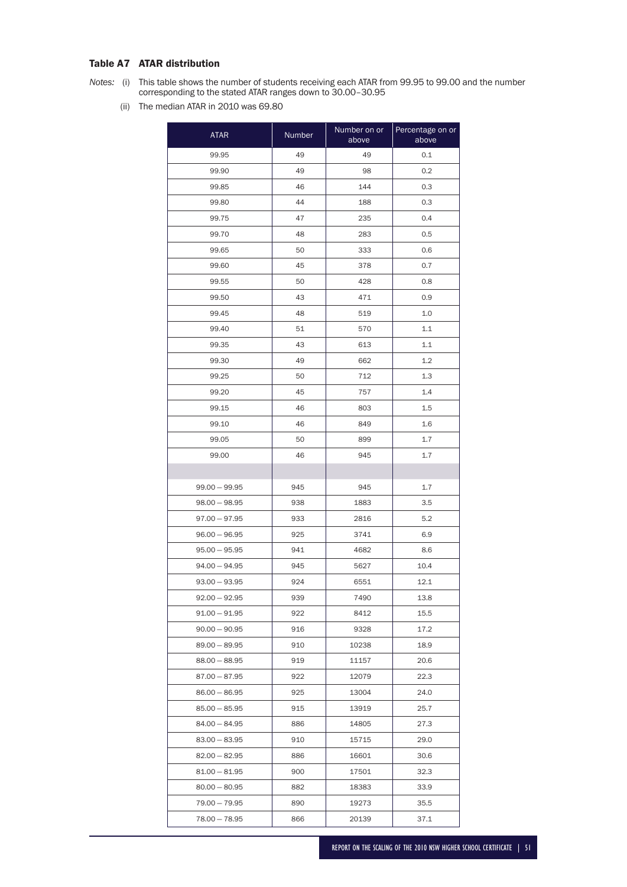### Table A7 ATAR distribution

*Notes:* (i) This table shows the number of students receiving each ATAR from 99.95 to 99.00 and the number corresponding to the stated ATAR ranges down to 30.00–30.95

(ii) The median ATAR in 2010 was 69.80

| ATAR | Number | Number on or above | Percentage on or above |
|---|---|---|---|
| 99.95 | 49 | 49 | 0.1 |
| 99.90 | 49 | 98 | 0.2 |
| 99.85 | 46 | 144 | 0.3 |
| 99.80 | 44 | 188 | 0.3 |
| 99.75 | 47 | 235 | 0.4 |
| 99.70 | 48 | 283 | 0.5 |
| 99.65 | 50 | 333 | 0.6 |
| 99.60 | 45 | 378 | 0.7 |
| 99.55 | 50 | 428 | 0.8 |
| 99.50 | 43 | 471 | 0.9 |
| 99.45 | 48 | 519 | 1.0 |
| 99.40 | 51 | 570 | 1.1 |
| 99.35 | 43 | 613 | 1.1 |
| 99.30 | 49 | 662 | 1.2 |
| 99.25 | 50 | 712 | 1.3 |
| 99.20 | 45 | 757 | 1.4 |
| 99.15 | 46 | 803 | 1.5 |
| 99.10 | 46 | 849 | 1.6 |
| 99.05 | 50 | 899 | 1.7 |
| 99.00 | 46 | 945 | 1.7 |
| | | | |
| 99.00 – 99.95 | 945 | 945 | 1.7 |
| 98.00 – 98.95 | 938 | 1883 | 3.5 |
| 97.00 – 97.95 | 933 | 2816 | 5.2 |
| 96.00 – 96.95 | 925 | 3741 | 6.9 |
| 95.00 – 95.95 | 941 | 4682 | 8.6 |
| 94.00 – 94.95 | 945 | 5627 | 10.4 |
| 93.00 – 93.95 | 924 | 6551 | 12.1 |
| 92.00 – 92.95 | 939 | 7490 | 13.8 |
| 91.00 – 91.95 | 922 | 8412 | 15.5 |
| 90.00 – 90.95 | 916 | 9328 | 17.2 |
| 89.00 – 89.95 | 910 | 10238 | 18.9 |
| 88.00 – 88.95 | 919 | 11157 | 20.6 |
| 87.00 – 87.95 | 922 | 12079 | 22.3 |
| 86.00 – 86.95 | 925 | 13004 | 24.0 |
| 85.00 – 85.95 | 915 | 13919 | 25.7 |
| 84.00 – 84.95 | 886 | 14805 | 27.3 |
| 83.00 – 83.95 | 910 | 15715 | 29.0 |
| 82.00 – 82.95 | 886 | 16601 | 30.6 |
| 81.00 – 81.95 | 900 | 17501 | 32.3 |
| 80.00 – 80.95 | 882 | 18383 | 33.9 |
| 79.00 – 79.95 | 890 | 19273 | 35.5 |
| 78.00 – 78.95 | 866 | 20139 | 37.1 |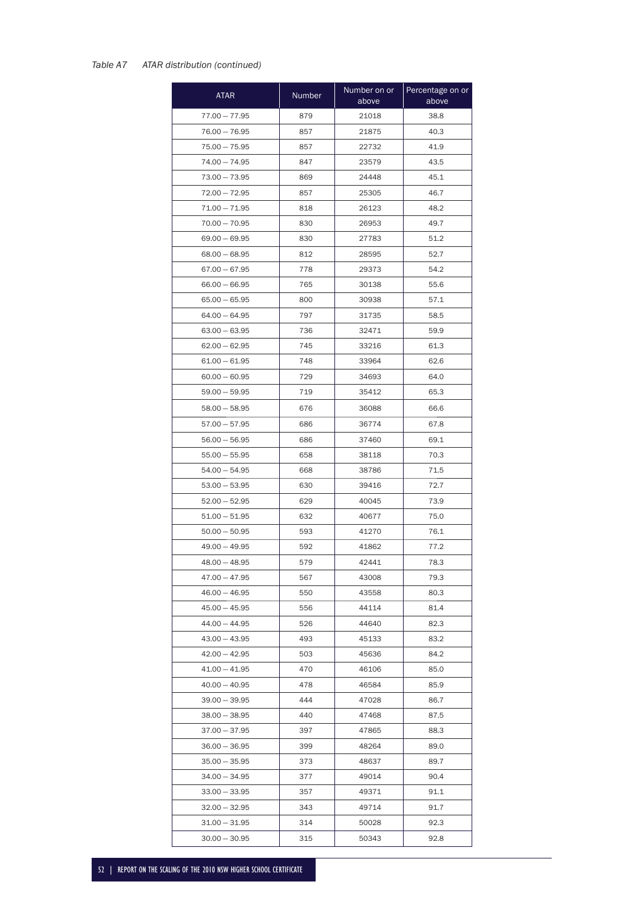*Table A7 ATAR distribution (continued)*

| ATAR | Number | Number on or above | Percentage on or above |
|---|---|---|---|
| 77.00 – 77.95 | 879 | 21018 | 38.8 |
| 76.00 – 76.95 | 857 | 21875 | 40.3 |
| 75.00 – 75.95 | 857 | 22732 | 41.9 |
| 74.00 – 74.95 | 847 | 23579 | 43.5 |
| 73.00 – 73.95 | 869 | 24448 | 45.1 |
| 72.00 – 72.95 | 857 | 25305 | 46.7 |
| 71.00 – 71.95 | 818 | 26123 | 48.2 |
| 70.00 – 70.95 | 830 | 26953 | 49.7 |
| 69.00 – 69.95 | 830 | 27783 | 51.2 |
| 68.00 – 68.95 | 812 | 28595 | 52.7 |
| 67.00 – 67.95 | 778 | 29373 | 54.2 |
| 66.00 – 66.95 | 765 | 30138 | 55.6 |
| 65.00 – 65.95 | 800 | 30938 | 57.1 |
| 64.00 – 64.95 | 797 | 31735 | 58.5 |
| 63.00 – 63.95 | 736 | 32471 | 59.9 |
| 62.00 – 62.95 | 745 | 33216 | 61.3 |
| 61.00 – 61.95 | 748 | 33964 | 62.6 |
| 60.00 – 60.95 | 729 | 34693 | 64.0 |
| 59.00 – 59.95 | 719 | 35412 | 65.3 |
| 58.00 – 58.95 | 676 | 36088 | 66.6 |
| 57.00 – 57.95 | 686 | 36774 | 67.8 |
| 56.00 – 56.95 | 686 | 37460 | 69.1 |
| 55.00 – 55.95 | 658 | 38118 | 70.3 |
| 54.00 – 54.95 | 668 | 38786 | 71.5 |
| 53.00 – 53.95 | 630 | 39416 | 72.7 |
| 52.00 – 52.95 | 629 | 40045 | 73.9 |
| 51.00 – 51.95 | 632 | 40677 | 75.0 |
| 50.00 – 50.95 | 593 | 41270 | 76.1 |
| 49.00 – 49.95 | 592 | 41862 | 77.2 |
| 48.00 – 48.95 | 579 | 42441 | 78.3 |
| 47.00 – 47.95 | 567 | 43008 | 79.3 |
| 46.00 – 46.95 | 550 | 43558 | 80.3 |
| 45.00 – 45.95 | 556 | 44114 | 81.4 |
| 44.00 – 44.95 | 526 | 44640 | 82.3 |
| 43.00 – 43.95 | 493 | 45133 | 83.2 |
| 42.00 – 42.95 | 503 | 45636 | 84.2 |
| 41.00 – 41.95 | 470 | 46106 | 85.0 |
| 40.00 – 40.95 | 478 | 46584 | 85.9 |
| 39.00 – 39.95 | 444 | 47028 | 86.7 |
| 38.00 – 38.95 | 440 | 47468 | 87.5 |
| 37.00 – 37.95 | 397 | 47865 | 88.3 |
| 36.00 – 36.95 | 399 | 48264 | 89.0 |
| 35.00 – 35.95 | 373 | 48637 | 89.7 |
| 34.00 – 34.95 | 377 | 49014 | 90.4 |
| 33.00 – 33.95 | 357 | 49371 | 91.1 |
| 32.00 – 32.95 | 343 | 49714 | 91.7 |
| 31.00 – 31.95 | 314 | 50028 | 92.3 |
| 30.00 – 30.95 | 315 | 50343 | 92.8 |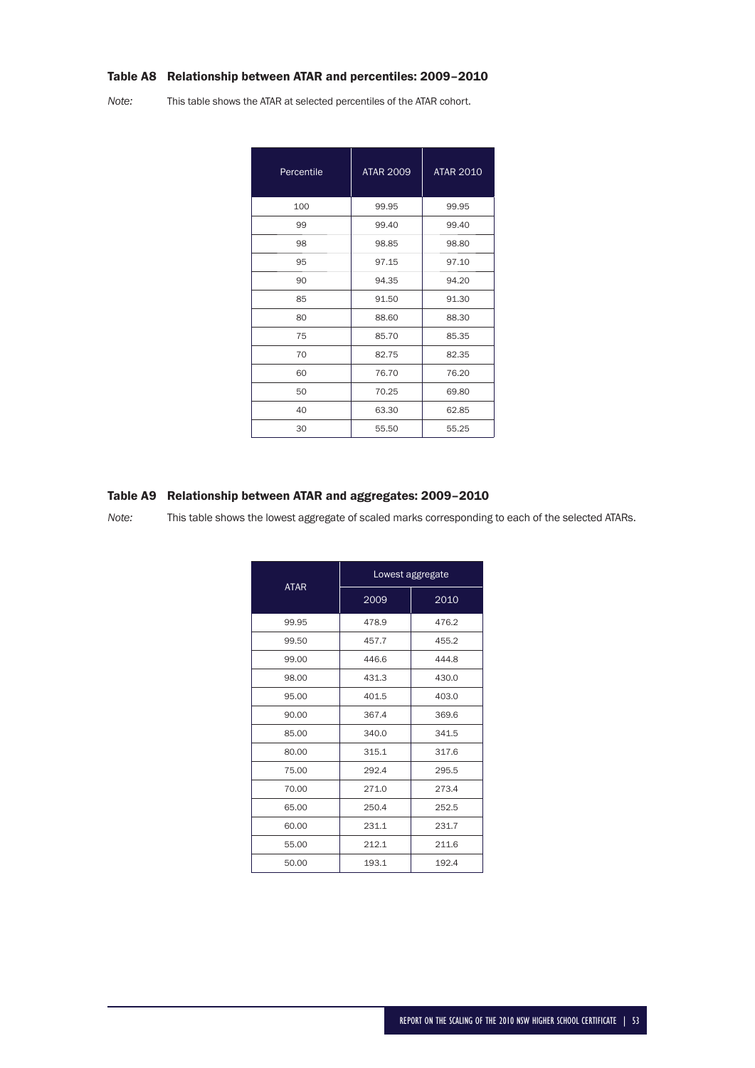### Table A8 Relationship between ATAR and percentiles: 2009–2010

*Note:* This table shows the ATAR at selected percentiles of the ATAR cohort.

| Percentile | ATAR 2009 | ATAR 2010 |
|---|---|---|
| 100 | 99.95 | 99.95 |
| 99 | 99.40 | 99.40 |
| 98 | 98.85 | 98.80 |
| 95 | 97.15 | 97.10 |
| 90 | 94.35 | 94.20 |
| 85 | 91.50 | 91.30 |
| 80 | 88.60 | 88.30 |
| 75 | 85.70 | 85.35 |
| 70 | 82.75 | 82.35 |
| 60 | 76.70 | 76.20 |
| 50 | 70.25 | 69.80 |
| 40 | 63.30 | 62.85 |
| 30 | 55.50 | 55.25 |

### Table A9 Relationship between ATAR and aggregates: 2009–2010

*Note:* This table shows the lowest aggregate of scaled marks corresponding to each of the selected ATARs.

| ATAR | Lowest aggregate | |
|---|---|---|
| | 2009 | 2010 |
| 99.95 | 478.9 | 476.2 |
| 99.50 | 457.7 | 455.2 |
| 99.00 | 446.6 | 444.8 |
| 98.00 | 431.3 | 430.0 |
| 95.00 | 401.5 | 403.0 |
| 90.00 | 367.4 | 369.6 |
| 85.00 | 340.0 | 341.5 |
| 80.00 | 315.1 | 317.6 |
| 75.00 | 292.4 | 295.5 |
| 70.00 | 271.0 | 273.4 |
| 65.00 | 250.4 | 252.5 |
| 60.00 | 231.1 | 231.7 |
| 55.00 | 212.1 | 211.6 |
| 50.00 | 193.1 | 192.4 |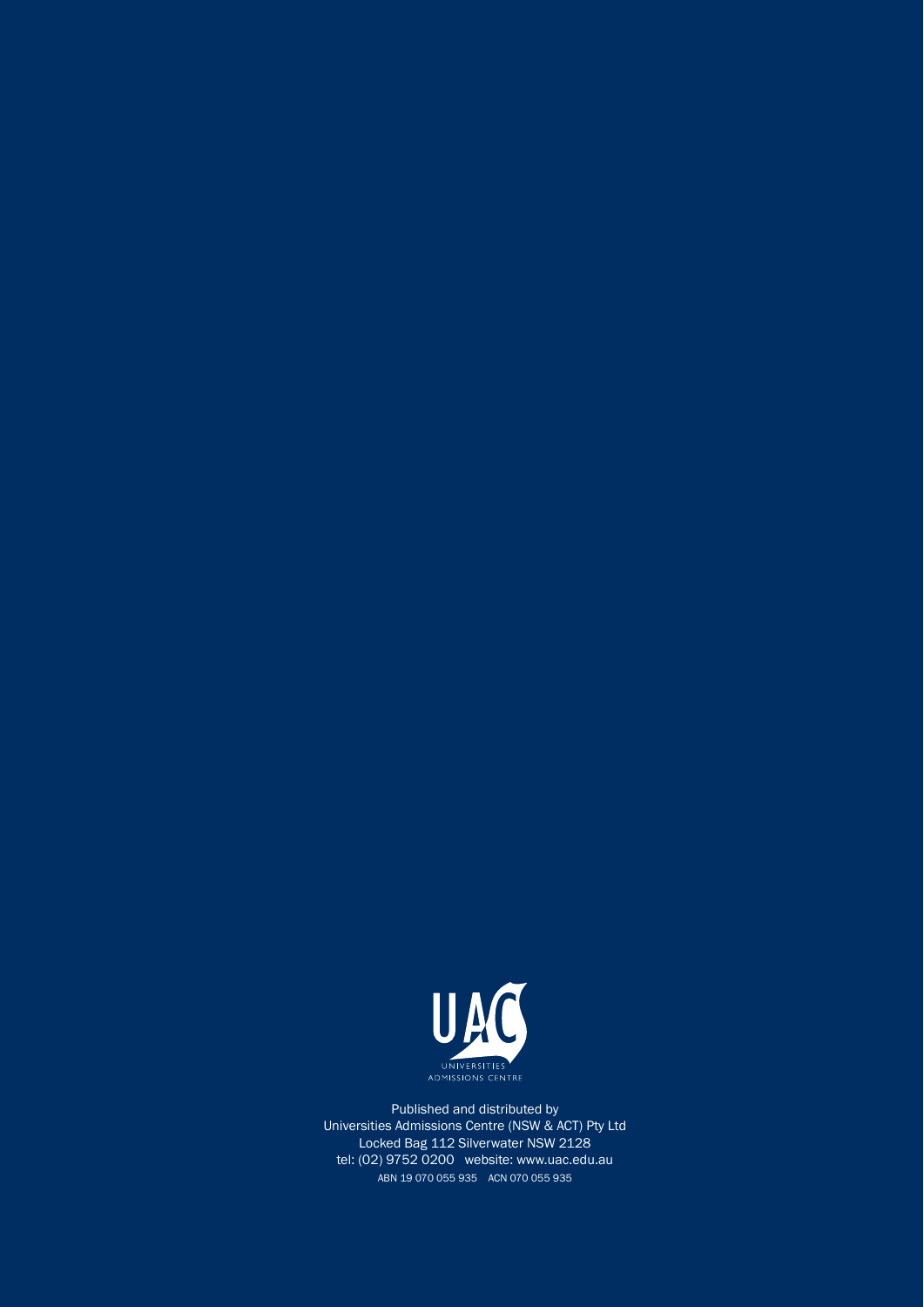UAC

UNIVERSITIES ADMISSIONS CENTRE

Published and distributed by
Universities Admissions Centre (NSW & ACT) Pty Ltd
Locked Bag 112 Silverwater NSW 2128
tel: (02) 9752 0200 website: www.uac.edu.au
ABN 19 070 055 935 ACN 070 055 935